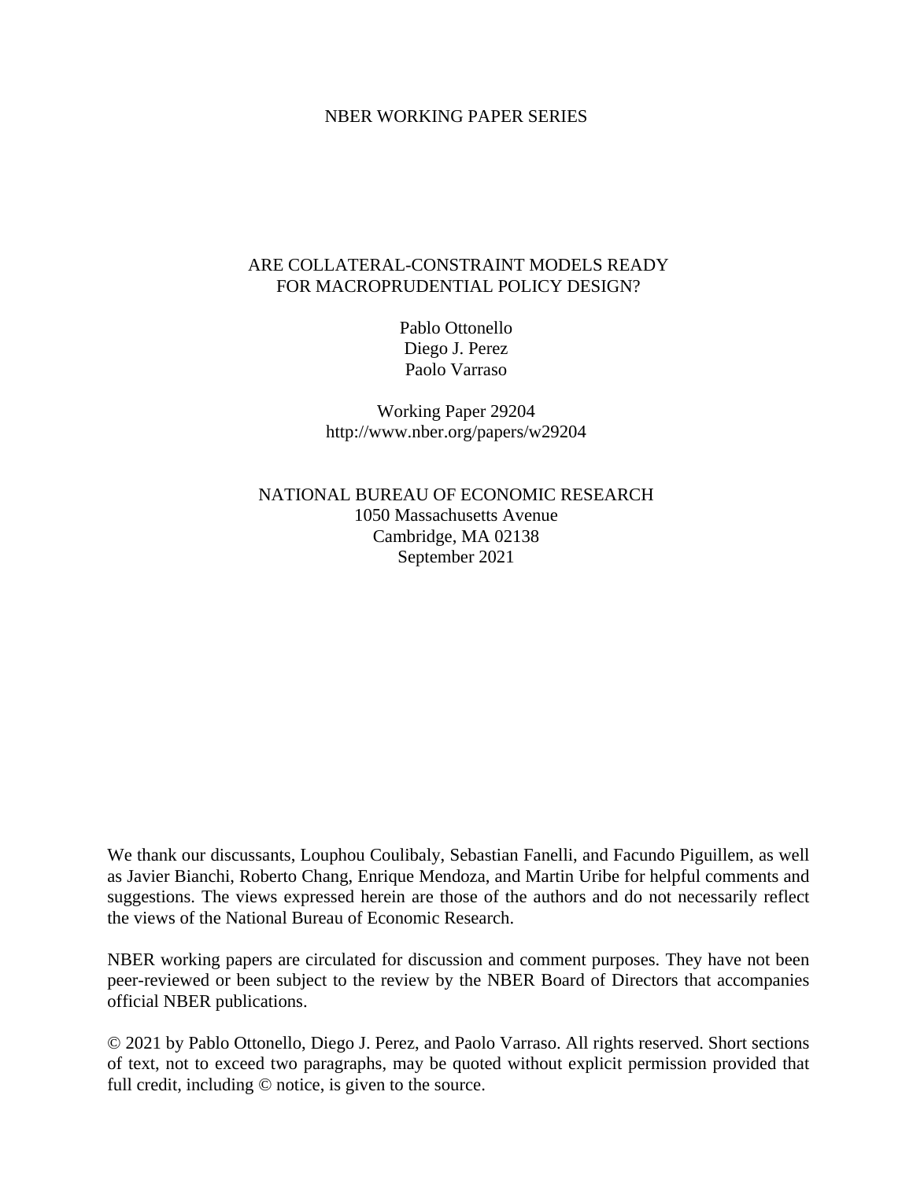NBER WORKING PAPER SERIES

# ARE COLLATERAL-CONSTRAINT MODELS READY FOR MACROPRUDENTIAL POLICY DESIGN?

Pablo Ottonello
Diego J. Perez
Paolo Varraso

Working Paper 29204
http://www.nber.org/papers/w29204

NATIONAL BUREAU OF ECONOMIC RESEARCH
1050 Massachusetts Avenue
Cambridge, MA 02138
September 2021

We thank our discussants, Louphou Coulibaly, Sebastian Fanelli, and Facundo Piguillem, as well as Javier Bianchi, Roberto Chang, Enrique Mendoza, and Martin Uribe for helpful comments and suggestions. The views expressed herein are those of the authors and do not necessarily reflect the views of the National Bureau of Economic Research.

NBER working papers are circulated for discussion and comment purposes. They have not been peer-reviewed or been subject to the review by the NBER Board of Directors that accompanies official NBER publications.

© 2021 by Pablo Ottonello, Diego J. Perez, and Paolo Varraso. All rights reserved. Short sections of text, not to exceed two paragraphs, may be quoted without explicit permission provided that full credit, including © notice, is given to the source.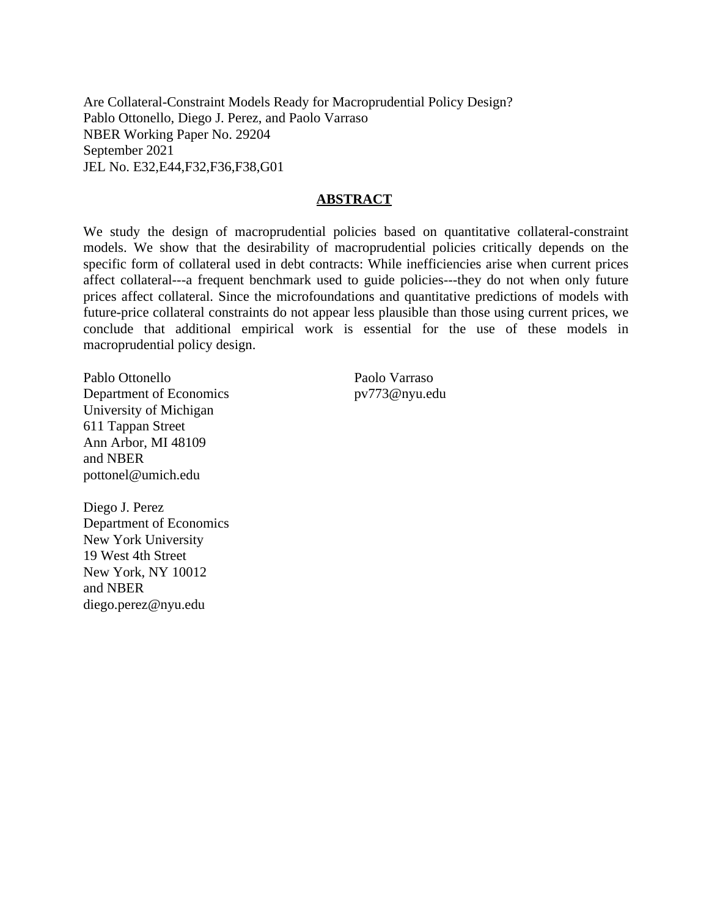Are Collateral-Constraint Models Ready for Macroprudential Policy Design?
Pablo Ottonello, Diego J. Perez, and Paolo Varraso
NBER Working Paper No. 29204
September 2021
JEL No. E32,E44,F32,F36,F38,G01

## ABSTRACT

We study the design of macroprudential policies based on quantitative collateral-constraint models. We show that the desirability of macroprudential policies critically depends on the specific form of collateral used in debt contracts: While inefficiencies arise when current prices affect collateral---a frequent benchmark used to guide policies---they do not when only future prices affect collateral. Since the microfoundations and quantitative predictions of models with future-price collateral constraints do not appear less plausible than those using current prices, we conclude that additional empirical work is essential for the use of these models in macroprudential policy design.

Pablo Ottonello
Department of Economics
University of Michigan
611 Tappan Street
Ann Arbor, MI 48109
and NBER
pottonel@umich.edu

Paolo Varraso
pv773@nyu.edu

Diego J. Perez
Department of Economics
New York University
19 West 4th Street
New York, NY 10012
and NBER
diego.perez@nyu.edu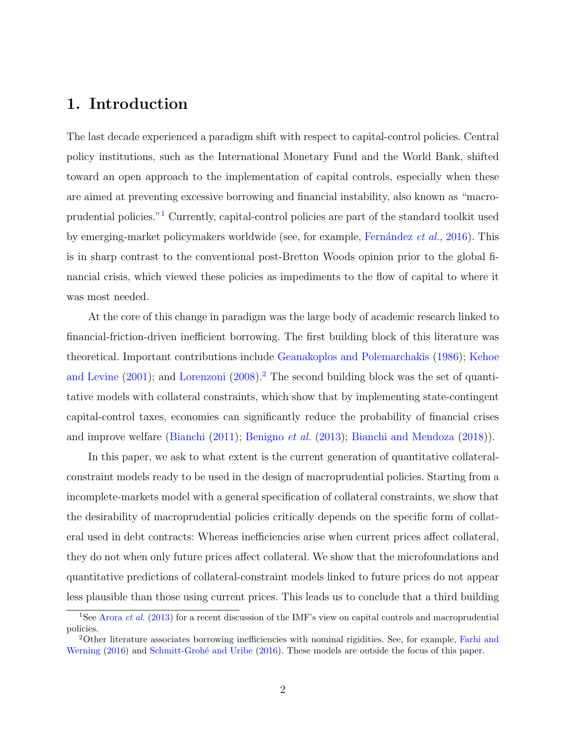# 1. Introduction

The last decade experienced a paradigm shift with respect to capital-control policies. Central policy institutions, such as the International Monetary Fund and the World Bank, shifted toward an open approach to the implementation of capital controls, especially when these are aimed at preventing excessive borrowing and financial instability, also known as "macro-prudential policies."[1] Currently, capital-control policies are part of the standard toolkit used by emerging-market policymakers worldwide (see, for example, Fernández *et al.*, 2016). This is in sharp contrast to the conventional post-Bretton Woods opinion prior to the global financial crisis, which viewed these policies as impediments to the flow of capital to where it was most needed.

At the core of this change in paradigm was the large body of academic research linked to financial-friction-driven inefficient borrowing. The first building block of this literature was theoretical. Important contributions include Geanakoplos and Polemarchakis (1986); Kehoe and Levine (2001); and Lorenzoni (2008).[2] The second building block was the set of quantitative models with collateral constraints, which show that by implementing state-contingent capital-control taxes, economies can significantly reduce the probability of financial crises and improve welfare (Bianchi (2011); Benigno *et al.* (2013); Bianchi and Mendoza (2018)).

In this paper, we ask to what extent is the current generation of quantitative collateral-constraint models ready to be used in the design of macroprudential policies. Starting from a incomplete-markets model with a general specification of collateral constraints, we show that the desirability of macroprudential policies critically depends on the specific form of collateral used in debt contracts: Whereas inefficiencies arise when current prices affect collateral, they do not when only future prices affect collateral. We show that the microfoundations and quantitative predictions of collateral-constraint models linked to future prices do not appear less plausible than those using current prices. This leads us to conclude that a third building

[1] See Arora *et al.* (2013) for a recent discussion of the IMF's view on capital controls and macroprudential policies.

[2] Other literature associates borrowing inefficiencies with nominal rigidities. See, for example, Farhi and Werning (2016) and Schmitt-Grohé and Uribe (2016). These models are outside the focus of this paper.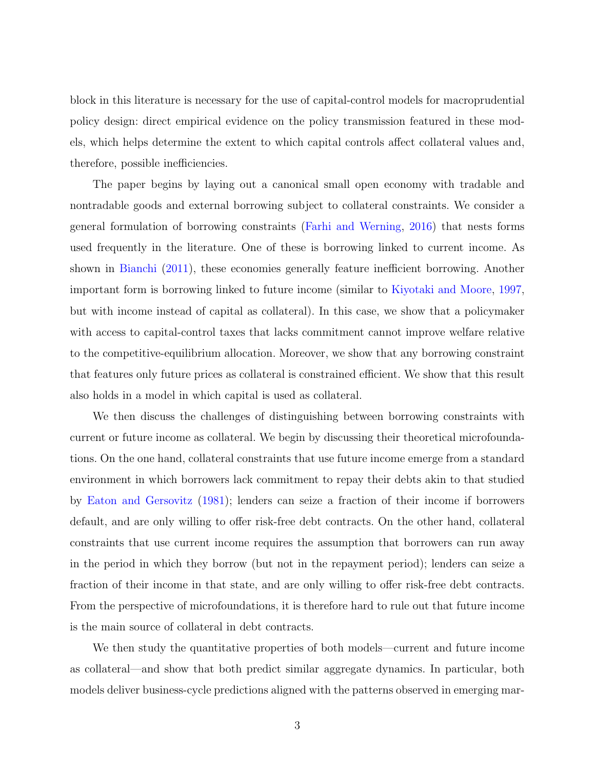block in this literature is necessary for the use of capital-control models for macroprudential policy design: direct empirical evidence on the policy transmission featured in these models, which helps determine the extent to which capital controls affect collateral values and, therefore, possible inefficiencies.

The paper begins by laying out a canonical small open economy with tradable and nontradable goods and external borrowing subject to collateral constraints. We consider a general formulation of borrowing constraints (Farhi and Werning, 2016) that nests forms used frequently in the literature. One of these is borrowing linked to current income. As shown in Bianchi (2011), these economies generally feature inefficient borrowing. Another important form is borrowing linked to future income (similar to Kiyotaki and Moore, 1997, but with income instead of capital as collateral). In this case, we show that a policymaker with access to capital-control taxes that lacks commitment cannot improve welfare relative to the competitive-equilibrium allocation. Moreover, we show that any borrowing constraint that features only future prices as collateral is constrained efficient. We show that this result also holds in a model in which capital is used as collateral.

We then discuss the challenges of distinguishing between borrowing constraints with current or future income as collateral. We begin by discussing their theoretical microfoundations. On the one hand, collateral constraints that use future income emerge from a standard environment in which borrowers lack commitment to repay their debts akin to that studied by Eaton and Gersovitz (1981); lenders can seize a fraction of their income if borrowers default, and are only willing to offer risk-free debt contracts. On the other hand, collateral constraints that use current income requires the assumption that borrowers can run away in the period in which they borrow (but not in the repayment period); lenders can seize a fraction of their income in that state, and are only willing to offer risk-free debt contracts. From the perspective of microfoundations, it is therefore hard to rule out that future income is the main source of collateral in debt contracts.

We then study the quantitative properties of both models—current and future income as collateral—and show that both predict similar aggregate dynamics. In particular, both models deliver business-cycle predictions aligned with the patterns observed in emerging mar-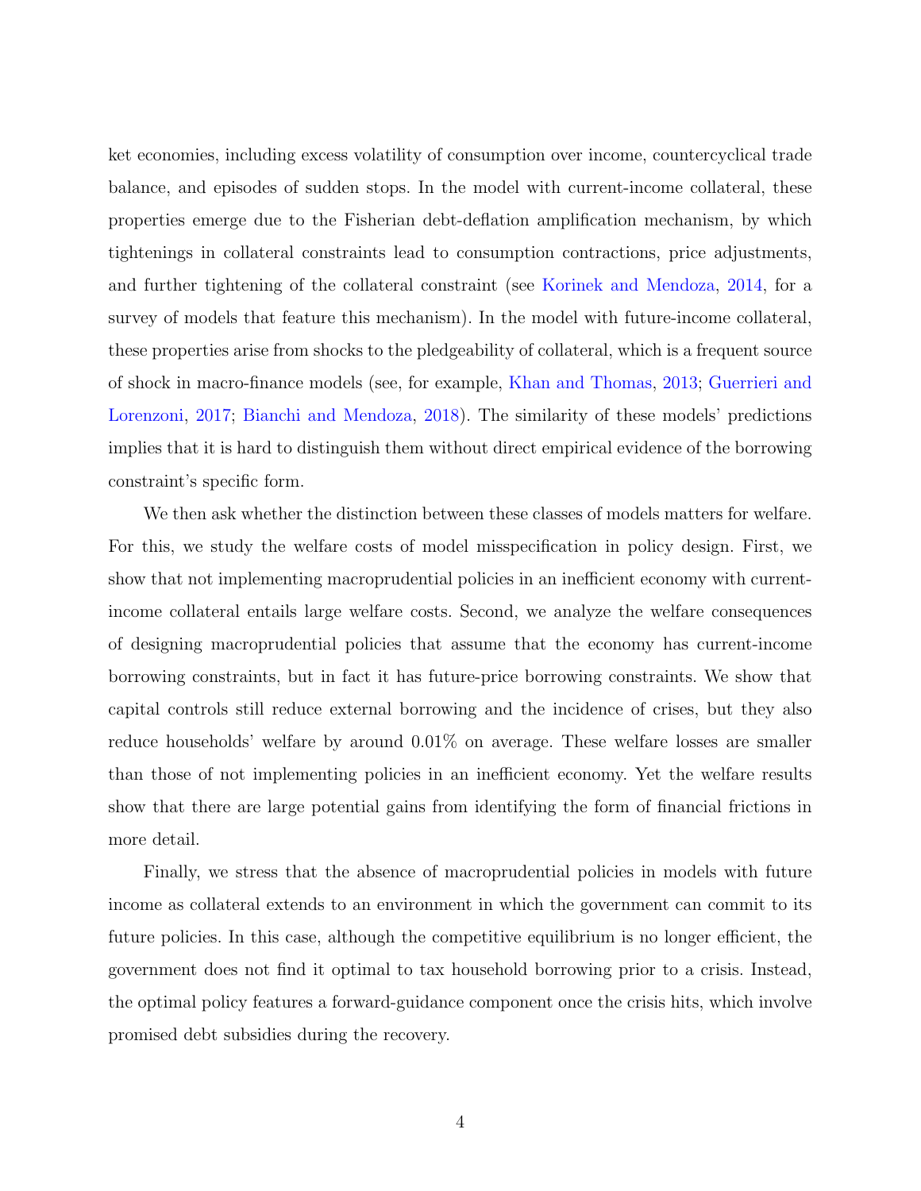ket economies, including excess volatility of consumption over income, countercyclical trade balance, and episodes of sudden stops. In the model with current-income collateral, these properties emerge due to the Fisherian debt-deflation amplification mechanism, by which tightenings in collateral constraints lead to consumption contractions, price adjustments, and further tightening of the collateral constraint (see Korinek and Mendoza, 2014, for a survey of models that feature this mechanism). In the model with future-income collateral, these properties arise from shocks to the pledgeability of collateral, which is a frequent source of shock in macro-finance models (see, for example, Khan and Thomas, 2013; Guerrieri and Lorenzoni, 2017; Bianchi and Mendoza, 2018). The similarity of these models' predictions implies that it is hard to distinguish them without direct empirical evidence of the borrowing constraint's specific form.

We then ask whether the distinction between these classes of models matters for welfare. For this, we study the welfare costs of model misspecification in policy design. First, we show that not implementing macroprudential policies in an inefficient economy with current-income collateral entails large welfare costs. Second, we analyze the welfare consequences of designing macroprudential policies that assume that the economy has current-income borrowing constraints, but in fact it has future-price borrowing constraints. We show that capital controls still reduce external borrowing and the incidence of crises, but they also reduce households' welfare by around 0.01% on average. These welfare losses are smaller than those of not implementing policies in an inefficient economy. Yet the welfare results show that there are large potential gains from identifying the form of financial frictions in more detail.

Finally, we stress that the absence of macroprudential policies in models with future income as collateral extends to an environment in which the government can commit to its future policies. In this case, although the competitive equilibrium is no longer efficient, the government does not find it optimal to tax household borrowing prior to a crisis. Instead, the optimal policy features a forward-guidance component once the crisis hits, which involve promised debt subsidies during the recovery.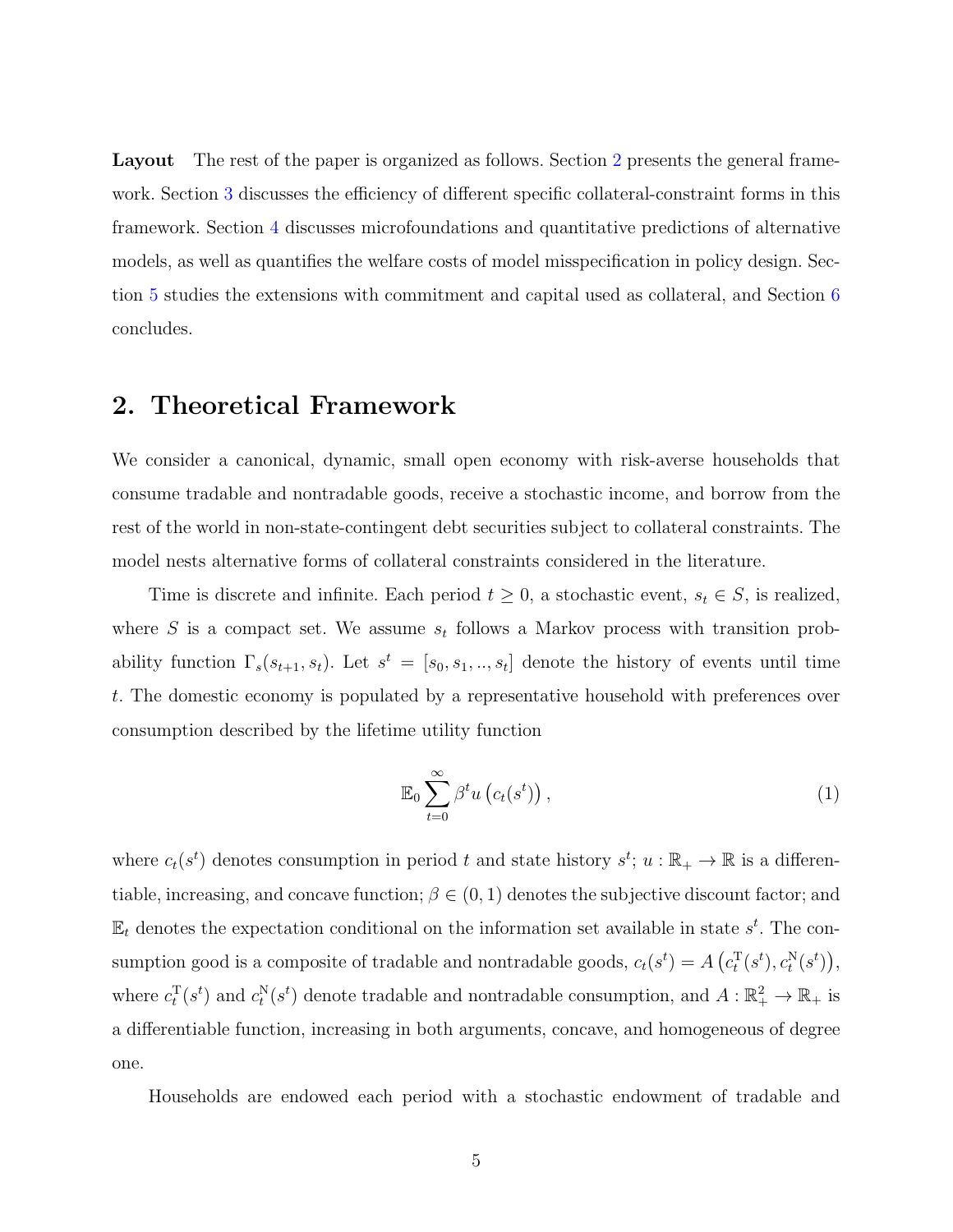**Layout** The rest of the paper is organized as follows. Section 2 presents the general framework. Section 3 discusses the efficiency of different specific collateral-constraint forms in this framework. Section 4 discusses microfoundations and quantitative predictions of alternative models, as well as quantifies the welfare costs of model misspecification in policy design. Section 5 studies the extensions with commitment and capital used as collateral, and Section 6 concludes.

## 2. Theoretical Framework

We consider a canonical, dynamic, small open economy with risk-averse households that consume tradable and nontradable goods, receive a stochastic income, and borrow from the rest of the world in non-state-contingent debt securities subject to collateral constraints. The model nests alternative forms of collateral constraints considered in the literature.

Time is discrete and infinite. Each period $t \geq 0$, a stochastic event, $s_t \in S$, is realized, where $S$ is a compact set. We assume $s_t$ follows a Markov process with transition probability function $\Gamma_s(s_{t+1}, s_t)$. Let $s^t = [s_0, s_1, .., s_t]$ denote the history of events until time $t$. The domestic economy is populated by a representative household with preferences over consumption described by the lifetime utility function

$$\mathbb{E}_0 \sum_{t=0}^{\infty} \beta^t u\left(c_t(s^t)\right), \tag{1}$$

where $c_t(s^t)$ denotes consumption in period $t$ and state history $s^t$; $u : \mathbb{R}_+ \to \mathbb{R}$ is a differentiable, increasing, and concave function; $\beta \in (0, 1)$ denotes the subjective discount factor; and $\mathbb{E}_t$ denotes the expectation conditional on the information set available in state $s^t$. The consumption good is a composite of tradable and nontradable goods, $c_t(s^t) = A\left(c_t^{\mathrm{T}}(s^t), c_t^{\mathrm{N}}(s^t)\right)$, where $c_t^{\mathrm{T}}(s^t)$ and $c_t^{\mathrm{N}}(s^t)$ denote tradable and nontradable consumption, and $A : \mathbb{R}_+^2 \to \mathbb{R}_+$ is a differentiable function, increasing in both arguments, concave, and homogeneous of degree one.

Households are endowed each period with a stochastic endowment of tradable and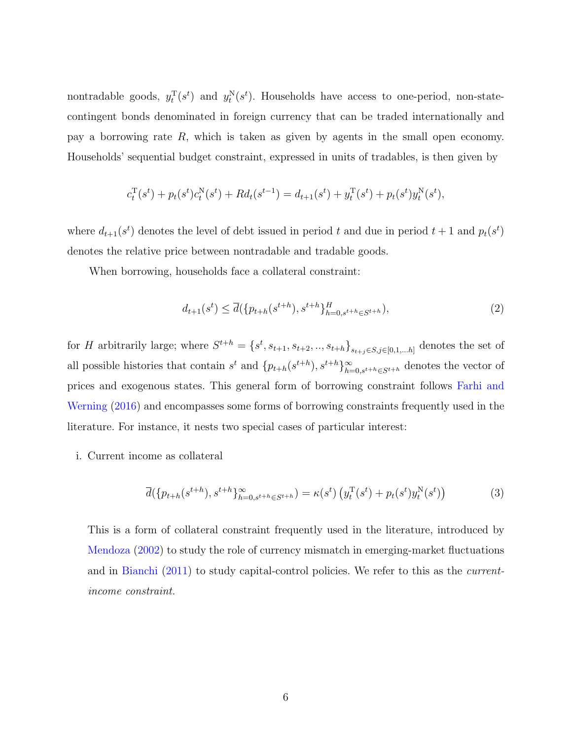nontradable goods, $y_t^{\mathrm{T}}(s^t)$ and $y_t^{\mathrm{N}}(s^t)$. Households have access to one-period, non-state-contingent bonds denominated in foreign currency that can be traded internationally and pay a borrowing rate $R$, which is taken as given by agents in the small open economy. Households' sequential budget constraint, expressed in units of tradables, is then given by

$$c_t^{\mathrm{T}}(s^t) + p_t(s^t)c_t^{\mathrm{N}}(s^t) + Rd_t(s^{t-1}) = d_{t+1}(s^t) + y_t^{\mathrm{T}}(s^t) + p_t(s^t)y_t^{\mathrm{N}}(s^t),$$

where $d_{t+1}(s^t)$ denotes the level of debt issued in period $t$ and due in period $t+1$ and $p_t(s^t)$ denotes the relative price between nontradable and tradable goods.

When borrowing, households face a collateral constraint:

$$d_{t+1}(s^t) \leq \overline{d}(\{p_{t+h}(s^{t+h}), s^{t+h}\}_{h=0, s^{t+h} \in S^{t+h}}^{H}), \tag{2}$$

for $H$ arbitrarily large; where $S^{t+h} = \{s^t, s_{t+1}, s_{t+2}, .., s_{t+h}\}_{s_{t+j} \in S, j \in [0,1,...h]}$ denotes the set of all possible histories that contain $s^t$ and $\{p_{t+h}(s^{t+h}), s^{t+h}\}_{h=0, s^{t+h} \in S^{t+h}}^{\infty}$ denotes the vector of prices and exogenous states. This general form of borrowing constraint follows Farhi and Werning (2016) and encompasses some forms of borrowing constraints frequently used in the literature. For instance, it nests two special cases of particular interest:

i. Current income as collateral

$$\overline{d}(\{p_{t+h}(s^{t+h}), s^{t+h}\}_{h=0, s^{t+h} \in S^{t+h}}^{\infty}) = \kappa(s^t)\left(y_t^{\mathrm{T}}(s^t) + p_t(s^t)y_t^{\mathrm{N}}(s^t)\right) \tag{3}$$

This is a form of collateral constraint frequently used in the literature, introduced by Mendoza (2002) to study the role of currency mismatch in emerging-market fluctuations and in Bianchi (2011) to study capital-control policies. We refer to this as the *current-income constraint.*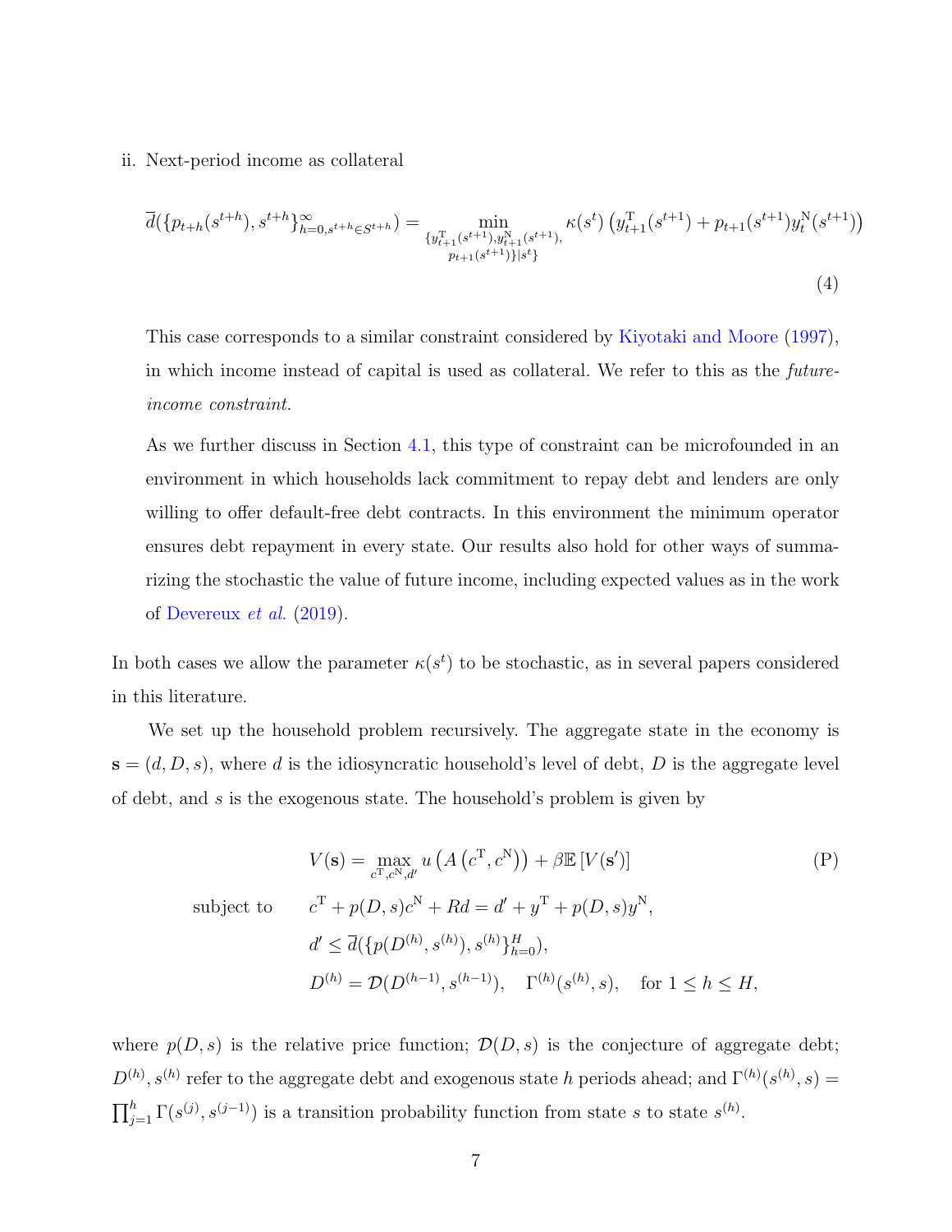ii. Next-period income as collateral

$$\overline{d}(\{p_{t+h}(s^{t+h}), s^{t+h}\}_{h=0, s^{t+h}\in S^{t+h}}^{\infty}) = \min_{\substack{\{y_{t+1}^{\mathrm{T}}(s^{t+1}), y_{t+1}^{\mathrm{N}}(s^{t+1}),\\ p_{t+1}(s^{t+1})\}|s^t\}}} \kappa(s^t)\left(y_{t+1}^{\mathrm{T}}(s^{t+1}) + p_{t+1}(s^{t+1})y_t^{\mathrm{N}}(s^{t+1})\right) \tag{4}$$

This case corresponds to a similar constraint considered by Kiyotaki and Moore (1997), in which income instead of capital is used as collateral. We refer to this as the *future-income constraint.*

As we further discuss in Section 4.1, this type of constraint can be microfounded in an environment in which households lack commitment to repay debt and lenders are only willing to offer default-free debt contracts. In this environment the minimum operator ensures debt repayment in every state. Our results also hold for other ways of summarizing the stochastic the value of future income, including expected values as in the work of Devereux *et al.* (2019).

In both cases we allow the parameter $\kappa(s^t)$ to be stochastic, as in several papers considered in this literature.

We set up the household problem recursively. The aggregate state in the economy is $\mathbf{s} = (d, D, s)$, where $d$ is the idiosyncratic household's level of debt, $D$ is the aggregate level of debt, and $s$ is the exogenous state. The household's problem is given by

$$V(\mathbf{s}) = \max_{c^{\mathrm{T}}, c^{\mathrm{N}}, d'} u\left(A\left(c^{\mathrm{T}}, c^{\mathrm{N}}\right)\right) + \beta\mathbb{E}\left[V(\mathbf{s}')\right] \tag{P}$$

$$\text{subject to} \quad c^{\mathrm{T}} + p(D,s)c^{\mathrm{N}} + Rd = d' + y^{\mathrm{T}} + p(D,s)y^{\mathrm{N}},$$

$$d' \leq \overline{d}(\{p(D^{(h)}, s^{(h)}), s^{(h)}\}_{h=0}^{H}),$$

$$D^{(h)} = \mathcal{D}(D^{(h-1)}, s^{(h-1)}), \quad \Gamma^{(h)}(s^{(h)}, s), \quad \text{for } 1 \leq h \leq H,$$

where $p(D,s)$ is the relative price function; $\mathcal{D}(D,s)$ is the conjecture of aggregate debt; $D^{(h)}, s^{(h)}$ refer to the aggregate debt and exogenous state $h$ periods ahead; and $\Gamma^{(h)}(s^{(h)}, s) = \prod_{j=1}^{h}\Gamma(s^{(j)}, s^{(j-1)})$ is a transition probability function from state $s$ to state $s^{(h)}$.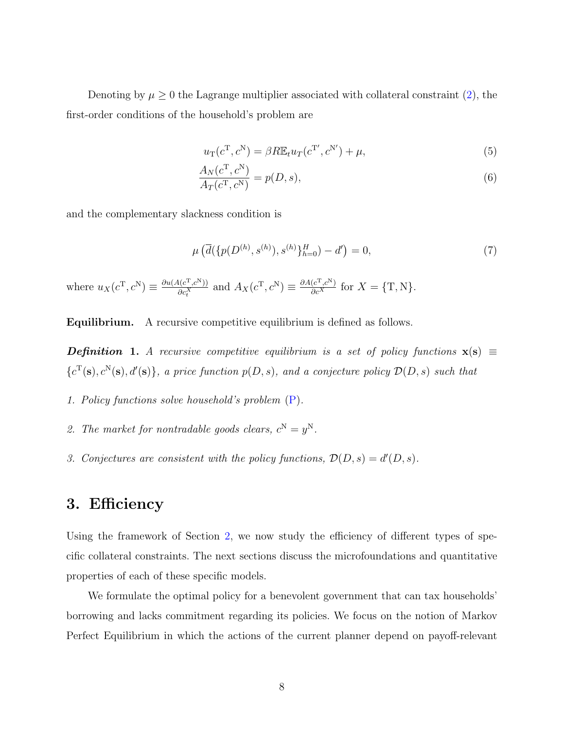Denoting by $\mu \geq 0$ the Lagrange multiplier associated with collateral constraint (2), the first-order conditions of the household's problem are

$$u_{\mathrm{T}}(c^{\mathrm{T}}, c^{\mathrm{N}}) = \beta R \mathbb{E}_t u_T(c^{\mathrm{T}'}, c^{\mathrm{N}'}) + \mu, \tag{5}$$

$$\frac{A_N(c^{\mathrm{T}}, c^{\mathrm{N}})}{A_T(c^{\mathrm{T}}, c^{\mathrm{N}})} = p(D, s), \tag{6}$$

and the complementary slackness condition is

$$\mu \left( \overline{d}(\{p(D^{(h)}, s^{(h)}), s^{(h)}\}_{h=0}^{H}) - d' \right) = 0, \tag{7}$$

where $u_X(c^{\mathrm{T}}, c^{\mathrm{N}}) \equiv \frac{\partial u(A(c^{\mathrm{T}}, c^{\mathrm{N}}))}{\partial c_t^X}$ and $A_X(c^{\mathrm{T}}, c^{\mathrm{N}}) \equiv \frac{\partial A(c^{\mathrm{T}}, c^{\mathrm{N}})}{\partial c^X}$ for $X = \{\mathrm{T}, \mathrm{N}\}$.

**Equilibrium.** A recursive competitive equilibrium is defined as follows.

***Definition* 1.** *A recursive competitive equilibrium is a set of policy functions* $\mathbf{x}(\mathbf{s}) \equiv \{c^{\mathrm{T}}(\mathbf{s}), c^{\mathrm{N}}(\mathbf{s}), d'(\mathbf{s})\}$*, a price function* $p(D, s)$*, and a conjecture policy* $\mathcal{D}(D, s)$ *such that*

1. *Policy functions solve household's problem (P).*
2. *The market for nontradable goods clears,* $c^{\mathrm{N}} = y^{\mathrm{N}}$.
3. *Conjectures are consistent with the policy functions,* $\mathcal{D}(D, s) = d'(D, s)$.

## 3. Efficiency

Using the framework of Section 2, we now study the efficiency of different types of specific collateral constraints. The next sections discuss the microfoundations and quantitative properties of each of these specific models.

We formulate the optimal policy for a benevolent government that can tax households' borrowing and lacks commitment regarding its policies. We focus on the notion of Markov Perfect Equilibrium in which the actions of the current planner depend on payoff-relevant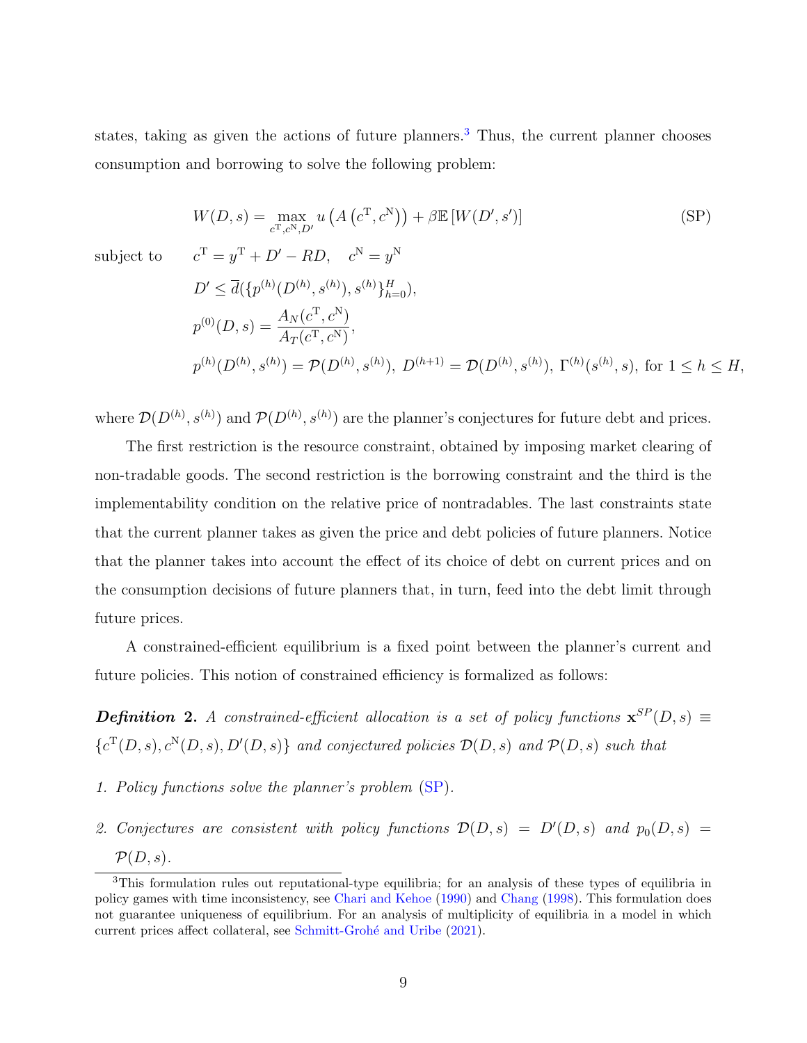states, taking as given the actions of future planners.[3] Thus, the current planner chooses consumption and borrowing to solve the following problem:

$$
W(D, s) = \max_{c^{\mathrm{T}}, c^{\mathrm{N}}, D'} u\left(A\left(c^{\mathrm{T}}, c^{\mathrm{N}}\right)\right) + \beta \mathbb{E}\left[W(D', s')\right] \tag{SP}
$$

subject to
$$
c^{\mathrm{T}} = y^{\mathrm{T}} + D' - RD, \quad c^{\mathrm{N}} = y^{\mathrm{N}}
$$
$$
D' \leq \overline{d}(\{p^{(h)}(D^{(h)}, s^{(h)}), s^{(h)}\}_{h=0}^{H}),
$$
$$
p^{(0)}(D, s) = \frac{A_N(c^{\mathrm{T}}, c^{\mathrm{N}})}{A_T(c^{\mathrm{T}}, c^{\mathrm{N}})},
$$
$$
p^{(h)}(D^{(h)}, s^{(h)}) = \mathcal{P}(D^{(h)}, s^{(h)}),\ D^{(h+1)} = \mathcal{D}(D^{(h)}, s^{(h)}),\ \Gamma^{(h)}(s^{(h)}, s), \text{ for } 1 \leq h \leq H,
$$

where $\mathcal{D}(D^{(h)}, s^{(h)})$ and $\mathcal{P}(D^{(h)}, s^{(h)})$ are the planner's conjectures for future debt and prices.

The first restriction is the resource constraint, obtained by imposing market clearing of non-tradable goods. The second restriction is the borrowing constraint and the third is the implementability condition on the relative price of nontradables. The last constraints state that the current planner takes as given the price and debt policies of future planners. Notice that the planner takes into account the effect of its choice of debt on current prices and on the consumption decisions of future planners that, in turn, feed into the debt limit through future prices.

A constrained-efficient equilibrium is a fixed point between the planner's current and future policies. This notion of constrained efficiency is formalized as follows:

***Definition* 2.** *A constrained-efficient allocation is a set of policy functions $\mathbf{x}^{SP}(D, s) \equiv \{c^{\mathrm{T}}(D, s), c^{\mathrm{N}}(D, s), D'(D, s)\}$ and conjectured policies $\mathcal{D}(D, s)$ and $\mathcal{P}(D, s)$ such that*

1. *Policy functions solve the planner's problem (SP).*
2. *Conjectures are consistent with policy functions $\mathcal{D}(D, s) = D'(D, s)$ and $p_0(D, s) = \mathcal{P}(D, s)$.*

[3] This formulation rules out reputational-type equilibria; for an analysis of these types of equilibria in policy games with time inconsistency, see Chari and Kehoe (1990) and Chang (1998). This formulation does not guarantee uniqueness of equilibrium. For an analysis of multiplicity of equilibria in a model in which current prices affect collateral, see Schmitt-Grohé and Uribe (2021).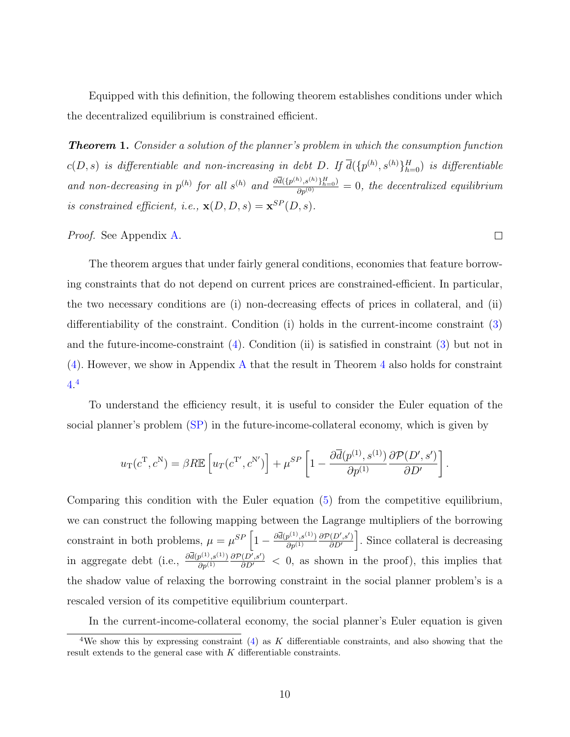Equipped with this definition, the following theorem establishes conditions under which the decentralized equilibrium is constrained efficient.

***Theorem* 1.** *Consider a solution of the planner's problem in which the consumption function $c(D, s)$ is differentiable and non-increasing in debt $D$. If $\overline{d}(\{p^{(h)}, s^{(h)}\}_{h=0}^{H})$ is differentiable and non-decreasing in $p^{(h)}$ for all $s^{(h)}$ and $\frac{\partial \overline{d}(\{p^{(h)}, s^{(h)}\}_{h=0}^{H})}{\partial p^{(0)}} = 0$, the decentralized equilibrium is constrained efficient, i.e., $\mathbf{x}(D, D, s) = \mathbf{x}^{SP}(D, s)$.*

*Proof.* See Appendix A. ∎

The theorem argues that under fairly general conditions, economies that feature borrowing constraints that do not depend on current prices are constrained-efficient. In particular, the two necessary conditions are (i) non-decreasing effects of prices in collateral, and (ii) differentiability of the constraint. Condition (i) holds in the current-income constraint (3) and the future-income-constraint (4). Condition (ii) is satisfied in constraint (3) but not in (4). However, we show in Appendix A that the result in Theorem 4 also holds for constraint 4.[4]

To understand the efficiency result, it is useful to consider the Euler equation of the social planner's problem (SP) in the future-income-collateral economy, which is given by

$$u_{\mathrm{T}}(c^{\mathrm{T}}, c^{\mathrm{N}}) = \beta R \mathbb{E}\left[u_T(c^{\mathrm{T}'}, c^{\mathrm{N}'})\right] + \mu^{SP}\left[1 - \frac{\partial \overline{d}(p^{(1)}, s^{(1)})}{\partial p^{(1)}} \frac{\partial \mathcal{P}(D', s')}{\partial D'}\right].$$

Comparing this condition with the Euler equation (5) from the competitive equilibrium, we can construct the following mapping between the Lagrange multipliers of the borrowing constraint in both problems, $\mu = \mu^{SP}\left[1 - \frac{\partial \overline{d}(p^{(1)}, s^{(1)})}{\partial p^{(1)}} \frac{\partial \mathcal{P}(D', s')}{\partial D'}\right]$. Since collateral is decreasing in aggregate debt (i.e., $\frac{\partial \overline{d}(p^{(1)}, s^{(1)})}{\partial p^{(1)}} \frac{\partial \mathcal{P}(D', s')}{\partial D'} < 0$, as shown in the proof), this implies that the shadow value of relaxing the borrowing constraint in the social planner problem's is a rescaled version of its competitive equilibrium counterpart.

In the current-income-collateral economy, the social planner's Euler equation is given

[4] We show this by expressing constraint (4) as $K$ differentiable constraints, and also showing that the result extends to the general case with $K$ differentiable constraints.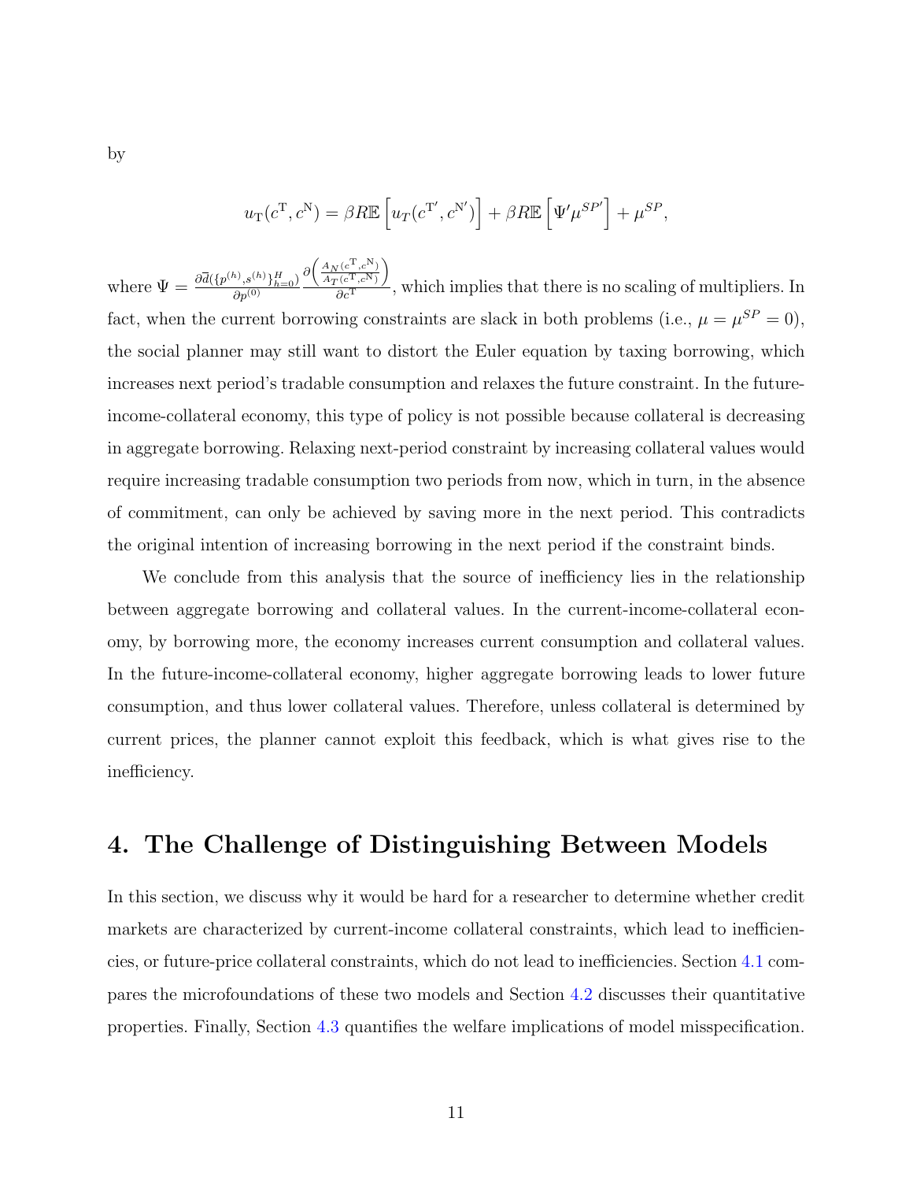by

$$u_{\mathrm{T}}(c^{\mathrm{T}}, c^{\mathrm{N}}) = \beta R \mathbb{E}\left[u_T(c^{\mathrm{T}'}, c^{\mathrm{N}'})\right] + \beta R \mathbb{E}\left[\Psi' \mu^{SP'}\right] + \mu^{SP},$$

where $\Psi = \frac{\partial \bar{d}(\{p^{(h)}, s^{(h)}\}_{h=0}^{H})}{\partial p^{(0)}} \frac{\partial \left(\frac{A_N(c^{\mathrm{T}}, c^{\mathrm{N}})}{A_T(c^{\mathrm{T}}, c^{\mathrm{N}})}\right)}{\partial c^{\mathrm{T}}}$, which implies that there is no scaling of multipliers. In fact, when the current borrowing constraints are slack in both problems (i.e., $\mu = \mu^{SP} = 0$), the social planner may still want to distort the Euler equation by taxing borrowing, which increases next period's tradable consumption and relaxes the future constraint. In the future-income-collateral economy, this type of policy is not possible because collateral is decreasing in aggregate borrowing. Relaxing next-period constraint by increasing collateral values would require increasing tradable consumption two periods from now, which in turn, in the absence of commitment, can only be achieved by saving more in the next period. This contradicts the original intention of increasing borrowing in the next period if the constraint binds.

We conclude from this analysis that the source of inefficiency lies in the relationship between aggregate borrowing and collateral values. In the current-income-collateral economy, by borrowing more, the economy increases current consumption and collateral values. In the future-income-collateral economy, higher aggregate borrowing leads to lower future consumption, and thus lower collateral values. Therefore, unless collateral is determined by current prices, the planner cannot exploit this feedback, which is what gives rise to the inefficiency.

# 4. The Challenge of Distinguishing Between Models

In this section, we discuss why it would be hard for a researcher to determine whether credit markets are characterized by current-income collateral constraints, which lead to inefficiencies, or future-price collateral constraints, which do not lead to inefficiencies. Section 4.1 compares the microfoundations of these two models and Section 4.2 discusses their quantitative properties. Finally, Section 4.3 quantifies the welfare implications of model misspecification.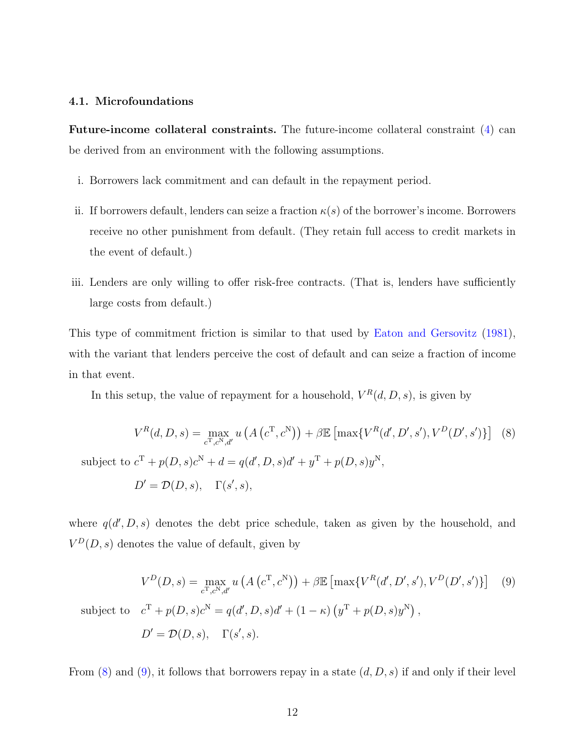### 4.1. Microfoundations

**Future-income collateral constraints.** The future-income collateral constraint (4) can be derived from an environment with the following assumptions.

i. Borrowers lack commitment and can default in the repayment period.

ii. If borrowers default, lenders can seize a fraction $\kappa(s)$ of the borrower's income. Borrowers receive no other punishment from default. (They retain full access to credit markets in the event of default.)

iii. Lenders are only willing to offer risk-free contracts. (That is, lenders have sufficiently large costs from default.)

This type of commitment friction is similar to that used by Eaton and Gersovitz (1981), with the variant that lenders perceive the cost of default and can seize a fraction of income in that event.

In this setup, the value of repayment for a household, $V^R(d, D, s)$, is given by

$$V^R(d, D, s) = \max_{c^{\mathrm{T}}, c^{\mathrm{N}}, d'} u\left(A\left(c^{\mathrm{T}}, c^{\mathrm{N}}\right)\right) + \beta \mathbb{E}\left[\max\{V^R(d', D', s'), V^D(D', s')\}\right] \quad (8)$$

$$\text{subject to } c^{\mathrm{T}} + p(D, s)c^{\mathrm{N}} + d = q(d', D, s)d' + y^{\mathrm{T}} + p(D, s)y^{\mathrm{N}},$$

$$D' = \mathcal{D}(D, s), \quad \Gamma(s', s),$$

where $q(d', D, s)$ denotes the debt price schedule, taken as given by the household, and $V^D(D, s)$ denotes the value of default, given by

$$V^D(D, s) = \max_{c^{\mathrm{T}}, c^{\mathrm{N}}, d'} u\left(A\left(c^{\mathrm{T}}, c^{\mathrm{N}}\right)\right) + \beta \mathbb{E}\left[\max\{V^R(d', D', s'), V^D(D', s')\}\right] \quad (9)$$

$$\text{subject to } \quad c^{\mathrm{T}} + p(D, s)c^{\mathrm{N}} = q(d', D, s)d' + (1 - \kappa)\left(y^{\mathrm{T}} + p(D, s)y^{\mathrm{N}}\right),$$

$$D' = \mathcal{D}(D, s), \quad \Gamma(s', s).$$

From (8) and (9), it follows that borrowers repay in a state $(d, D, s)$ if and only if their level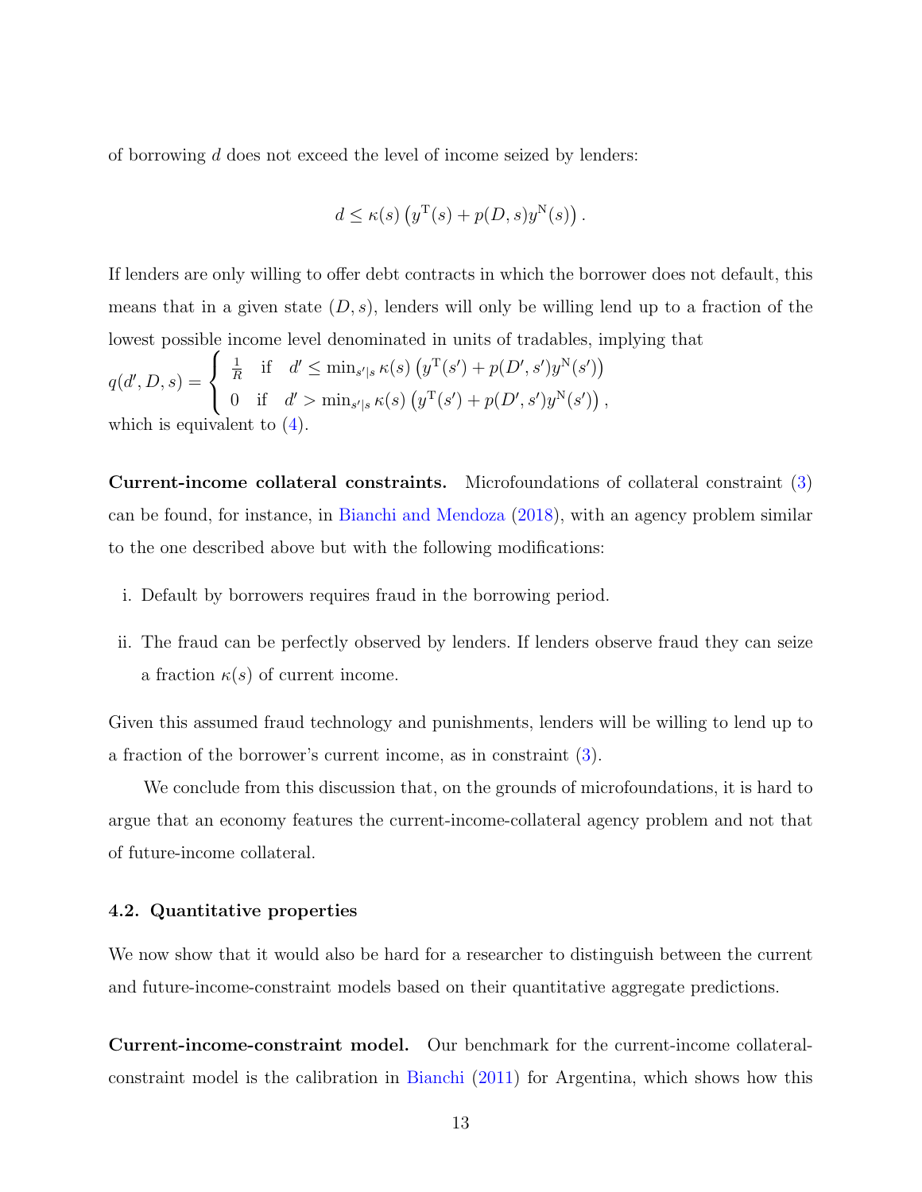of borrowing $d$ does not exceed the level of income seized by lenders:

$$d \leq \kappa(s) \left( y^{\mathrm{T}}(s) + p(D,s) y^{\mathrm{N}}(s) \right).$$

If lenders are only willing to offer debt contracts in which the borrower does not default, this means that in a given state $(D,s)$, lenders will only be willing lend up to a fraction of the lowest possible income level denominated in units of tradables, implying that

$$q(d', D, s) = \begin{cases} \frac{1}{R} & \text{if} \quad d' \leq \min_{s'|s} \kappa(s) \left( y^{\mathrm{T}}(s') + p(D', s') y^{\mathrm{N}}(s') \right) \\ 0 & \text{if} \quad d' > \min_{s'|s} \kappa(s) \left( y^{\mathrm{T}}(s') + p(D', s') y^{\mathrm{N}}(s') \right), \end{cases}$$

which is equivalent to (4).

**Current-income collateral constraints.** Microfoundations of collateral constraint (3) can be found, for instance, in Bianchi and Mendoza (2018), with an agency problem similar to the one described above but with the following modifications:

i. Default by borrowers requires fraud in the borrowing period.

ii. The fraud can be perfectly observed by lenders. If lenders observe fraud they can seize a fraction $\kappa(s)$ of current income.

Given this assumed fraud technology and punishments, lenders will be willing to lend up to a fraction of the borrower's current income, as in constraint (3).

We conclude from this discussion that, on the grounds of microfoundations, it is hard to argue that an economy features the current-income-collateral agency problem and not that of future-income collateral.

### 4.2. Quantitative properties

We now show that it would also be hard for a researcher to distinguish between the current and future-income-constraint models based on their quantitative aggregate predictions.

**Current-income-constraint model.** Our benchmark for the current-income collateral-constraint model is the calibration in Bianchi (2011) for Argentina, which shows how this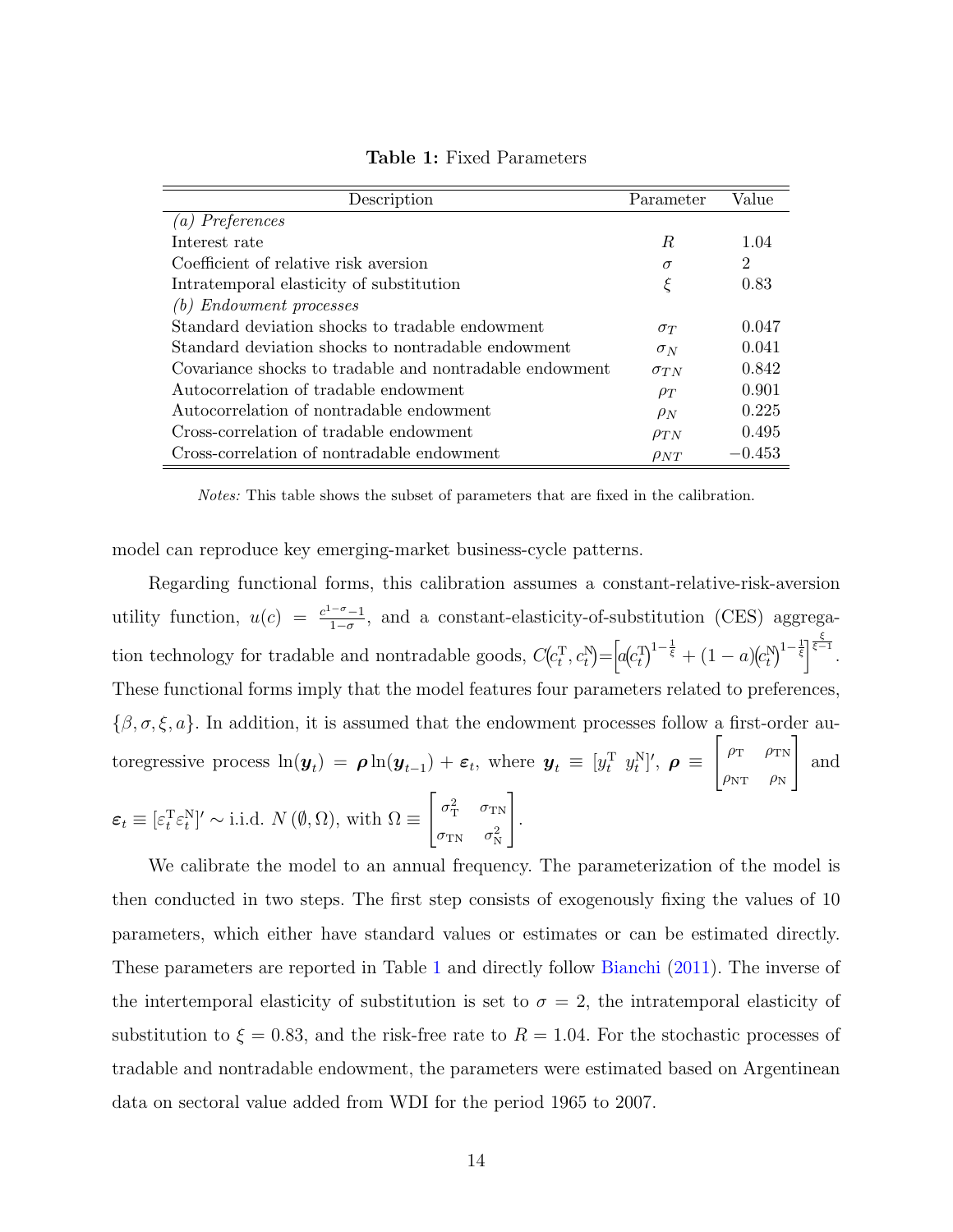**Table 1:** Fixed Parameters

| Description | Parameter | Value |
|---|---|---|
| *(a) Preferences* | | |
| Interest rate | $R$ | 1.04 |
| Coefficient of relative risk aversion | $\sigma$ | 2 |
| Intratemporal elasticity of substitution | $\xi$ | 0.83 |
| *(b) Endowment processes* | | |
| Standard deviation shocks to tradable endowment | $\sigma_T$ | 0.047 |
| Standard deviation shocks to nontradable endowment | $\sigma_N$ | 0.041 |
| Covariance shocks to tradable and nontradable endowment | $\sigma_{TN}$ | 0.842 |
| Autocorrelation of tradable endowment | $\rho_T$ | 0.901 |
| Autocorrelation of nontradable endowment | $\rho_N$ | 0.225 |
| Cross-correlation of tradable endowment | $\rho_{TN}$ | 0.495 |
| Cross-correlation of nontradable endowment | $\rho_{NT}$ | −0.453 |

*Notes:* This table shows the subset of parameters that are fixed in the calibration.

model can reproduce key emerging-market business-cycle patterns.

Regarding functional forms, this calibration assumes a constant-relative-risk-aversion utility function, $u(c) = \frac{c^{1-\sigma}-1}{1-\sigma}$, and a constant-elasticity-of-substitution (CES) aggregation technology for tradable and nontradable goods, $C(c_t^{\mathrm{T}}, c_t^{\mathrm{N}}) = \left[a(c_t^{\mathrm{T}})^{1-\frac{1}{\xi}} + (1-a)(c_t^{\mathrm{N}})^{1-\frac{1}{\xi}}\right]^{\frac{\xi}{\xi-1}}$. These functional forms imply that the model features four parameters related to preferences, $\{\beta, \sigma, \xi, a\}$. In addition, it is assumed that the endowment processes follow a first-order autoregressive process $\ln(\boldsymbol{y}_t) = \boldsymbol{\rho} \ln(\boldsymbol{y}_{t-1}) + \boldsymbol{\varepsilon}_t$, where $\boldsymbol{y}_t \equiv [y_t^{\mathrm{T}} \ y_t^{\mathrm{N}}]'$, $\boldsymbol{\rho} \equiv \begin{bmatrix} \rho_{\mathrm{T}} & \rho_{\mathrm{TN}} \\ \rho_{\mathrm{NT}} & \rho_{\mathrm{N}} \end{bmatrix}$ and $\boldsymbol{\varepsilon}_t \equiv [\varepsilon_t^{\mathrm{T}} \varepsilon_t^{\mathrm{N}}]' \sim$ i.i.d. $N(\emptyset, \Omega)$, with $\Omega \equiv \begin{bmatrix} \sigma_{\mathrm{T}}^2 & \sigma_{\mathrm{TN}} \\ \sigma_{\mathrm{TN}} & \sigma_{\mathrm{N}}^2 \end{bmatrix}$.

We calibrate the model to an annual frequency. The parameterization of the model is then conducted in two steps. The first step consists of exogenously fixing the values of 10 parameters, which either have standard values or estimates or can be estimated directly. These parameters are reported in Table 1 and directly follow Bianchi (2011). The inverse of the intertemporal elasticity of substitution is set to $\sigma = 2$, the intratemporal elasticity of substitution to $\xi = 0.83$, and the risk-free rate to $R = 1.04$. For the stochastic processes of tradable and nontradable endowment, the parameters were estimated based on Argentinean data on sectoral value added from WDI for the period 1965 to 2007.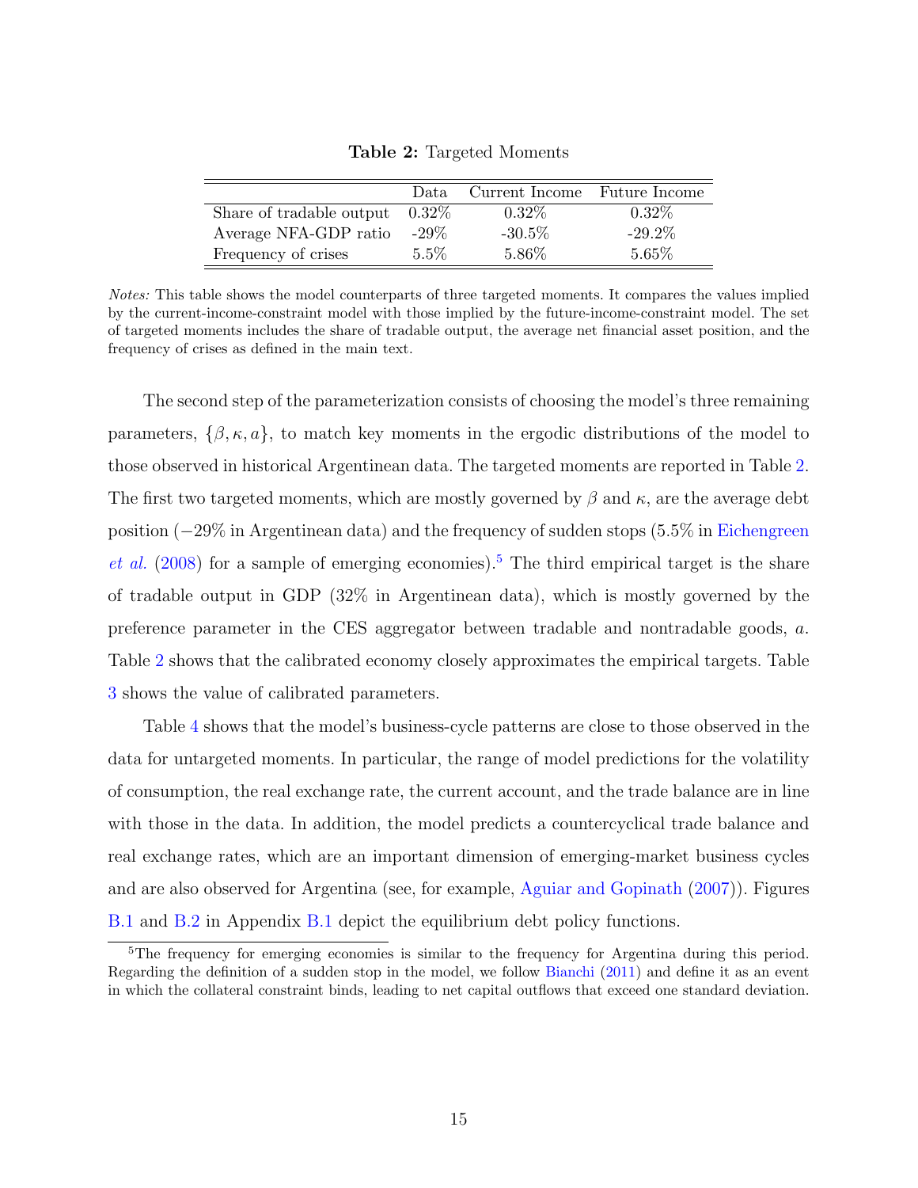**Table 2:** Targeted Moments

| | Data | Current Income | Future Income |
|---|---|---|---|
| Share of tradable output | 0.32% | 0.32% | 0.32% |
| Average NFA-GDP ratio | -29% | -30.5% | -29.2% |
| Frequency of crises | 5.5% | 5.86% | 5.65% |

*Notes:* This table shows the model counterparts of three targeted moments. It compares the values implied by the current-income-constraint model with those implied by the future-income-constraint model. The set of targeted moments includes the share of tradable output, the average net financial asset position, and the frequency of crises as defined in the main text.

The second step of the parameterization consists of choosing the model's three remaining parameters, $\{\beta, \kappa, a\}$, to match key moments in the ergodic distributions of the model to those observed in historical Argentinean data. The targeted moments are reported in Table 2. The first two targeted moments, which are mostly governed by $\beta$ and $\kappa$, are the average debt position ($-29\%$ in Argentinean data) and the frequency of sudden stops (5.5% in Eichengreen *et al.* (2008) for a sample of emerging economies).[5] The third empirical target is the share of tradable output in GDP (32% in Argentinean data), which is mostly governed by the preference parameter in the CES aggregator between tradable and nontradable goods, $a$. Table 2 shows that the calibrated economy closely approximates the empirical targets. Table 3 shows the value of calibrated parameters.

Table 4 shows that the model's business-cycle patterns are close to those observed in the data for untargeted moments. In particular, the range of model predictions for the volatility of consumption, the real exchange rate, the current account, and the trade balance are in line with those in the data. In addition, the model predicts a countercyclical trade balance and real exchange rates, which are an important dimension of emerging-market business cycles and are also observed for Argentina (see, for example, Aguiar and Gopinath (2007)). Figures B.1 and B.2 in Appendix B.1 depict the equilibrium debt policy functions.

[5] The frequency for emerging economies is similar to the frequency for Argentina during this period. Regarding the definition of a sudden stop in the model, we follow Bianchi (2011) and define it as an event in which the collateral constraint binds, leading to net capital outflows that exceed one standard deviation.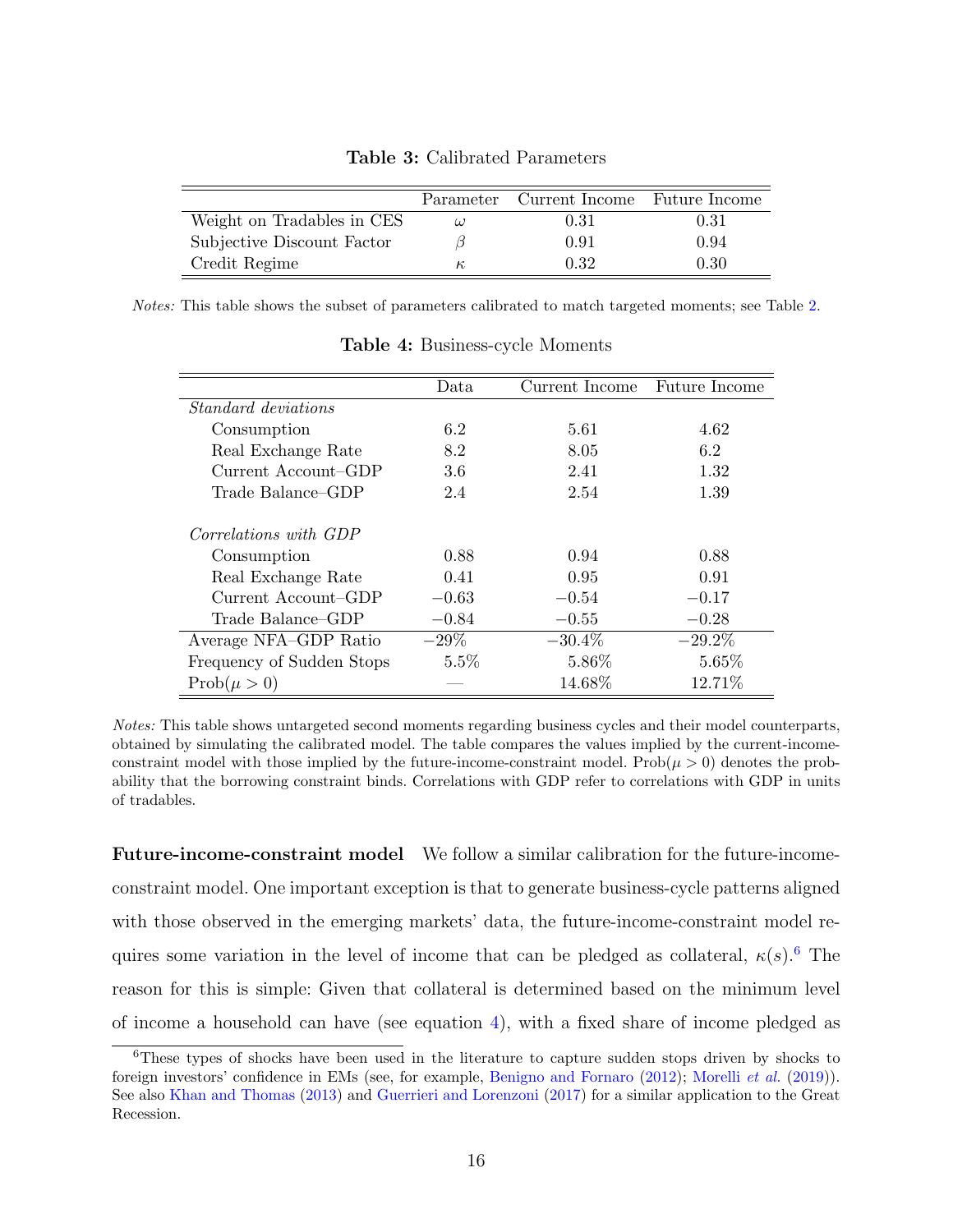**Table 3:** Calibrated Parameters

| | Parameter | Current Income | Future Income |
|---|---|---|---|
| Weight on Tradables in CES | $\omega$ | 0.31 | 0.31 |
| Subjective Discount Factor | $\beta$ | 0.91 | 0.94 |
| Credit Regime | $\kappa$ | 0.32 | 0.30 |

*Notes:* This table shows the subset of parameters calibrated to match targeted moments; see Table 2.

**Table 4:** Business-cycle Moments

| | Data | Current Income | Future Income |
|---|---|---|---|
| *Standard deviations* | | | |
| Consumption | 6.2 | 5.61 | 4.62 |
| Real Exchange Rate | 8.2 | 8.05 | 6.2 |
| Current Account–GDP | 3.6 | 2.41 | 1.32 |
| Trade Balance–GDP | 2.4 | 2.54 | 1.39 |
| *Correlations with GDP* | | | |
| Consumption | 0.88 | 0.94 | 0.88 |
| Real Exchange Rate | 0.41 | 0.95 | 0.91 |
| Current Account–GDP | −0.63 | −0.54 | −0.17 |
| Trade Balance–GDP | −0.84 | −0.55 | −0.28 |
| Average NFA–GDP Ratio | −29% | −30.4% | −29.2% |
| Frequency of Sudden Stops | 5.5% | 5.86% | 5.65% |
| Prob$(\mu > 0)$ | — | 14.68% | 12.71% |

*Notes:* This table shows untargeted second moments regarding business cycles and their model counterparts, obtained by simulating the calibrated model. The table compares the values implied by the current-income-constraint model with those implied by the future-income-constraint model. Prob$(\mu > 0)$ denotes the probability that the borrowing constraint binds. Correlations with GDP refer to correlations with GDP in units of tradables.

**Future-income-constraint model** We follow a similar calibration for the future-income-constraint model. One important exception is that to generate business-cycle patterns aligned with those observed in the emerging markets' data, the future-income-constraint model requires some variation in the level of income that can be pledged as collateral, $\kappa(s)$.[6] The reason for this is simple: Given that collateral is determined based on the minimum level of income a household can have (see equation 4), with a fixed share of income pledged as

[6] These types of shocks have been used in the literature to capture sudden stops driven by shocks to foreign investors' confidence in EMs (see, for example, Benigno and Fornaro (2012); Morelli *et al.* (2019)). See also Khan and Thomas (2013) and Guerrieri and Lorenzoni (2017) for a similar application to the Great Recession.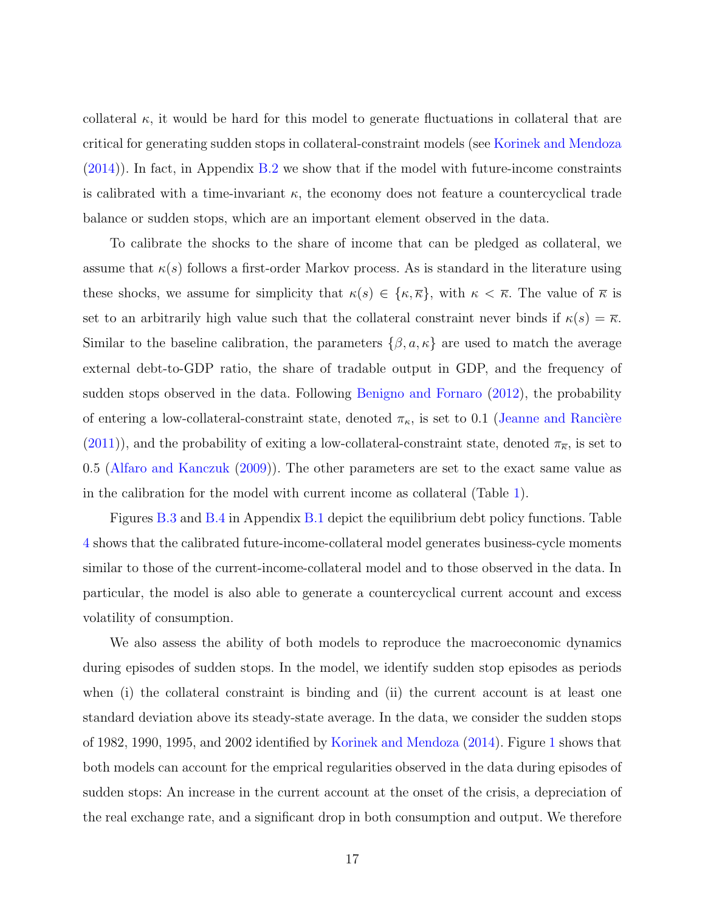collateral $\kappa$, it would be hard for this model to generate fluctuations in collateral that are critical for generating sudden stops in collateral-constraint models (see Korinek and Mendoza (2014)). In fact, in Appendix B.2 we show that if the model with future-income constraints is calibrated with a time-invariant $\kappa$, the economy does not feature a countercyclical trade balance or sudden stops, which are an important element observed in the data.

To calibrate the shocks to the share of income that can be pledged as collateral, we assume that $\kappa(s)$ follows a first-order Markov process. As is standard in the literature using these shocks, we assume for simplicity that $\kappa(s) \in \{\kappa, \overline{\kappa}\}$, with $\kappa < \overline{\kappa}$. The value of $\overline{\kappa}$ is set to an arbitrarily high value such that the collateral constraint never binds if $\kappa(s) = \overline{\kappa}$. Similar to the baseline calibration, the parameters $\{\beta, a, \kappa\}$ are used to match the average external debt-to-GDP ratio, the share of tradable output in GDP, and the frequency of sudden stops observed in the data. Following Benigno and Fornaro (2012), the probability of entering a low-collateral-constraint state, denoted $\pi_{\kappa}$, is set to 0.1 (Jeanne and Rancière (2011)), and the probability of exiting a low-collateral-constraint state, denoted $\pi_{\overline{\kappa}}$, is set to 0.5 (Alfaro and Kanczuk (2009)). The other parameters are set to the exact same value as in the calibration for the model with current income as collateral (Table 1).

Figures B.3 and B.4 in Appendix B.1 depict the equilibrium debt policy functions. Table 4 shows that the calibrated future-income-collateral model generates business-cycle moments similar to those of the current-income-collateral model and to those observed in the data. In particular, the model is also able to generate a countercyclical current account and excess volatility of consumption.

We also assess the ability of both models to reproduce the macroeconomic dynamics during episodes of sudden stops. In the model, we identify sudden stop episodes as periods when (i) the collateral constraint is binding and (ii) the current account is at least one standard deviation above its steady-state average. In the data, we consider the sudden stops of 1982, 1990, 1995, and 2002 identified by Korinek and Mendoza (2014). Figure 1 shows that both models can account for the emprical regularities observed in the data during episodes of sudden stops: An increase in the current account at the onset of the crisis, a depreciation of the real exchange rate, and a significant drop in both consumption and output. We therefore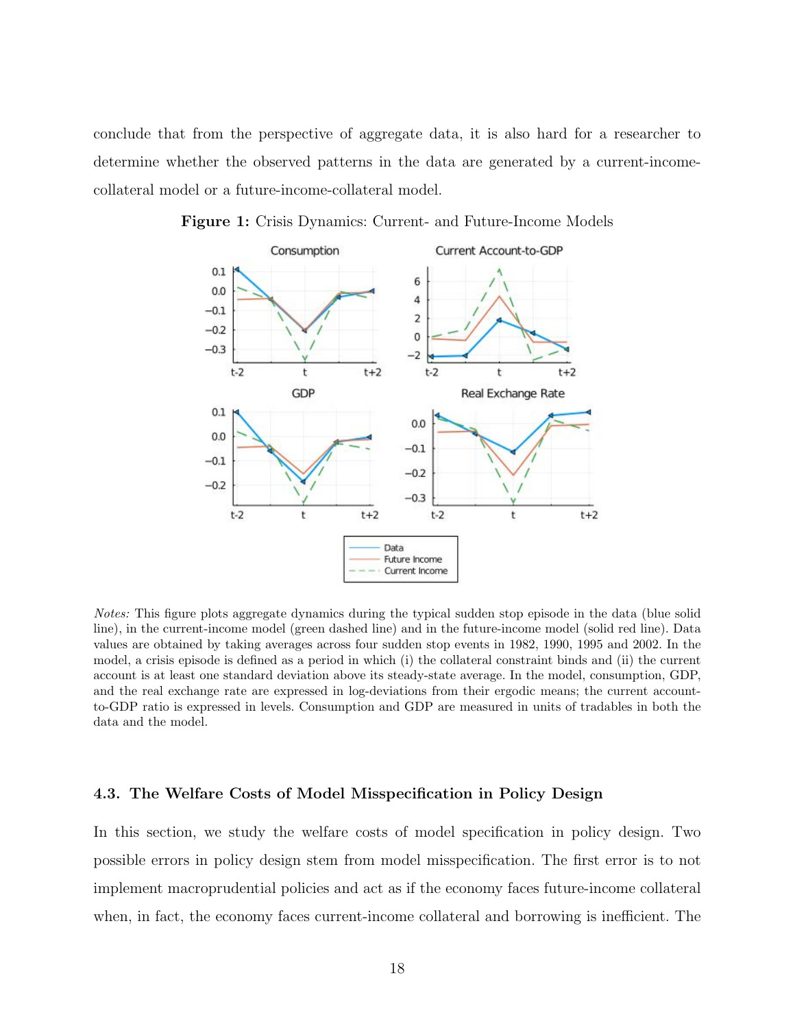conclude that from the perspective of aggregate data, it is also hard for a researcher to determine whether the observed patterns in the data are generated by a current-income-collateral model or a future-income-collateral model.

**Figure 1:** Crisis Dynamics: Current- and Future-Income Models

*Notes:* This figure plots aggregate dynamics during the typical sudden stop episode in the data (blue solid line), in the current-income model (green dashed line) and in the future-income model (solid red line). Data values are obtained by taking averages across four sudden stop events in 1982, 1990, 1995 and 2002. In the model, a crisis episode is defined as a period in which (i) the collateral constraint binds and (ii) the current account is at least one standard deviation above its steady-state average. In the model, consumption, GDP, and the real exchange rate are expressed in log-deviations from their ergodic means; the current account-to-GDP ratio is expressed in levels. Consumption and GDP are measured in units of tradables in both the data and the model.

### 4.3. The Welfare Costs of Model Misspecification in Policy Design

In this section, we study the welfare costs of model specification in policy design. Two possible errors in policy design stem from model misspecification. The first error is to not implement macroprudential policies and act as if the economy faces future-income collateral when, in fact, the economy faces current-income collateral and borrowing is inefficient. The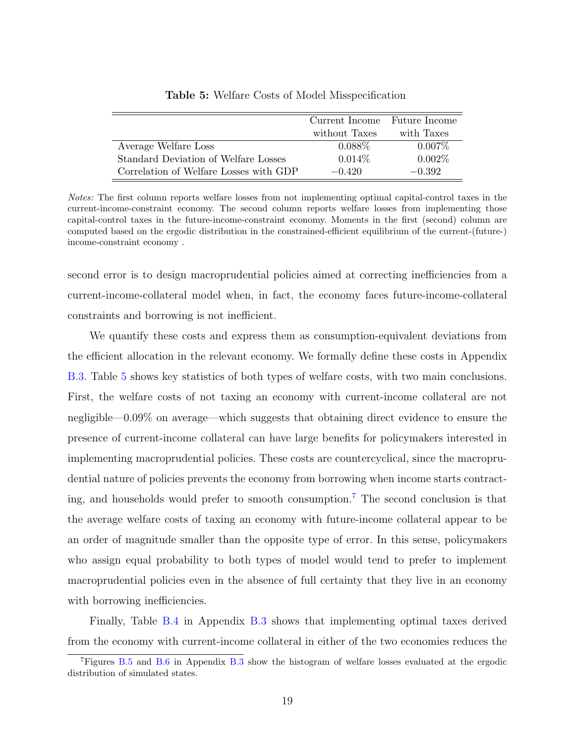**Table 5:** Welfare Costs of Model Misspecification

| | Current Income without Taxes | Future Income with Taxes |
|---|---|---|
| Average Welfare Loss | 0.088% | 0.007% |
| Standard Deviation of Welfare Losses | 0.014% | 0.002% |
| Correlation of Welfare Losses with GDP | −0.420 | −0.392 |

*Notes:* The first column reports welfare losses from not implementing optimal capital-control taxes in the current-income-constraint economy. The second column reports welfare losses from implementing those capital-control taxes in the future-income-constraint economy. Moments in the first (second) column are computed based on the ergodic distribution in the constrained-efficient equilibrium of the current-(future-) income-constraint economy .

second error is to design macroprudential policies aimed at correcting inefficiencies from a current-income-collateral model when, in fact, the economy faces future-income-collateral constraints and borrowing is not inefficient.

We quantify these costs and express them as consumption-equivalent deviations from the efficient allocation in the relevant economy. We formally define these costs in Appendix B.3. Table 5 shows key statistics of both types of welfare costs, with two main conclusions. First, the welfare costs of not taxing an economy with current-income collateral are not negligible—0.09% on average—which suggests that obtaining direct evidence to ensure the presence of current-income collateral can have large benefits for policymakers interested in implementing macroprudential policies. These costs are countercyclical, since the macroprudential nature of policies prevents the economy from borrowing when income starts contracting, and households would prefer to smooth consumption.[7] The second conclusion is that the average welfare costs of taxing an economy with future-income collateral appear to be an order of magnitude smaller than the opposite type of error. In this sense, policymakers who assign equal probability to both types of model would tend to prefer to implement macroprudential policies even in the absence of full certainty that they live in an economy with borrowing inefficiencies.

Finally, Table B.4 in Appendix B.3 shows that implementing optimal taxes derived from the economy with current-income collateral in either of the two economies reduces the

[7] Figures B.5 and B.6 in Appendix B.3 show the histogram of welfare losses evaluated at the ergodic distribution of simulated states.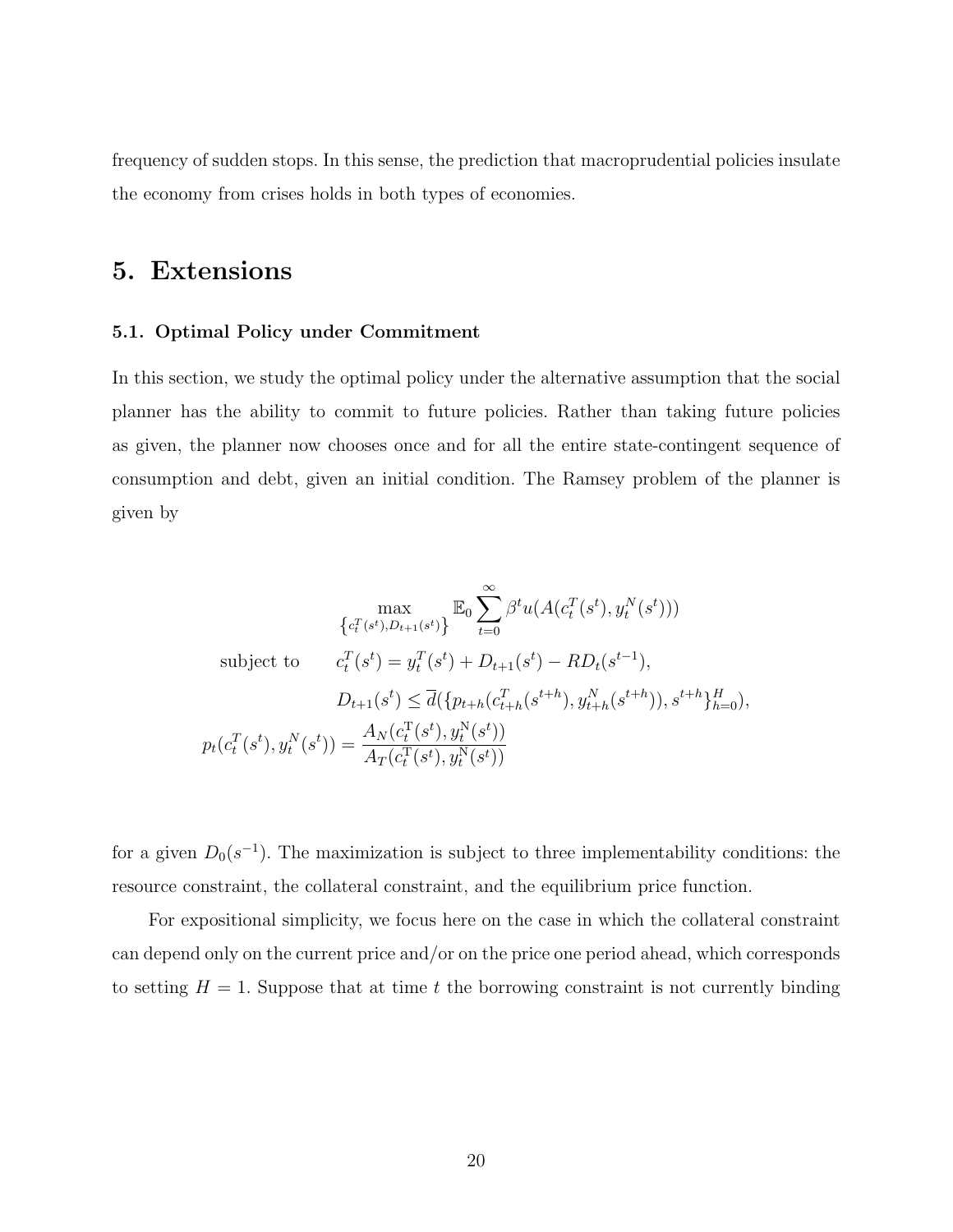frequency of sudden stops. In this sense, the prediction that macroprudential policies insulate the economy from crises holds in both types of economies.

# 5. Extensions

### 5.1. Optimal Policy under Commitment

In this section, we study the optimal policy under the alternative assumption that the social planner has the ability to commit to future policies. Rather than taking future policies as given, the planner now chooses once and for all the entire state-contingent sequence of consumption and debt, given an initial condition. The Ramsey problem of the planner is given by

$$
\begin{aligned}
&\max_{\left\{c_t^T(s^t), D_{t+1}(s^t)\right\}} \mathbb{E}_0 \sum_{t=0}^{\infty} \beta^t u(A(c_t^T(s^t), y_t^N(s^t))) \\
\text{subject to} \quad & c_t^T(s^t) = y_t^T(s^t) + D_{t+1}(s^t) - RD_t(s^{t-1}), \\
& D_{t+1}(s^t) \leq \overline{d}(\{p_{t+h}(c_{t+h}^T(s^{t+h}), y_{t+h}^N(s^{t+h})), s^{t+h}\}_{h=0}^{H}), \\
p_t(c_t^T(s^t), y_t^N(s^t)) = & \frac{A_N(c_t^{\mathrm{T}}(s^t), y_t^{\mathrm{N}}(s^t))}{A_T(c_t^{\mathrm{T}}(s^t), y_t^{\mathrm{N}}(s^t))}
\end{aligned}
$$

for a given $D_0(s^{-1})$. The maximization is subject to three implementability conditions: the resource constraint, the collateral constraint, and the equilibrium price function.

For expositional simplicity, we focus here on the case in which the collateral constraint can depend only on the current price and/or on the price one period ahead, which corresponds to setting $H = 1$. Suppose that at time $t$ the borrowing constraint is not currently binding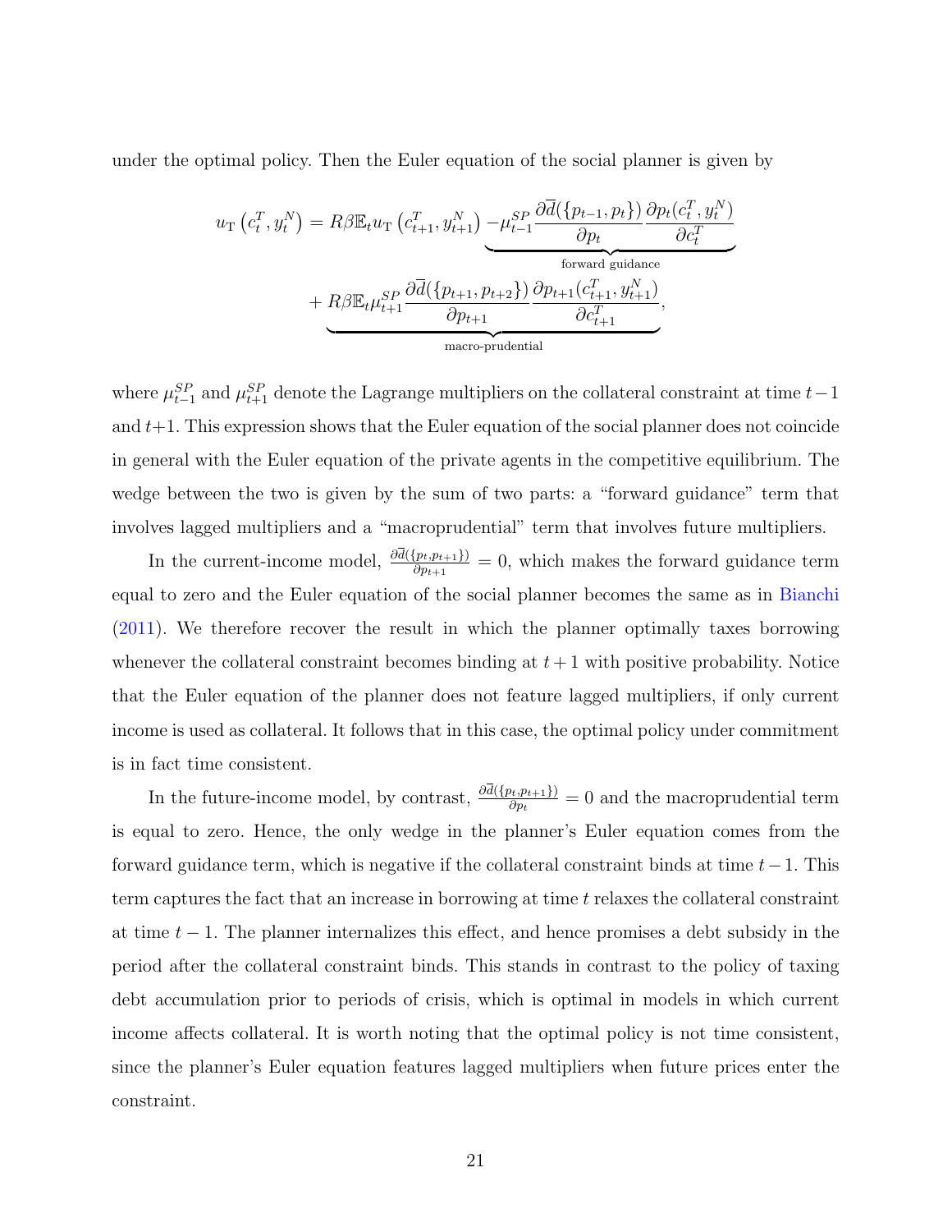under the optimal policy. Then the Euler equation of the social planner is given by

$$
\begin{aligned}
u_{\mathrm{T}}\left(c_t^T, y_t^N\right) = R\beta \mathbb{E}_t u_{\mathrm{T}}\left(c_{t+1}^T, y_{t+1}^N\right) & \underbrace{-\mu_{t-1}^{SP} \frac{\partial \overline{d}(\{p_{t-1}, p_t\})}{\partial p_t} \frac{\partial p_t(c_t^T, y_t^N)}{\partial c_t^T}}_{\text{forward guidance}} \\
& + \underbrace{R\beta \mathbb{E}_t \mu_{t+1}^{SP} \frac{\partial \overline{d}(\{p_{t+1}, p_{t+2}\})}{\partial p_{t+1}} \frac{\partial p_{t+1}(c_{t+1}^T, y_{t+1}^N)}{\partial c_{t+1}^T}}_{\text{macro-prudential}},
\end{aligned}
$$

where $\mu_{t-1}^{SP}$ and $\mu_{t+1}^{SP}$ denote the Lagrange multipliers on the collateral constraint at time $t-1$ and $t+1$. This expression shows that the Euler equation of the social planner does not coincide in general with the Euler equation of the private agents in the competitive equilibrium. The wedge between the two is given by the sum of two parts: a "forward guidance" term that involves lagged multipliers and a "macroprudential" term that involves future multipliers.

In the current-income model, $\frac{\partial \overline{d}(\{p_t, p_{t+1}\})}{\partial p_{t+1}} = 0$, which makes the forward guidance term equal to zero and the Euler equation of the social planner becomes the same as in Bianchi (2011). We therefore recover the result in which the planner optimally taxes borrowing whenever the collateral constraint becomes binding at $t+1$ with positive probability. Notice that the Euler equation of the planner does not feature lagged multipliers, if only current income is used as collateral. It follows that in this case, the optimal policy under commitment is in fact time consistent.

In the future-income model, by contrast, $\frac{\partial \overline{d}(\{p_t, p_{t+1}\})}{\partial p_t} = 0$ and the macroprudential term is equal to zero. Hence, the only wedge in the planner's Euler equation comes from the forward guidance term, which is negative if the collateral constraint binds at time $t-1$. This term captures the fact that an increase in borrowing at time $t$ relaxes the collateral constraint at time $t-1$. The planner internalizes this effect, and hence promises a debt subsidy in the period after the collateral constraint binds. This stands in contrast to the policy of taxing debt accumulation prior to periods of crisis, which is optimal in models in which current income affects collateral. It is worth noting that the optimal policy is not time consistent, since the planner's Euler equation features lagged multipliers when future prices enter the constraint.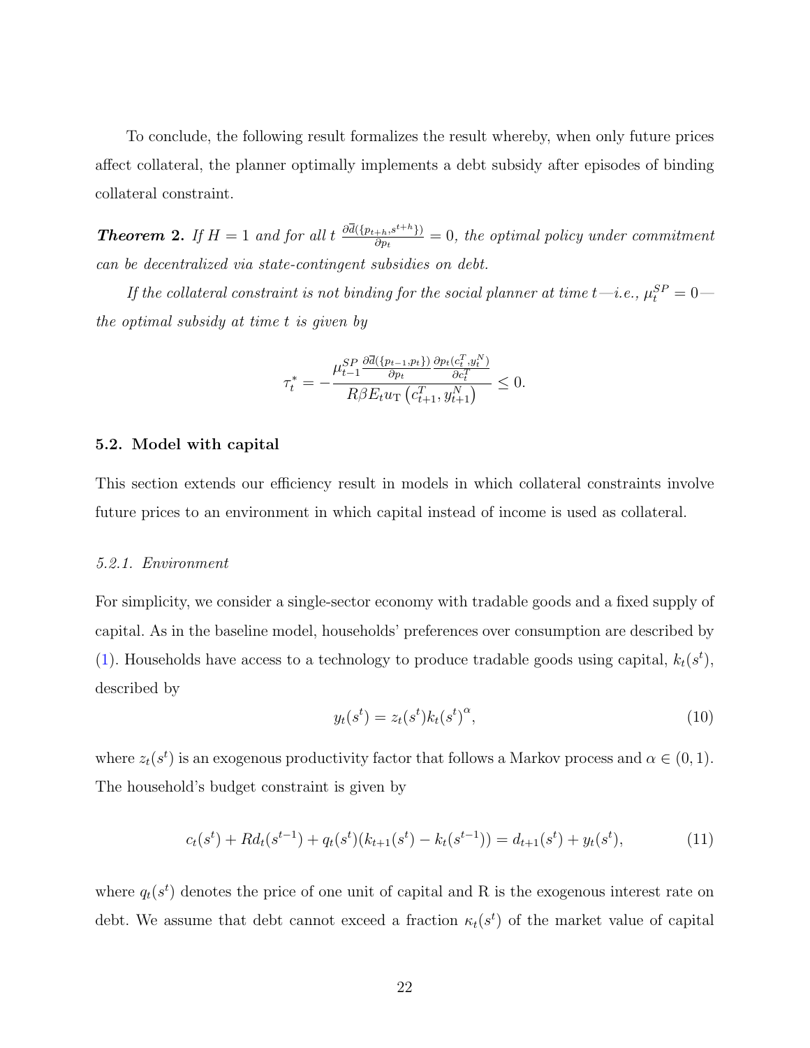To conclude, the following result formalizes the result whereby, when only future prices affect collateral, the planner optimally implements a debt subsidy after episodes of binding collateral constraint.

***Theorem 2.*** *If $H = 1$ and for all $t$ $\frac{\partial \overline{d}(\{p_{t+h}, s^{t+h}\})}{\partial p_t} = 0$, the optimal policy under commitment can be decentralized via state-contingent subsidies on debt.*

*If the collateral constraint is not binding for the social planner at time $t$—i.e., $\mu_t^{SP} = 0$—the optimal subsidy at time $t$ is given by*

$$\tau_t^* = -\frac{\mu_{t-1}^{SP} \frac{\partial \overline{d}(\{p_{t-1}, p_t\})}{\partial p_t} \frac{\partial p_t(c_t^T, y_t^N)}{\partial c_t^T}}{R\beta E_t u_{\mathrm{T}}\left(c_{t+1}^T, y_{t+1}^N\right)} \leq 0.$$

### 5.2. Model with capital

This section extends our efficiency result in models in which collateral constraints involve future prices to an environment in which capital instead of income is used as collateral.

#### 5.2.1. Environment

For simplicity, we consider a single-sector economy with tradable goods and a fixed supply of capital. As in the baseline model, households' preferences over consumption are described by (1). Households have access to a technology to produce tradable goods using capital, $k_t(s^t)$, described by

$$y_t(s^t) = z_t(s^t) k_t(s^t)^{\alpha}, \tag{10}$$

where $z_t(s^t)$ is an exogenous productivity factor that follows a Markov process and $\alpha \in (0, 1)$. The household's budget constraint is given by

$$c_t(s^t) + R d_t(s^{t-1}) + q_t(s^t)(k_{t+1}(s^t) - k_t(s^{t-1})) = d_{t+1}(s^t) + y_t(s^t), \tag{11}$$

where $q_t(s^t)$ denotes the price of one unit of capital and R is the exogenous interest rate on debt. We assume that debt cannot exceed a fraction $\kappa_t(s^t)$ of the market value of capital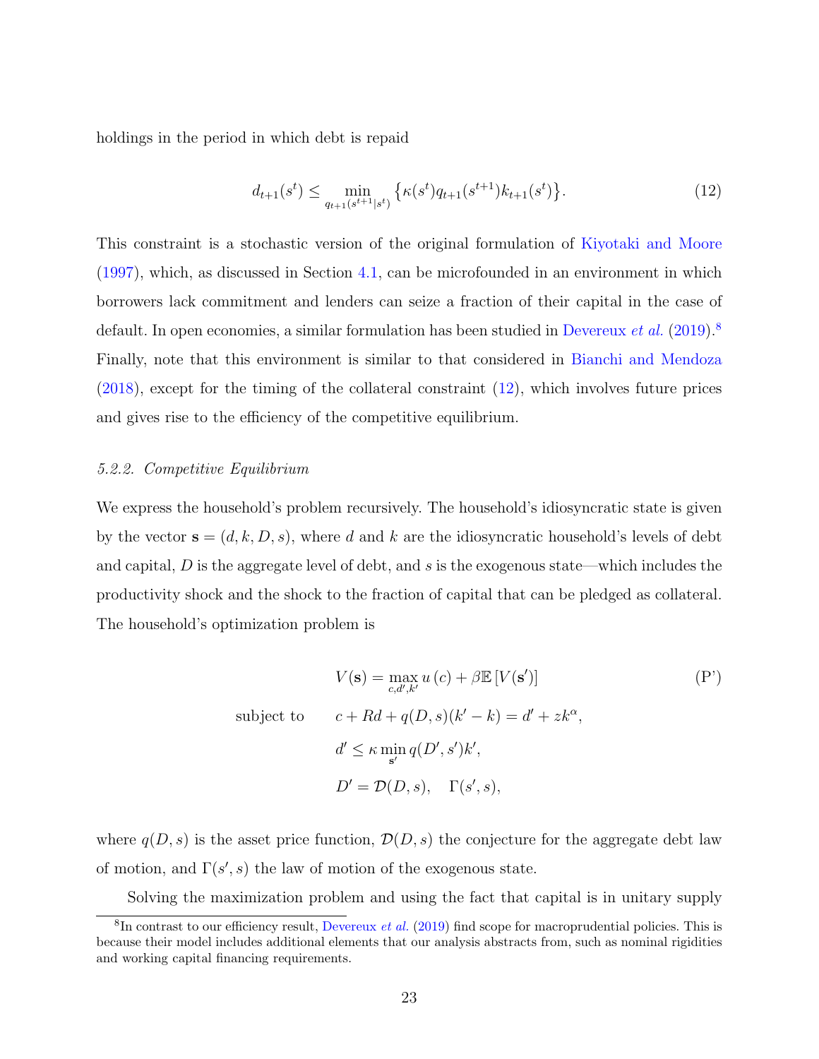holdings in the period in which debt is repaid

$$d_{t+1}(s^t) \leq \min_{q_{t+1}(s^{t+1}|s^t)} \left\{ \kappa(s^t) q_{t+1}(s^{t+1}) k_{t+1}(s^t) \right\}. \tag{12}$$

This constraint is a stochastic version of the original formulation of Kiyotaki and Moore (1997), which, as discussed in Section 4.1, can be microfounded in an environment in which borrowers lack commitment and lenders can seize a fraction of their capital in the case of default. In open economies, a similar formulation has been studied in Devereux *et al.* (2019).[8] Finally, note that this environment is similar to that considered in Bianchi and Mendoza (2018), except for the timing of the collateral constraint (12), which involves future prices and gives rise to the efficiency of the competitive equilibrium.

*5.2.2. Competitive Equilibrium*

We express the household's problem recursively. The household's idiosyncratic state is given by the vector $\mathbf{s} = (d, k, D, s)$, where $d$ and $k$ are the idiosyncratic household's levels of debt and capital, $D$ is the aggregate level of debt, and $s$ is the exogenous state—which includes the productivity shock and the shock to the fraction of capital that can be pledged as collateral. The household's optimization problem is

$$V(\mathbf{s}) = \max_{c,d',k'} u(c) + \beta \mathbb{E}[V(\mathbf{s}')] \tag{P'}$$

$$\text{subject to} \quad c + Rd + q(D, s)(k' - k) = d' + zk^\alpha,$$

$$d' \leq \kappa \min_{\mathbf{s}'} q(D', s')k',$$

$$D' = \mathcal{D}(D, s), \quad \Gamma(s', s),$$

where $q(D, s)$ is the asset price function, $\mathcal{D}(D, s)$ the conjecture for the aggregate debt law of motion, and $\Gamma(s', s)$ the law of motion of the exogenous state.

Solving the maximization problem and using the fact that capital is in unitary supply

[8] In contrast to our efficiency result, Devereux *et al.* (2019) find scope for macroprudential policies. This is because their model includes additional elements that our analysis abstracts from, such as nominal rigidities and working capital financing requirements.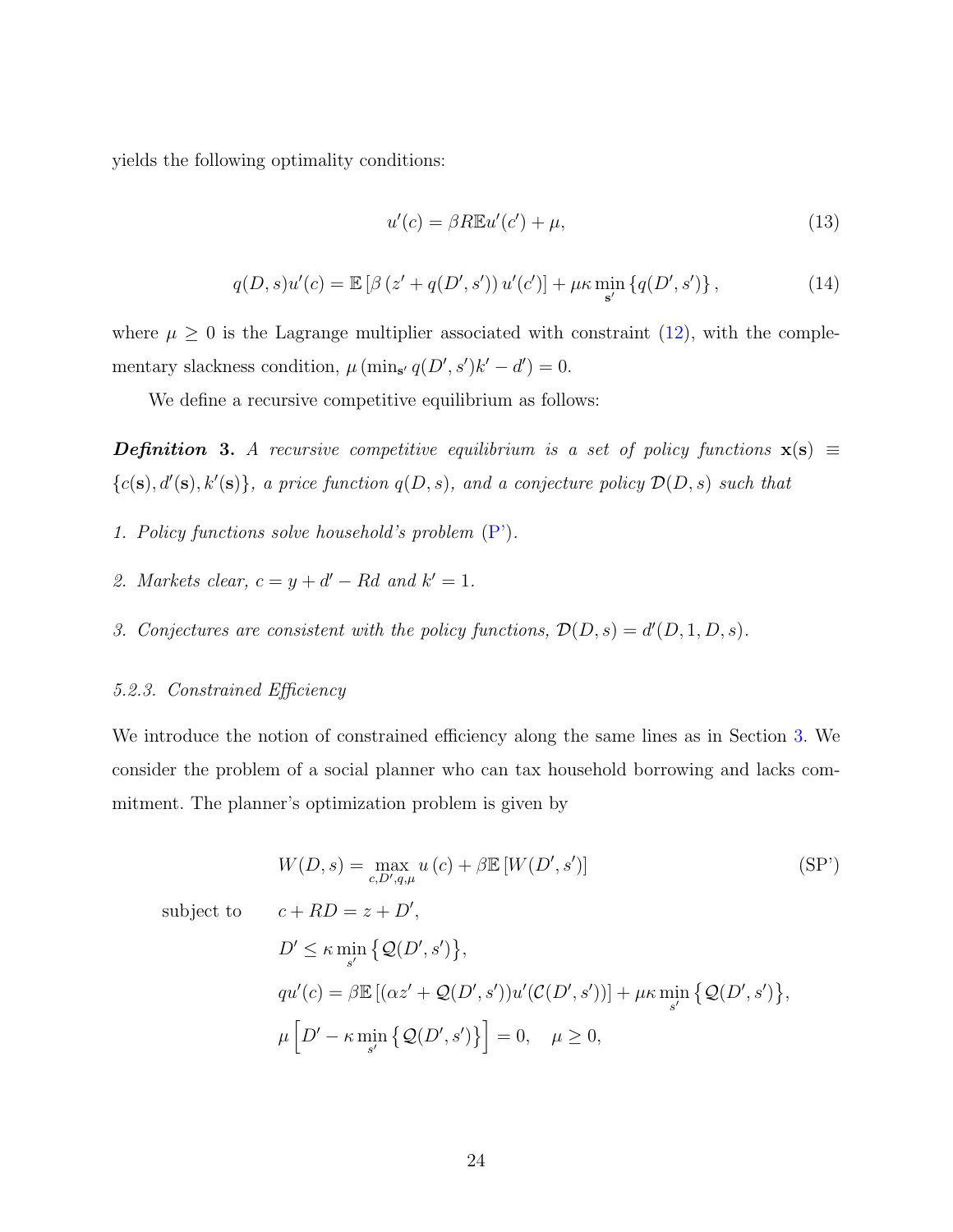yields the following optimality conditions:

$$u'(c) = \beta R \mathbb{E} u'(c') + \mu, \tag{13}$$

$$q(D,s)u'(c) = \mathbb{E}\left[\beta\left(z' + q(D',s')\right)u'(c')\right] + \mu\kappa \min_{\mathbf{s}'}\left\{q(D',s')\right\}, \tag{14}$$

where $\mu \geq 0$ is the Lagrange multiplier associated with constraint (12), with the complementary slackness condition, $\mu\left(\min_{\mathbf{s}'} q(D',s')k' - d'\right) = 0$.

We define a recursive competitive equilibrium as follows:

***Definition* 3.** *A recursive competitive equilibrium is a set of policy functions* $\mathbf{x}(\mathbf{s}) \equiv \{c(\mathbf{s}), d'(\mathbf{s}), k'(\mathbf{s})\}$*, a price function* $q(D,s)$*, and a conjecture policy* $\mathcal{D}(D,s)$ *such that*

1. *Policy functions solve household's problem* (P').
2. *Markets clear,* $c = y + d' - Rd$ *and* $k' = 1$.
3. *Conjectures are consistent with the policy functions,* $\mathcal{D}(D,s) = d'(D,1,D,s)$.

*5.2.3. Constrained Efficiency*

We introduce the notion of constrained efficiency along the same lines as in Section 3. We consider the problem of a social planner who can tax household borrowing and lacks commitment. The planner's optimization problem is given by

$$W(D,s) = \max_{c,D',q,\mu} u(c) + \beta\mathbb{E}\left[W(D',s')\right] \tag{SP'}$$

subject to

$$c + RD = z + D',$$

$$D' \leq \kappa \min_{s'}\left\{\mathcal{Q}(D',s')\right\},$$

$$qu'(c) = \beta\mathbb{E}\left[(\alpha z' + \mathcal{Q}(D',s'))u'(\mathcal{C}(D',s'))\right] + \mu\kappa\min_{s'}\left\{\mathcal{Q}(D',s')\right\},$$

$$\mu\left[D' - \kappa\min_{s'}\left\{\mathcal{Q}(D',s')\right\}\right] = 0, \quad \mu \geq 0,$$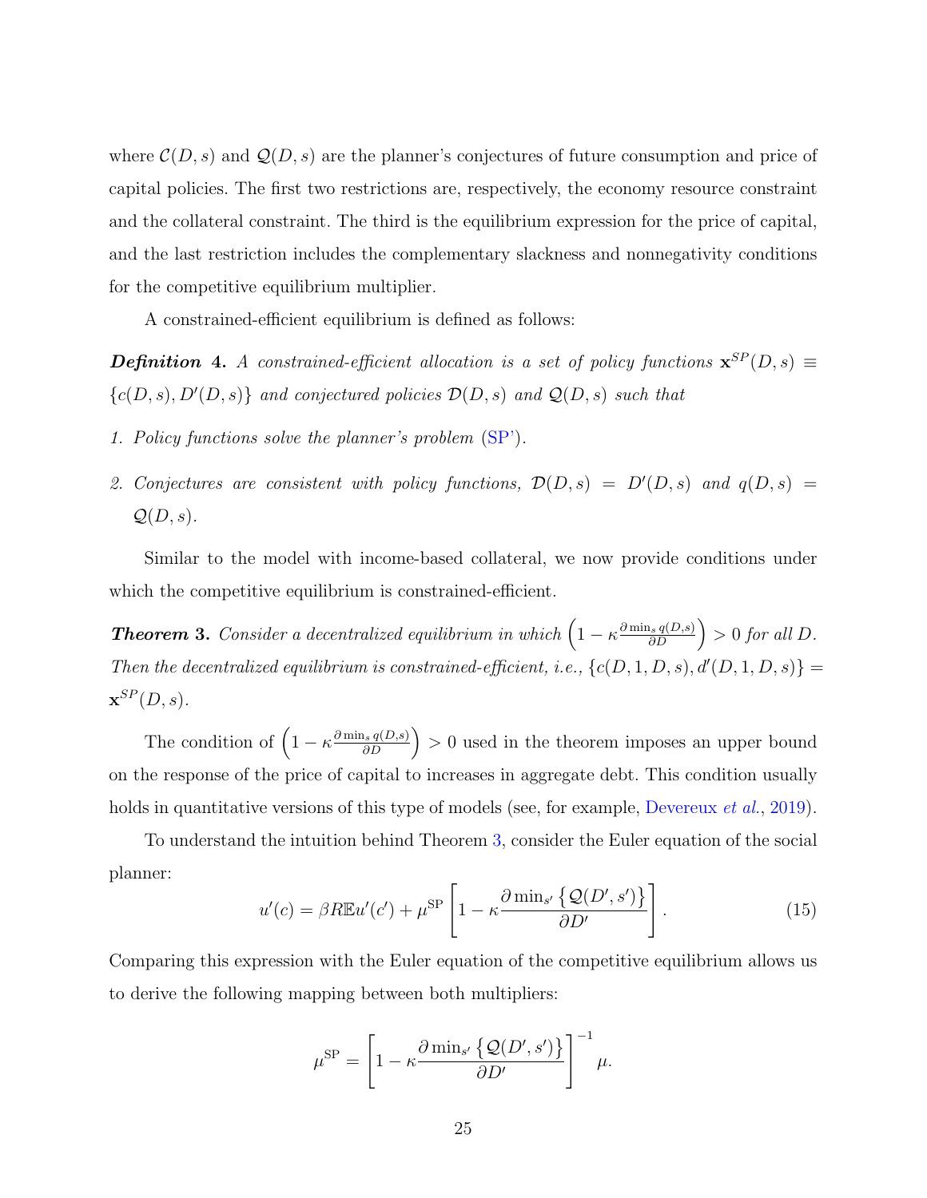where $\mathcal{C}(D,s)$ and $\mathcal{Q}(D,s)$ are the planner's conjectures of future consumption and price of capital policies. The first two restrictions are, respectively, the economy resource constraint and the collateral constraint. The third is the equilibrium expression for the price of capital, and the last restriction includes the complementary slackness and nonnegativity conditions for the competitive equilibrium multiplier.

A constrained-efficient equilibrium is defined as follows:

***Definition* 4.** *A constrained-efficient allocation is a set of policy functions $\mathbf{x}^{SP}(D,s) \equiv \{c(D,s), D'(D,s)\}$ and conjectured policies $\mathcal{D}(D,s)$ and $\mathcal{Q}(D,s)$ such that*

1. *Policy functions solve the planner's problem (SP').*
2. *Conjectures are consistent with policy functions, $\mathcal{D}(D,s) = D'(D,s)$ and $q(D,s) = \mathcal{Q}(D,s)$.*

Similar to the model with income-based collateral, we now provide conditions under which the competitive equilibrium is constrained-efficient.

***Theorem* 3.** *Consider a decentralized equilibrium in which $\left(1 - \kappa \frac{\partial \min_s q(D,s)}{\partial D}\right) > 0$ for all $D$. Then the decentralized equilibrium is constrained-efficient, i.e., $\{c(D,1,D,s), d'(D,1,D,s)\} = \mathbf{x}^{SP}(D,s)$.*

The condition of $\left(1 - \kappa \frac{\partial \min_s q(D,s)}{\partial D}\right) > 0$ used in the theorem imposes an upper bound on the response of the price of capital to increases in aggregate debt. This condition usually holds in quantitative versions of this type of models (see, for example, Devereux *et al.*, 2019).

To understand the intuition behind Theorem 3, consider the Euler equation of the social planner:

$$u'(c) = \beta R \mathbb{E} u'(c') + \mu^{\text{SP}} \left[1 - \kappa \frac{\partial \min_{s'} \{\mathcal{Q}(D', s')\}}{\partial D'}\right]. \tag{15}$$

Comparing this expression with the Euler equation of the competitive equilibrium allows us to derive the following mapping between both multipliers:

$$\mu^{\text{SP}} = \left[1 - \kappa \frac{\partial \min_{s'} \{\mathcal{Q}(D', s')\}}{\partial D'}\right]^{-1} \mu.$$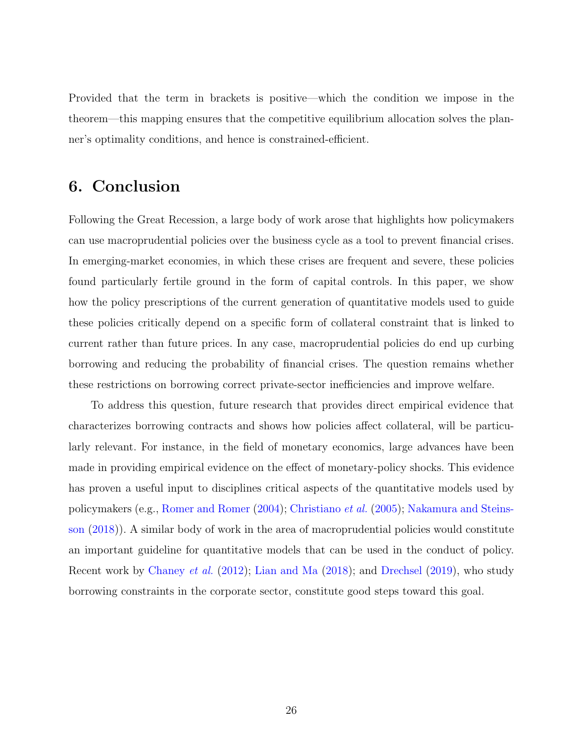Provided that the term in brackets is positive—which the condition we impose in the theorem—this mapping ensures that the competitive equilibrium allocation solves the planner's optimality conditions, and hence is constrained-efficient.

## 6. Conclusion

Following the Great Recession, a large body of work arose that highlights how policymakers can use macroprudential policies over the business cycle as a tool to prevent financial crises. In emerging-market economies, in which these crises are frequent and severe, these policies found particularly fertile ground in the form of capital controls. In this paper, we show how the policy prescriptions of the current generation of quantitative models used to guide these policies critically depend on a specific form of collateral constraint that is linked to current rather than future prices. In any case, macroprudential policies do end up curbing borrowing and reducing the probability of financial crises. The question remains whether these restrictions on borrowing correct private-sector inefficiencies and improve welfare.

To address this question, future research that provides direct empirical evidence that characterizes borrowing contracts and shows how policies affect collateral, will be particularly relevant. For instance, in the field of monetary economics, large advances have been made in providing empirical evidence on the effect of monetary-policy shocks. This evidence has proven a useful input to disciplines critical aspects of the quantitative models used by policymakers (e.g., Romer and Romer (2004); Christiano *et al.* (2005); Nakamura and Steinsson (2018)). A similar body of work in the area of macroprudential policies would constitute an important guideline for quantitative models that can be used in the conduct of policy. Recent work by Chaney *et al.* (2012); Lian and Ma (2018); and Drechsel (2019), who study borrowing constraints in the corporate sector, constitute good steps toward this goal.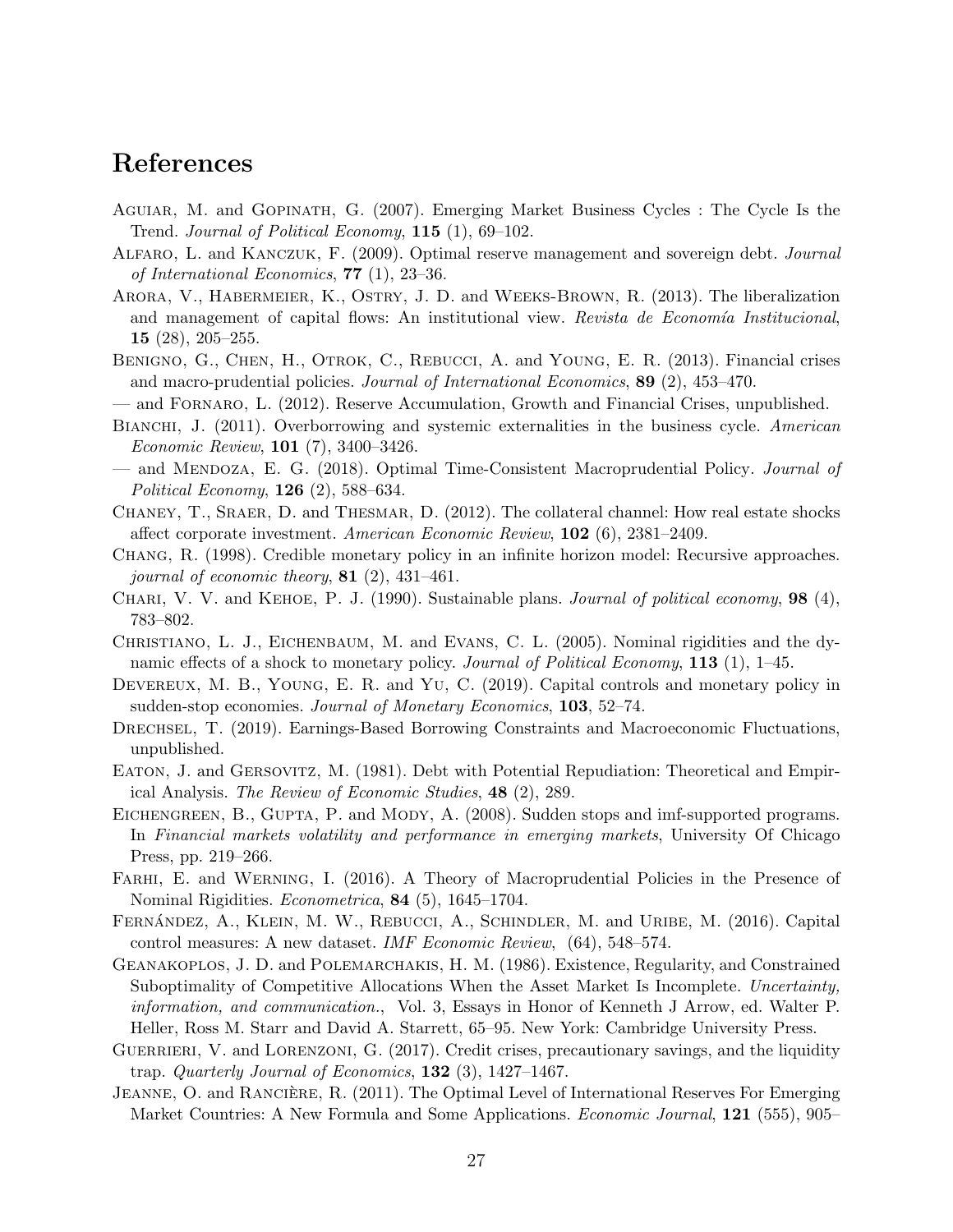# References

Aguiar, M. and Gopinath, G. (2007). Emerging Market Business Cycles : The Cycle Is the Trend. *Journal of Political Economy*, **115** (1), 69–102.

Alfaro, L. and Kanczuk, F. (2009). Optimal reserve management and sovereign debt. *Journal of International Economics*, **77** (1), 23–36.

Arora, V., Habermeier, K., Ostry, J. D. and Weeks-Brown, R. (2013). The liberalization and management of capital flows: An institutional view. *Revista de Economía Institucional*, **15** (28), 205–255.

Benigno, G., Chen, H., Otrok, C., Rebucci, A. and Young, E. R. (2013). Financial crises and macro-prudential policies. *Journal of International Economics*, **89** (2), 453–470.

— and Fornaro, L. (2012). Reserve Accumulation, Growth and Financial Crises, unpublished.

Bianchi, J. (2011). Overborrowing and systemic externalities in the business cycle. *American Economic Review*, **101** (7), 3400–3426.

— and Mendoza, E. G. (2018). Optimal Time-Consistent Macroprudential Policy. *Journal of Political Economy*, **126** (2), 588–634.

Chaney, T., Sraer, D. and Thesmar, D. (2012). The collateral channel: How real estate shocks affect corporate investment. *American Economic Review*, **102** (6), 2381–2409.

Chang, R. (1998). Credible monetary policy in an infinite horizon model: Recursive approaches. *journal of economic theory*, **81** (2), 431–461.

Chari, V. V. and Kehoe, P. J. (1990). Sustainable plans. *Journal of political economy*, **98** (4), 783–802.

Christiano, L. J., Eichenbaum, M. and Evans, C. L. (2005). Nominal rigidities and the dynamic effects of a shock to monetary policy. *Journal of Political Economy*, **113** (1), 1–45.

Devereux, M. B., Young, E. R. and Yu, C. (2019). Capital controls and monetary policy in sudden-stop economies. *Journal of Monetary Economics*, **103**, 52–74.

Drechsel, T. (2019). Earnings-Based Borrowing Constraints and Macroeconomic Fluctuations, unpublished.

Eaton, J. and Gersovitz, M. (1981). Debt with Potential Repudiation: Theoretical and Empirical Analysis. *The Review of Economic Studies*, **48** (2), 289.

Eichengreen, B., Gupta, P. and Mody, A. (2008). Sudden stops and imf-supported programs. In *Financial markets volatility and performance in emerging markets*, University Of Chicago Press, pp. 219–266.

Farhi, E. and Werning, I. (2016). A Theory of Macroprudential Policies in the Presence of Nominal Rigidities. *Econometrica*, **84** (5), 1645–1704.

Fernández, A., Klein, M. W., Rebucci, A., Schindler, M. and Uribe, M. (2016). Capital control measures: A new dataset. *IMF Economic Review*, (64), 548–574.

Geanakoplos, J. D. and Polemarchakis, H. M. (1986). Existence, Regularity, and Constrained Suboptimality of Competitive Allocations When the Asset Market Is Incomplete. *Uncertainty, information, and communication.*, Vol. 3, Essays in Honor of Kenneth J Arrow, ed. Walter P. Heller, Ross M. Starr and David A. Starrett, 65–95. New York: Cambridge University Press.

Guerrieri, V. and Lorenzoni, G. (2017). Credit crises, precautionary savings, and the liquidity trap. *Quarterly Journal of Economics*, **132** (3), 1427–1467.

Jeanne, O. and Rancière, R. (2011). The Optimal Level of International Reserves For Emerging Market Countries: A New Formula and Some Applications. *Economic Journal*, **121** (555), 905–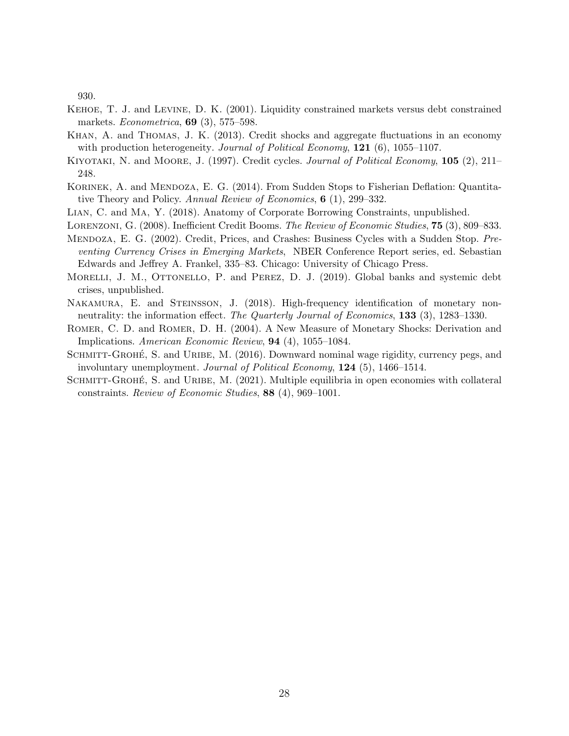930.

Kehoe, T. J. and Levine, D. K. (2001). Liquidity constrained markets versus debt constrained markets. *Econometrica*, **69** (3), 575–598.

Khan, A. and Thomas, J. K. (2013). Credit shocks and aggregate fluctuations in an economy with production heterogeneity. *Journal of Political Economy*, **121** (6), 1055–1107.

Kiyotaki, N. and Moore, J. (1997). Credit cycles. *Journal of Political Economy*, **105** (2), 211–248.

Korinek, A. and Mendoza, E. G. (2014). From Sudden Stops to Fisherian Deflation: Quantitative Theory and Policy. *Annual Review of Economics*, **6** (1), 299–332.

Lian, C. and Ma, Y. (2018). Anatomy of Corporate Borrowing Constraints, unpublished.

Lorenzoni, G. (2008). Inefficient Credit Booms. *The Review of Economic Studies*, **75** (3), 809–833.

Mendoza, E. G. (2002). Credit, Prices, and Crashes: Business Cycles with a Sudden Stop. *Preventing Currency Crises in Emerging Markets*, NBER Conference Report series, ed. Sebastian Edwards and Jeffrey A. Frankel, 335–83. Chicago: University of Chicago Press.

Morelli, J. M., Ottonello, P. and Perez, D. J. (2019). Global banks and systemic debt crises, unpublished.

Nakamura, E. and Steinsson, J. (2018). High-frequency identification of monetary non-neutrality: the information effect. *The Quarterly Journal of Economics*, **133** (3), 1283–1330.

Romer, C. D. and Romer, D. H. (2004). A New Measure of Monetary Shocks: Derivation and Implications. *American Economic Review*, **94** (4), 1055–1084.

Schmitt-Grohé, S. and Uribe, M. (2016). Downward nominal wage rigidity, currency pegs, and involuntary unemployment. *Journal of Political Economy*, **124** (5), 1466–1514.

Schmitt-Grohé, S. and Uribe, M. (2021). Multiple equilibria in open economies with collateral constraints. *Review of Economic Studies*, **88** (4), 969–1001.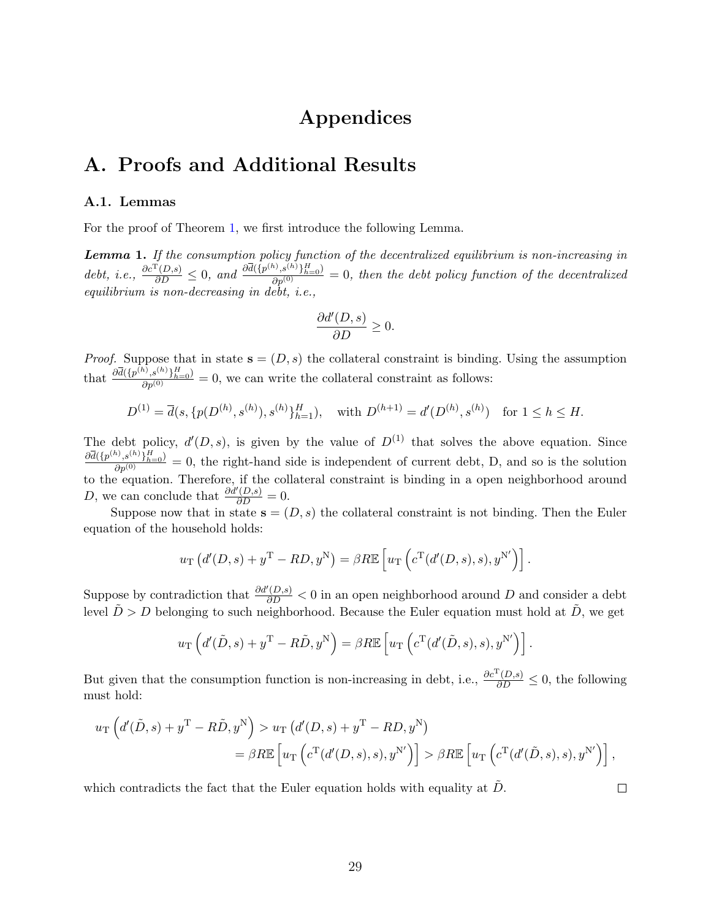# Appendices

# A. Proofs and Additional Results

### A.1. Lemmas

For the proof of Theorem 1, we first introduce the following Lemma.

***Lemma* 1.** *If the consumption policy function of the decentralized equilibrium is non-increasing in debt, i.e.,* $\frac{\partial c^{\mathrm{T}}(D,s)}{\partial D} \leq 0$*, and* $\frac{\partial \overline{d}(\{p^{(h)},s^{(h)}\}_{h=0}^{H})}{\partial p^{(0)}} = 0$*, then the debt policy function of the decentralized equilibrium is non-decreasing in debt, i.e.,*

$$\frac{\partial d'(D,s)}{\partial D} \geq 0.$$

*Proof.* Suppose that in state $\mathbf{s} = (D, s)$ the collateral constraint is binding. Using the assumption that $\frac{\partial \overline{d}(\{p^{(h)},s^{(h)}\}_{h=0}^{H})}{\partial p^{(0)}} = 0$, we can write the collateral constraint as follows:

$$D^{(1)} = \overline{d}(s, \{p(D^{(h)}, s^{(h)}), s^{(h)}\}_{h=1}^{H}), \quad \text{with } D^{(h+1)} = d'(D^{(h)}, s^{(h)}) \quad \text{for } 1 \leq h \leq H.$$

The debt policy, $d'(D, s)$, is given by the value of $D^{(1)}$ that solves the above equation. Since $\frac{\partial \overline{d}(\{p^{(h)},s^{(h)}\}_{h=0}^{H})}{\partial p^{(0)}} = 0$, the right-hand side is independent of current debt, D, and so is the solution to the equation. Therefore, if the collateral constraint is binding in a open neighborhood around $D$, we can conclude that $\frac{\partial d'(D,s)}{\partial D} = 0$.

Suppose now that in state $\mathbf{s} = (D, s)$ the collateral constraint is not binding. Then the Euler equation of the household holds:

$$u_{\mathrm{T}}\left(d'(D,s) + y^{\mathrm{T}} - RD, y^{\mathrm{N}}\right) = \beta R \mathbb{E}\left[u_{\mathrm{T}}\left(c^{\mathrm{T}}(d'(D,s),s), y^{\mathrm{N}'}\right)\right].$$

Suppose by contradiction that $\frac{\partial d'(D,s)}{\partial D} < 0$ in an open neighborhood around $D$ and consider a debt level $\tilde{D} > D$ belonging to such neighborhood. Because the Euler equation must hold at $\tilde{D}$, we get

$$u_{\mathrm{T}}\left(d'(\tilde{D},s) + y^{\mathrm{T}} - R\tilde{D}, y^{\mathrm{N}}\right) = \beta R \mathbb{E}\left[u_{\mathrm{T}}\left(c^{\mathrm{T}}(d'(\tilde{D},s),s), y^{\mathrm{N}'}\right)\right].$$

But given that the consumption function is non-increasing in debt, i.e., $\frac{\partial c^{\mathrm{T}}(D,s)}{\partial D} \leq 0$, the following must hold:

$$\begin{aligned} u_{\mathrm{T}}\left(d'(\tilde{D},s) + y^{\mathrm{T}} - R\tilde{D}, y^{\mathrm{N}}\right) &> u_{\mathrm{T}}\left(d'(D,s) + y^{\mathrm{T}} - RD, y^{\mathrm{N}}\right) \\ &= \beta R \mathbb{E}\left[u_{\mathrm{T}}\left(c^{\mathrm{T}}(d'(D,s),s), y^{\mathrm{N}'}\right)\right] > \beta R \mathbb{E}\left[u_{\mathrm{T}}\left(c^{\mathrm{T}}(d'(\tilde{D},s),s), y^{\mathrm{N}'}\right)\right], \end{aligned}$$

which contradicts the fact that the Euler equation holds with equality at $\tilde{D}$. □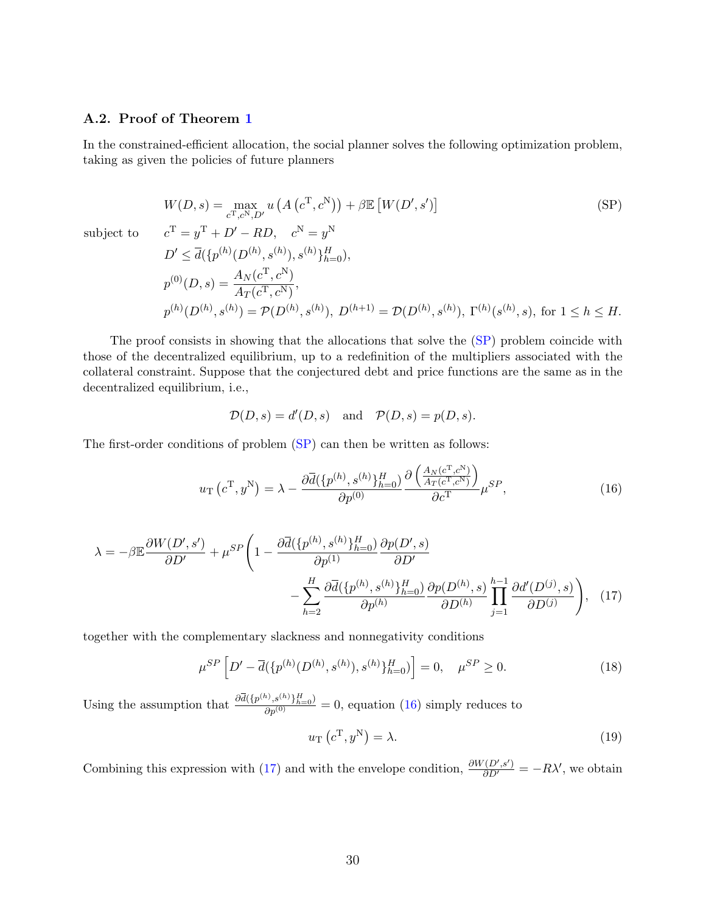### A.2. Proof of Theorem 1

In the constrained-efficient allocation, the social planner solves the following optimization problem, taking as given the policies of future planners

$$
W(D, s) = \max_{c^{\mathrm{T}}, c^{\mathrm{N}}, D'} u\left(A\left(c^{\mathrm{T}}, c^{\mathrm{N}}\right)\right) + \beta \mathbb{E}\left[W(D', s')\right] \tag{SP}
$$

subject to

$$
\begin{aligned}
& c^{\mathrm{T}} = y^{\mathrm{T}} + D' - RD, \quad c^{\mathrm{N}} = y^{\mathrm{N}} \\
& D' \leq \overline{d}(\{p^{(h)}(D^{(h)}, s^{(h)}), s^{(h)}\}_{h=0}^{H}), \\
& p^{(0)}(D, s) = \frac{A_N(c^{\mathrm{T}}, c^{\mathrm{N}})}{A_T(c^{\mathrm{T}}, c^{\mathrm{N}})}, \\
& p^{(h)}(D^{(h)}, s^{(h)}) = \mathcal{P}(D^{(h)}, s^{(h)}),\ D^{(h+1)} = \mathcal{D}(D^{(h)}, s^{(h)}),\ \Gamma^{(h)}(s^{(h)}, s), \text{ for } 1 \leq h \leq H.
\end{aligned}
$$

The proof consists in showing that the allocations that solve the (SP) problem coincide with those of the decentralized equilibrium, up to a redefinition of the multipliers associated with the collateral constraint. Suppose that the conjectured debt and price functions are the same as in the decentralized equilibrium, i.e.,

$$
\mathcal{D}(D, s) = d'(D, s) \quad \text{and} \quad \mathcal{P}(D, s) = p(D, s).
$$

The first-order conditions of problem (SP) can then be written as follows:

$$
u_{\mathrm{T}}\left(c^{\mathrm{T}}, y^{\mathrm{N}}\right) = \lambda - \frac{\partial \overline{d}(\{p^{(h)}, s^{(h)}\}_{h=0}^{H})}{\partial p^{(0)}} \frac{\partial \left(\frac{A_N(c^{\mathrm{T}}, c^{\mathrm{N}})}{A_T(c^{\mathrm{T}}, c^{\mathrm{N}})}\right)}{\partial c^{\mathrm{T}}} \mu^{SP}, \tag{16}
$$

$$
\begin{aligned}
\lambda = -\beta \mathbb{E} \frac{\partial W(D', s')}{\partial D'} + \mu^{SP} \Bigg( 1 &- \frac{\partial \overline{d}(\{p^{(h)}, s^{(h)}\}_{h=0}^{H})}{\partial p^{(1)}} \frac{\partial p(D', s)}{\partial D'} \\
&- \sum_{h=2}^{H} \frac{\partial \overline{d}(\{p^{(h)}, s^{(h)}\}_{h=0}^{H})}{\partial p^{(h)}} \frac{\partial p(D^{(h)}, s)}{\partial D^{(h)}} \prod_{j=1}^{h-1} \frac{\partial d'(D^{(j)}, s)}{\partial D^{(j)}} \Bigg),
\end{aligned} \tag{17}
$$

together with the complementary slackness and nonnegativity conditions

$$
\mu^{SP} \left[ D' - \overline{d}(\{p^{(h)}(D^{(h)}, s^{(h)}), s^{(h)}\}_{h=0}^{H}) \right] = 0, \quad \mu^{SP} \geq 0. \tag{18}
$$

Using the assumption that $\frac{\partial \overline{d}(\{p^{(h)}, s^{(h)}\}_{h=0}^{H})}{\partial p^{(0)}} = 0$, equation (16) simply reduces to

$$
u_{\mathrm{T}}\left(c^{\mathrm{T}}, y^{\mathrm{N}}\right) = \lambda. \tag{19}
$$

Combining this expression with (17) and with the envelope condition, $\frac{\partial W(D', s')}{\partial D'} = -R\lambda'$, we obtain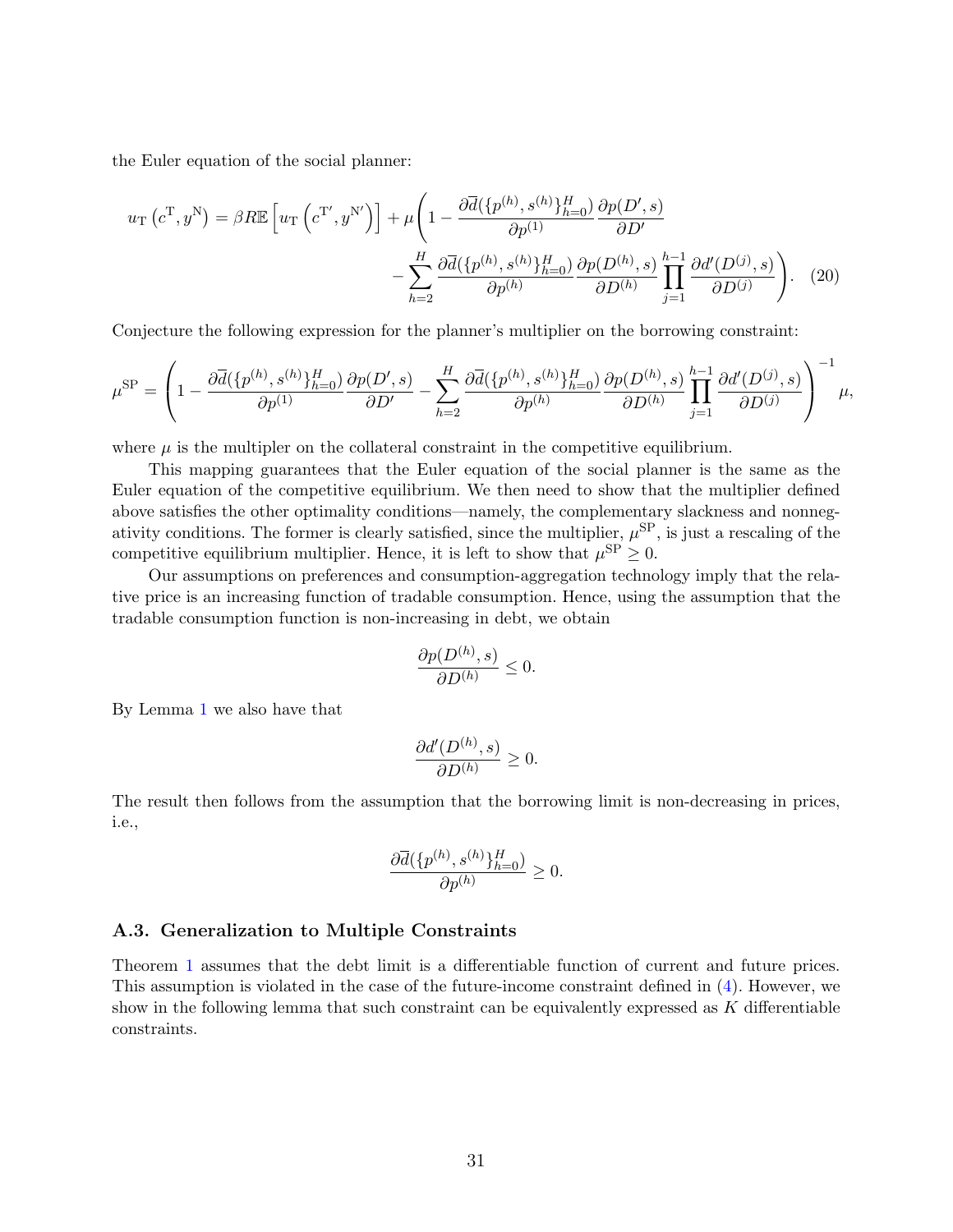the Euler equation of the social planner:

$$
u_{\mathrm{T}}\left(c^{\mathrm{T}}, y^{\mathrm{N}}\right) = \beta R \mathbb{E}\left[u_{\mathrm{T}}\left(c^{\mathrm{T}'}, y^{\mathrm{N}'}\right)\right] + \mu\Bigg(1 - \frac{\partial \overline{d}(\{p^{(h)}, s^{(h)}\}_{h=0}^{H})}{\partial p^{(1)}} \frac{\partial p(D', s)}{\partial D'} - \sum_{h=2}^{H} \frac{\partial \overline{d}(\{p^{(h)}, s^{(h)}\}_{h=0}^{H})}{\partial p^{(h)}} \frac{\partial p(D^{(h)}, s)}{\partial D^{(h)}} \prod_{j=1}^{h-1} \frac{\partial d'(D^{(j)}, s)}{\partial D^{(j)}}\Bigg). \quad (20)
$$

Conjecture the following expression for the planner's multiplier on the borrowing constraint:

$$
\mu^{\mathrm{SP}} = \left(1 - \frac{\partial \overline{d}(\{p^{(h)}, s^{(h)}\}_{h=0}^{H})}{\partial p^{(1)}} \frac{\partial p(D', s)}{\partial D'} - \sum_{h=2}^{H} \frac{\partial \overline{d}(\{p^{(h)}, s^{(h)}\}_{h=0}^{H})}{\partial p^{(h)}} \frac{\partial p(D^{(h)}, s)}{\partial D^{(h)}} \prod_{j=1}^{h-1} \frac{\partial d'(D^{(j)}, s)}{\partial D^{(j)}}\right)^{-1} \mu,
$$

where $\mu$ is the multipler on the collateral constraint in the competitive equilibrium.

This mapping guarantees that the Euler equation of the social planner is the same as the Euler equation of the competitive equilibrium. We then need to show that the multiplier defined above satisfies the other optimality conditions—namely, the complementary slackness and nonnegativity conditions. The former is clearly satisfied, since the multiplier, $\mu^{\mathrm{SP}}$, is just a rescaling of the competitive equilibrium multiplier. Hence, it is left to show that $\mu^{\mathrm{SP}} \geq 0$.

Our assumptions on preferences and consumption-aggregation technology imply that the relative price is an increasing function of tradable consumption. Hence, using the assumption that the tradable consumption function is non-increasing in debt, we obtain

$$
\frac{\partial p(D^{(h)}, s)}{\partial D^{(h)}} \leq 0.
$$

By Lemma 1 we also have that

$$
\frac{\partial d'(D^{(h)}, s)}{\partial D^{(h)}} \geq 0.
$$

The result then follows from the assumption that the borrowing limit is non-decreasing in prices, i.e.,

$$
\frac{\partial \overline{d}(\{p^{(h)}, s^{(h)}\}_{h=0}^{H})}{\partial p^{(h)}} \geq 0.
$$

### A.3. Generalization to Multiple Constraints

Theorem 1 assumes that the debt limit is a differentiable function of current and future prices. This assumption is violated in the case of the future-income constraint defined in (4). However, we show in the following lemma that such constraint can be equivalently expressed as $K$ differentiable constraints.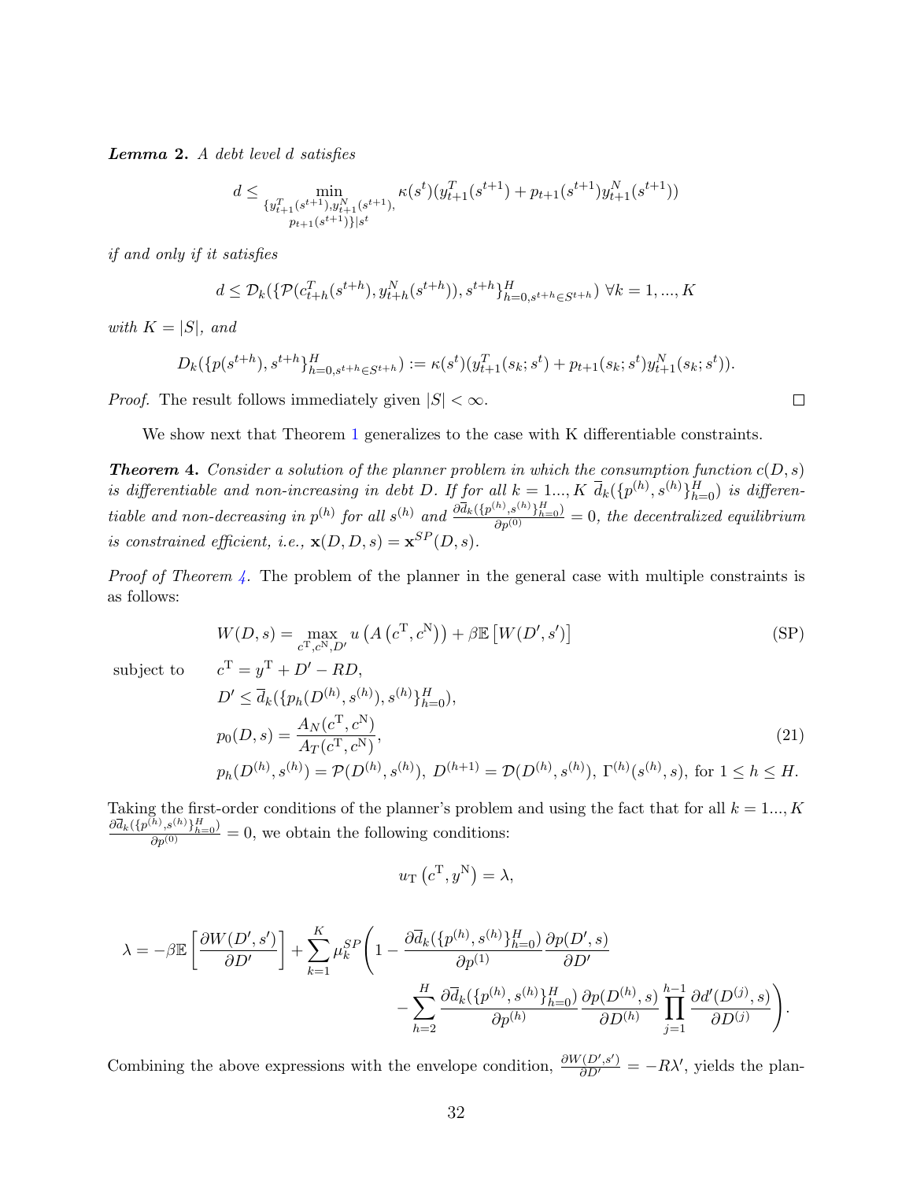***Lemma 2.*** *A debt level $d$ satisfies*

$$d \leq \min_{\substack{\{y^T_{t+1}(s^{t+1}), y^N_{t+1}(s^{t+1}),\\ p_{t+1}(s^{t+1})\}|s^t}} \kappa(s^t)(y^T_{t+1}(s^{t+1}) + p_{t+1}(s^{t+1})y^N_{t+1}(s^{t+1}))$$

*if and only if it satisfies*

$$d \leq \mathcal{D}_k(\{\mathcal{P}(c^T_{t+h}(s^{t+h}), y^N_{t+h}(s^{t+h})), s^{t+h}\}^H_{h=0, s^{t+h}\in S^{t+h}}) \;\forall k = 1, ..., K$$

*with $K = |S|$, and*

$$D_k(\{p(s^{t+h}), s^{t+h}\}^H_{h=0, s^{t+h}\in S^{t+h}}) := \kappa(s^t)(y^T_{t+1}(s_k; s^t) + p_{t+1}(s_k; s^t)y^N_{t+1}(s_k; s^t)).$$

*Proof.* The result follows immediately given $|S| < \infty$. □

We show next that Theorem 1 generalizes to the case with K differentiable constraints.

***Theorem 4.*** *Consider a solution of the planner problem in which the consumption function $c(D, s)$ is differentiable and non-increasing in debt $D$. If for all $k = 1..., K$ $\overline{d}_k(\{p^{(h)}, s^{(h)}\}^H_{h=0})$ is differentiable and non-decreasing in $p^{(h)}$ for all $s^{(h)}$ and $\frac{\partial \overline{d}_k(\{p^{(h)}, s^{(h)}\}^H_{h=0})}{\partial p^{(0)}} = 0$, the decentralized equilibrium is constrained efficient, i.e., $\mathbf{x}(D, D, s) = \mathbf{x}^{SP}(D, s)$.*

*Proof of Theorem 4.* The problem of the planner in the general case with multiple constraints is as follows:

$$W(D, s) = \max_{c^{\mathrm{T}}, c^{\mathrm{N}}, D'} u\left(A\left(c^{\mathrm{T}}, c^{\mathrm{N}}\right)\right) + \beta \mathbb{E}\left[W(D', s')\right] \tag{SP}$$

subject to

$$\begin{aligned}
& c^{\mathrm{T}} = y^{\mathrm{T}} + D' - RD, \\
& D' \leq \overline{d}_k(\{p_h(D^{(h)}, s^{(h)}), s^{(h)}\}^H_{h=0}), \\
& p_0(D, s) = \frac{A_N(c^{\mathrm{T}}, c^{\mathrm{N}})}{A_T(c^{\mathrm{T}}, c^{\mathrm{N}})}, \\
& p_h(D^{(h)}, s^{(h)}) = \mathcal{P}(D^{(h)}, s^{(h)}),\; D^{(h+1)} = \mathcal{D}(D^{(h)}, s^{(h)}),\; \Gamma^{(h)}(s^{(h)}, s), \text{ for } 1 \leq h \leq H.
\end{aligned} \tag{21}$$

Taking the first-order conditions of the planner's problem and using the fact that for all $k = 1..., K$ $\frac{\partial \overline{d}_k(\{p^{(h)}, s^{(h)}\}^H_{h=0})}{\partial p^{(0)}} = 0$, we obtain the following conditions:

$$u_{\mathrm{T}}\left(c^{\mathrm{T}}, y^{\mathrm{N}}\right) = \lambda,$$

$$\begin{aligned}
\lambda = -\beta \mathbb{E}\left[\frac{\partial W(D', s')}{\partial D'}\right] + \sum_{k=1}^{K} \mu_k^{SP} \Bigg( & 1 - \frac{\partial \overline{d}_k(\{p^{(h)}, s^{(h)}\}^H_{h=0})}{\partial p^{(1)}} \frac{\partial p(D', s)}{\partial D'} \\
& - \sum_{h=2}^{H} \frac{\partial \overline{d}_k(\{p^{(h)}, s^{(h)}\}^H_{h=0})}{\partial p^{(h)}} \frac{\partial p(D^{(h)}, s)}{\partial D^{(h)}} \prod_{j=1}^{h-1} \frac{\partial d'(D^{(j)}, s)}{\partial D^{(j)}} \Bigg).
\end{aligned}$$

Combining the above expressions with the envelope condition, $\frac{\partial W(D', s')}{\partial D'} = -R\lambda'$, yields the plan-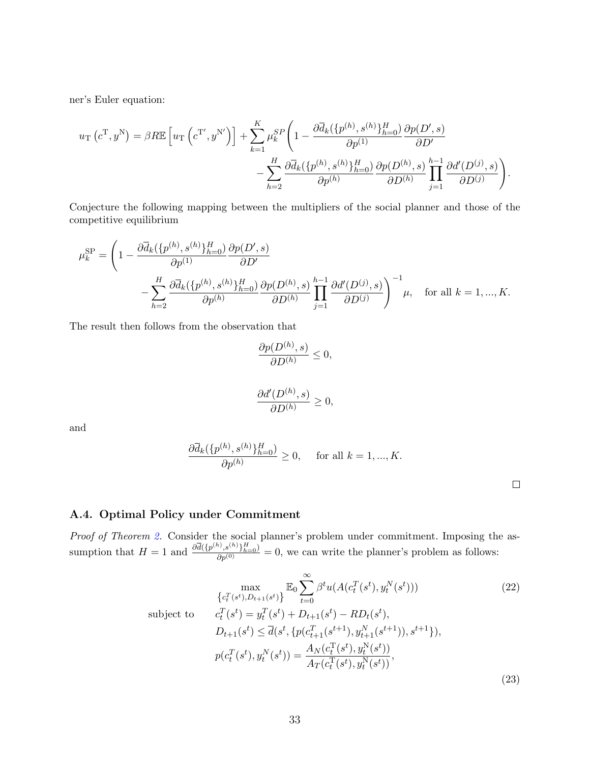ner's Euler equation:

$$u_{\mathrm{T}}\left(c^{\mathrm{T}}, y^{\mathrm{N}}\right) = \beta R \mathbb{E}\left[u_{\mathrm{T}}\left(c^{\mathrm{T}'}, y^{\mathrm{N}'}\right)\right] + \sum_{k=1}^{K} \mu_k^{SP}\left(1 - \frac{\partial \overline{d}_k(\{p^{(h)}, s^{(h)}\}_{h=0}^{H})}{\partial p^{(1)}} \frac{\partial p(D', s)}{\partial D'} - \sum_{h=2}^{H} \frac{\partial \overline{d}_k(\{p^{(h)}, s^{(h)}\}_{h=0}^{H})}{\partial p^{(h)}} \frac{\partial p(D^{(h)}, s)}{\partial D^{(h)}} \prod_{j=1}^{h-1} \frac{\partial d'(D^{(j)}, s)}{\partial D^{(j)}}\right).$$

Conjecture the following mapping between the multipliers of the social planner and those of the competitive equilibrium

$$\mu_k^{\mathrm{SP}} = \left(1 - \frac{\partial \overline{d}_k(\{p^{(h)}, s^{(h)}\}_{h=0}^{H})}{\partial p^{(1)}} \frac{\partial p(D', s)}{\partial D'} - \sum_{h=2}^{H} \frac{\partial \overline{d}_k(\{p^{(h)}, s^{(h)}\}_{h=0}^{H})}{\partial p^{(h)}} \frac{\partial p(D^{(h)}, s)}{\partial D^{(h)}} \prod_{j=1}^{h-1} \frac{\partial d'(D^{(j)}, s)}{\partial D^{(j)}}\right)^{-1} \mu, \quad \text{for all } k = 1, ..., K.$$

The result then follows from the observation that

$$\frac{\partial p(D^{(h)}, s)}{\partial D^{(h)}} \leq 0,$$

$$\frac{\partial d'(D^{(h)}, s)}{\partial D^{(h)}} \geq 0,$$

and

$$\frac{\partial \overline{d}_k(\{p^{(h)}, s^{(h)}\}_{h=0}^{H})}{\partial p^{(h)}} \geq 0, \quad \text{for all } k = 1, ..., K.$$

□

### A.4. Optimal Policy under Commitment

*Proof of Theorem 2.* Consider the social planner's problem under commitment. Imposing the assumption that $H = 1$ and $\frac{\partial \overline{d}(\{p^{(h)}, s^{(h)}\}_{h=0}^{H})}{\partial p^{(0)}} = 0$, we can write the planner's problem as follows:

$$\max_{\left\{c_t^T(s^t), D_{t+1}(s^t)\right\}} \mathbb{E}_0 \sum_{t=0}^{\infty} \beta^t u(A(c_t^T(s^t), y_t^N(s^t))) \tag{22}$$

$$\text{subject to} \quad c_t^T(s^t) = y_t^T(s^t) + D_{t+1}(s^t) - RD_t(s^t),$$

$$D_{t+1}(s^t) \leq \overline{d}(s^t, \{p(c_{t+1}^T(s^{t+1}), y_{t+1}^N(s^{t+1})), s^{t+1}\}),$$

$$p(c_t^T(s^t), y_t^N(s^t)) = \frac{A_N(c_t^{\mathrm{T}}(s^t), y_t^{\mathrm{N}}(s^t))}{A_T(c_t^{\mathrm{T}}(s^t), y_t^{\mathrm{N}}(s^t))}, \tag{23}$$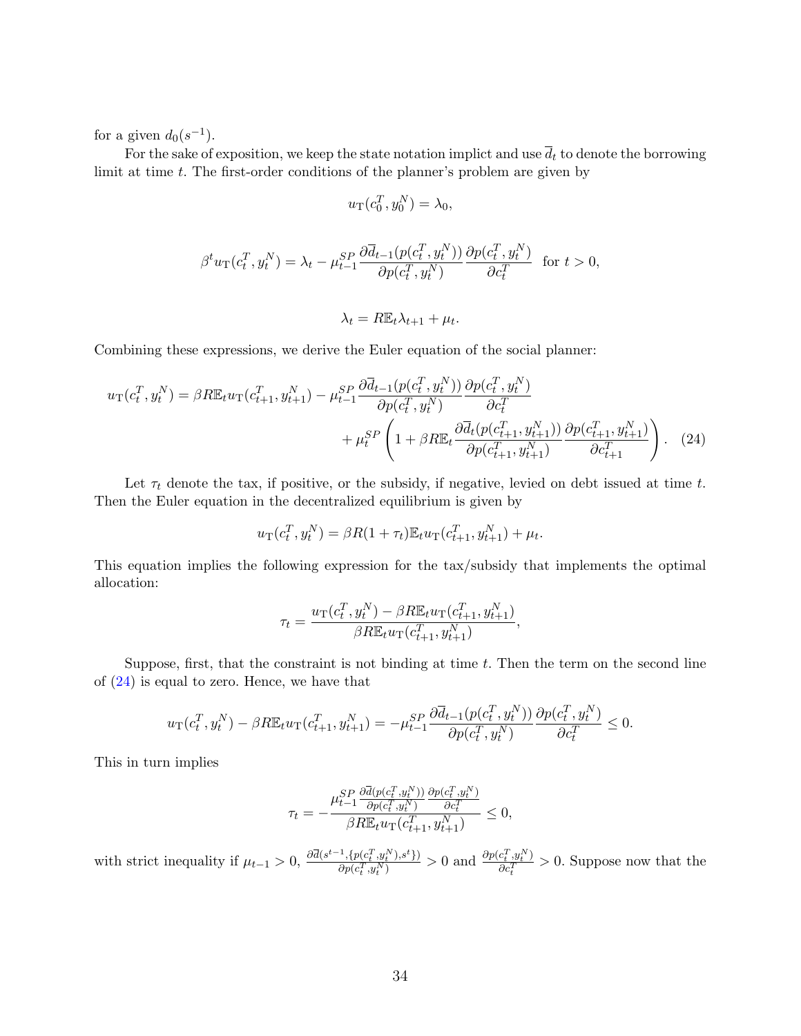for a given $d_0(s^{-1})$.

For the sake of exposition, we keep the state notation implict and use $\overline{d}_t$ to denote the borrowing limit at time $t$. The first-order conditions of the planner's problem are given by

$$u_{\mathrm{T}}(c_0^T, y_0^N) = \lambda_0,$$

$$\beta^t u_{\mathrm{T}}(c_t^T, y_t^N) = \lambda_t - \mu_{t-1}^{SP} \frac{\partial \overline{d}_{t-1}(p(c_t^T, y_t^N))}{\partial p(c_t^T, y_t^N)} \frac{\partial p(c_t^T, y_t^N)}{\partial c_t^T} \quad \text{for } t > 0,$$

$$\lambda_t = R\mathbb{E}_t \lambda_{t+1} + \mu_t.$$

Combining these expressions, we derive the Euler equation of the social planner:

$$u_{\mathrm{T}}(c_t^T, y_t^N) = \beta R \mathbb{E}_t u_{\mathrm{T}}(c_{t+1}^T, y_{t+1}^N) - \mu_{t-1}^{SP} \frac{\partial \overline{d}_{t-1}(p(c_t^T, y_t^N))}{\partial p(c_t^T, y_t^N)} \frac{\partial p(c_t^T, y_t^N)}{\partial c_t^T} + \mu_t^{SP} \left( 1 + \beta R \mathbb{E}_t \frac{\partial \overline{d}_t(p(c_{t+1}^T, y_{t+1}^N))}{\partial p(c_{t+1}^T, y_{t+1}^N)} \frac{\partial p(c_{t+1}^T, y_{t+1}^N)}{\partial c_{t+1}^T} \right). \quad (24)$$

Let $\tau_t$ denote the tax, if positive, or the subsidy, if negative, levied on debt issued at time $t$. Then the Euler equation in the decentralized equilibrium is given by

$$u_{\mathrm{T}}(c_t^T, y_t^N) = \beta R(1 + \tau_t) \mathbb{E}_t u_{\mathrm{T}}(c_{t+1}^T, y_{t+1}^N) + \mu_t.$$

This equation implies the following expression for the tax/subsidy that implements the optimal allocation:

$$\tau_t = \frac{u_{\mathrm{T}}(c_t^T, y_t^N) - \beta R \mathbb{E}_t u_{\mathrm{T}}(c_{t+1}^T, y_{t+1}^N)}{\beta R \mathbb{E}_t u_{\mathrm{T}}(c_{t+1}^T, y_{t+1}^N)},$$

Suppose, first, that the constraint is not binding at time $t$. Then the term on the second line of (24) is equal to zero. Hence, we have that

$$u_{\mathrm{T}}(c_t^T, y_t^N) - \beta R \mathbb{E}_t u_{\mathrm{T}}(c_{t+1}^T, y_{t+1}^N) = -\mu_{t-1}^{SP} \frac{\partial \overline{d}_{t-1}(p(c_t^T, y_t^N))}{\partial p(c_t^T, y_t^N)} \frac{\partial p(c_t^T, y_t^N)}{\partial c_t^T} \leq 0.$$

This in turn implies

$$\tau_t = -\frac{\mu_{t-1}^{SP} \frac{\partial \overline{d}(p(c_t^T, y_t^N))}{\partial p(c_t^T, y_t^N)} \frac{\partial p(c_t^T, y_t^N)}{\partial c_t^T}}{\beta R \mathbb{E}_t u_{\mathrm{T}}(c_{t+1}^T, y_{t+1}^N)} \leq 0,$$

with strict inequality if $\mu_{t-1} > 0$, $\frac{\partial \overline{d}(s^{t-1}, \{p(c_t^T, y_t^N), s^t\})}{\partial p(c_t^T, y_t^N)} > 0$ and $\frac{\partial p(c_t^T, y_t^N)}{\partial c_t^T} > 0$. Suppose now that the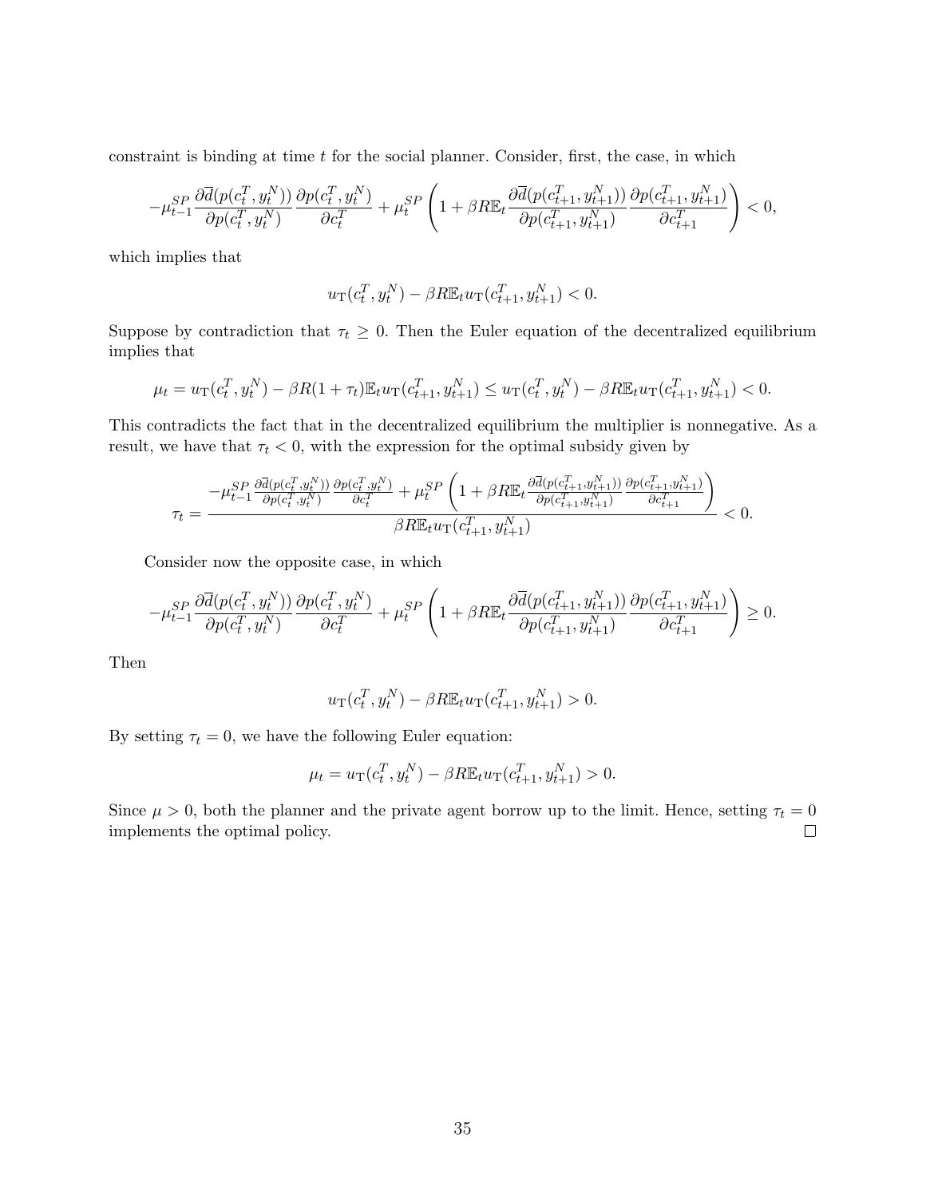constraint is binding at time $t$ for the social planner. Consider, first, the case, in which

$$-\mu_{t-1}^{SP}\frac{\partial \overline{d}(p(c_t^T, y_t^N))}{\partial p(c_t^T, y_t^N)}\frac{\partial p(c_t^T, y_t^N)}{\partial c_t^T} + \mu_t^{SP}\left(1 + \beta R \mathbb{E}_t \frac{\partial \overline{d}(p(c_{t+1}^T, y_{t+1}^N))}{\partial p(c_{t+1}^T, y_{t+1}^N)}\frac{\partial p(c_{t+1}^T, y_{t+1}^N)}{\partial c_{t+1}^T}\right) < 0,$$

which implies that

$$u_{\mathrm{T}}(c_t^T, y_t^N) - \beta R \mathbb{E}_t u_{\mathrm{T}}(c_{t+1}^T, y_{t+1}^N) < 0.$$

Suppose by contradiction that $\tau_t \geq 0$. Then the Euler equation of the decentralized equilibrium implies that

$$\mu_t = u_{\mathrm{T}}(c_t^T, y_t^N) - \beta R(1+\tau_t)\mathbb{E}_t u_{\mathrm{T}}(c_{t+1}^T, y_{t+1}^N) \leq u_{\mathrm{T}}(c_t^T, y_t^N) - \beta R \mathbb{E}_t u_{\mathrm{T}}(c_{t+1}^T, y_{t+1}^N) < 0.$$

This contradicts the fact that in the decentralized equilibrium the multiplier is nonnegative. As a result, we have that $\tau_t < 0$, with the expression for the optimal subsidy given by

$$\tau_t = \frac{-\mu_{t-1}^{SP}\frac{\partial \overline{d}(p(c_t^T, y_t^N))}{\partial p(c_t^T, y_t^N)}\frac{\partial p(c_t^T, y_t^N)}{\partial c_t^T} + \mu_t^{SP}\left(1 + \beta R \mathbb{E}_t \frac{\partial \overline{d}(p(c_{t+1}^T, y_{t+1}^N))}{\partial p(c_{t+1}^T, y_{t+1}^N)}\frac{\partial p(c_{t+1}^T, y_{t+1}^N)}{\partial c_{t+1}^T}\right)}{\beta R \mathbb{E}_t u_{\mathrm{T}}(c_{t+1}^T, y_{t+1}^N)} < 0.$$

Consider now the opposite case, in which

$$-\mu_{t-1}^{SP}\frac{\partial \overline{d}(p(c_t^T, y_t^N))}{\partial p(c_t^T, y_t^N)}\frac{\partial p(c_t^T, y_t^N)}{\partial c_t^T} + \mu_t^{SP}\left(1 + \beta R \mathbb{E}_t \frac{\partial \overline{d}(p(c_{t+1}^T, y_{t+1}^N))}{\partial p(c_{t+1}^T, y_{t+1}^N)}\frac{\partial p(c_{t+1}^T, y_{t+1}^N)}{\partial c_{t+1}^T}\right) \geq 0.$$

Then

$$u_{\mathrm{T}}(c_t^T, y_t^N) - \beta R \mathbb{E}_t u_{\mathrm{T}}(c_{t+1}^T, y_{t+1}^N) > 0.$$

By setting $\tau_t = 0$, we have the following Euler equation:

$$\mu_t = u_{\mathrm{T}}(c_t^T, y_t^N) - \beta R \mathbb{E}_t u_{\mathrm{T}}(c_{t+1}^T, y_{t+1}^N) > 0.$$

Since $\mu > 0$, both the planner and the private agent borrow up to the limit. Hence, setting $\tau_t = 0$ implements the optimal policy. □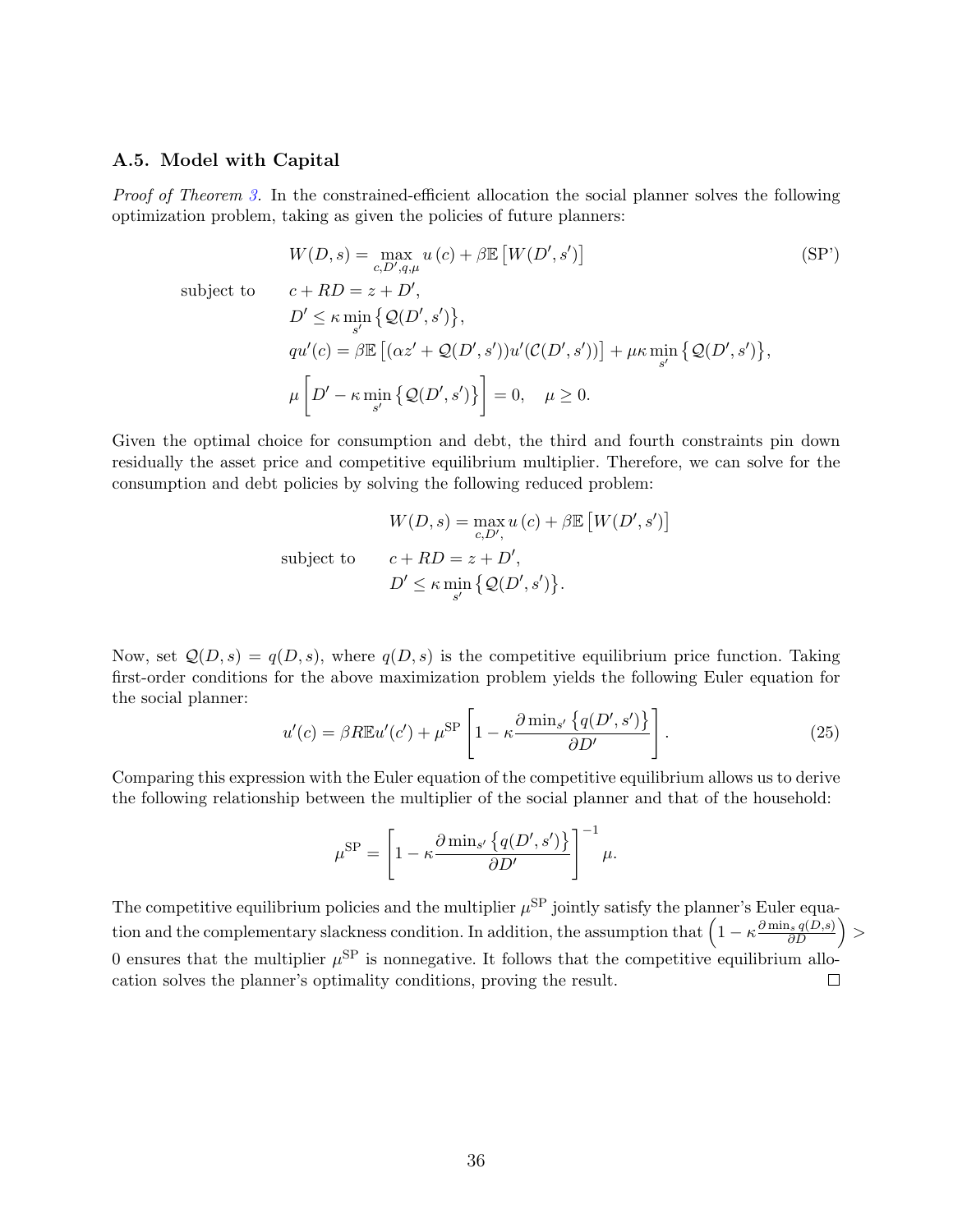### A.5. Model with Capital

*Proof of Theorem 3.* In the constrained-efficient allocation the social planner solves the following optimization problem, taking as given the policies of future planners:

$$W(D,s) = \max_{c,D',q,\mu} u(c) + \beta \mathbb{E}\left[W(D',s')\right] \tag{SP'}$$

subject to

$$c + RD = z + D',$$

$$D' \leq \kappa \min_{s'} \left\{ \mathcal{Q}(D',s') \right\},$$

$$qu'(c) = \beta \mathbb{E}\left[(\alpha z' + \mathcal{Q}(D',s'))u'(\mathcal{C}(D',s'))\right] + \mu\kappa \min_{s'} \left\{ \mathcal{Q}(D',s') \right\},$$

$$\mu \left[ D' - \kappa \min_{s'} \left\{ \mathcal{Q}(D',s') \right\} \right] = 0, \quad \mu \geq 0.$$

Given the optimal choice for consumption and debt, the third and fourth constraints pin down residually the asset price and competitive equilibrium multiplier. Therefore, we can solve for the consumption and debt policies by solving the following reduced problem:

$$W(D,s) = \max_{c,D',} u(c) + \beta \mathbb{E}\left[W(D',s')\right]$$

subject to

$$c + RD = z + D',$$

$$D' \leq \kappa \min_{s'} \left\{ \mathcal{Q}(D',s') \right\}.$$

Now, set $\mathcal{Q}(D,s) = q(D,s)$, where $q(D,s)$ is the competitive equilibrium price function. Taking first-order conditions for the above maximization problem yields the following Euler equation for the social planner:

$$u'(c) = \beta R \mathbb{E} u'(c') + \mu^{\text{SP}} \left[ 1 - \kappa \frac{\partial \min_{s'} \left\{ q(D',s') \right\}}{\partial D'} \right]. \tag{25}$$

Comparing this expression with the Euler equation of the competitive equilibrium allows us to derive the following relationship between the multiplier of the social planner and that of the household:

$$\mu^{\text{SP}} = \left[ 1 - \kappa \frac{\partial \min_{s'} \left\{ q(D',s') \right\}}{\partial D'} \right]^{-1} \mu.$$

The competitive equilibrium policies and the multiplier $\mu^{\text{SP}}$ jointly satisfy the planner's Euler equation and the complementary slackness condition. In addition, the assumption that $\left(1 - \kappa \frac{\partial \min_s q(D,s)}{\partial D}\right) > 0$ ensures that the multiplier $\mu^{\text{SP}}$ is nonnegative. It follows that the competitive equilibrium allocation solves the planner's optimality conditions, proving the result. □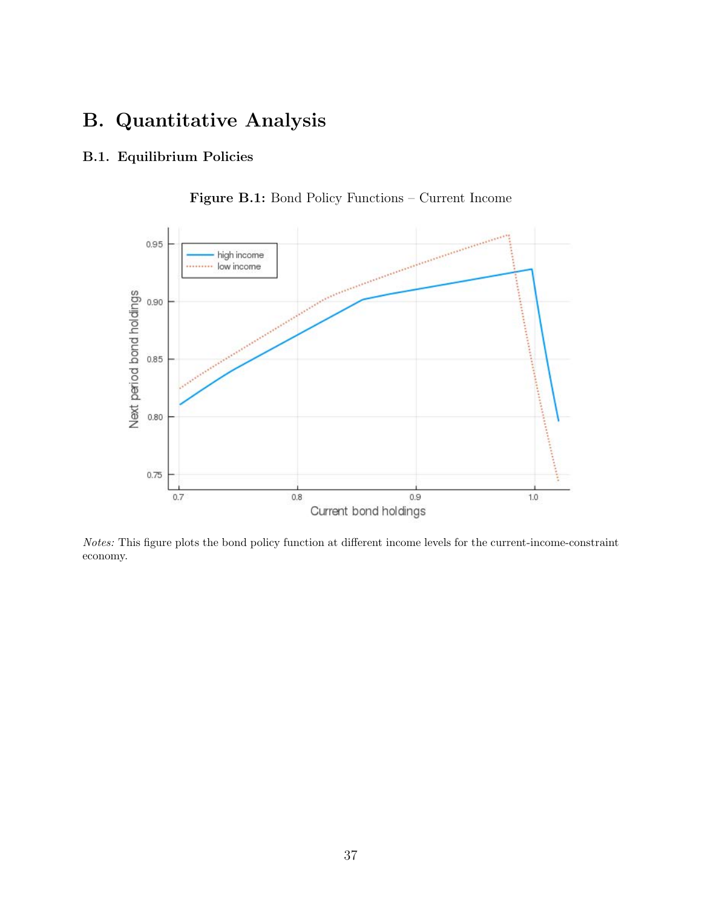# B. Quantitative Analysis

## B.1. Equilibrium Policies

**Figure B.1:** Bond Policy Functions – Current Income

*Notes:* This figure plots the bond policy function at different income levels for the current-income-constraint economy.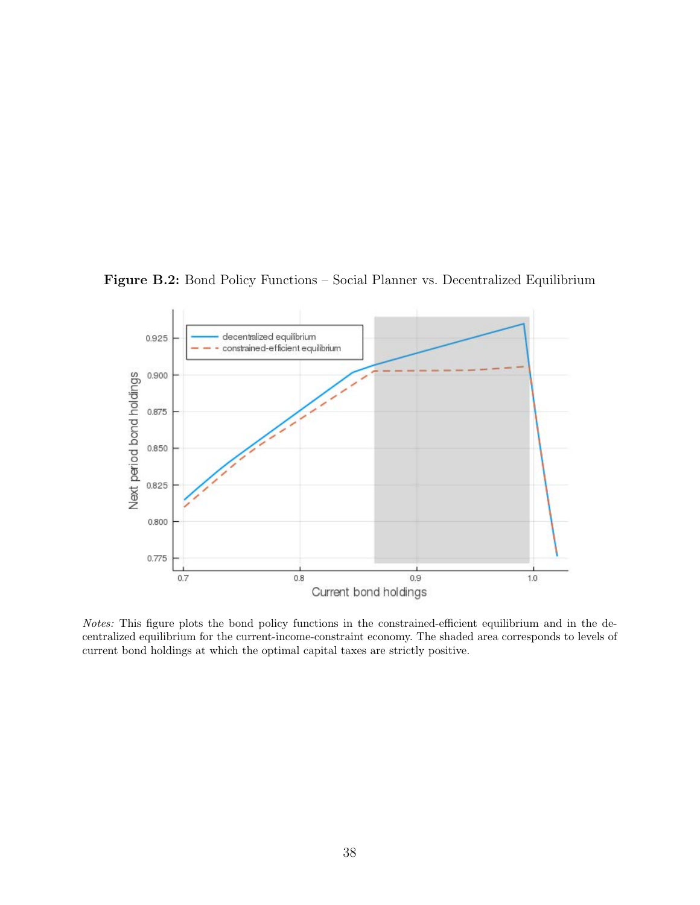**Figure B.2:** Bond Policy Functions – Social Planner vs. Decentralized Equilibrium

*Notes:* This figure plots the bond policy functions in the constrained-efficient equilibrium and in the decentralized equilibrium for the current-income-constraint economy. The shaded area corresponds to levels of current bond holdings at which the optimal capital taxes are strictly positive.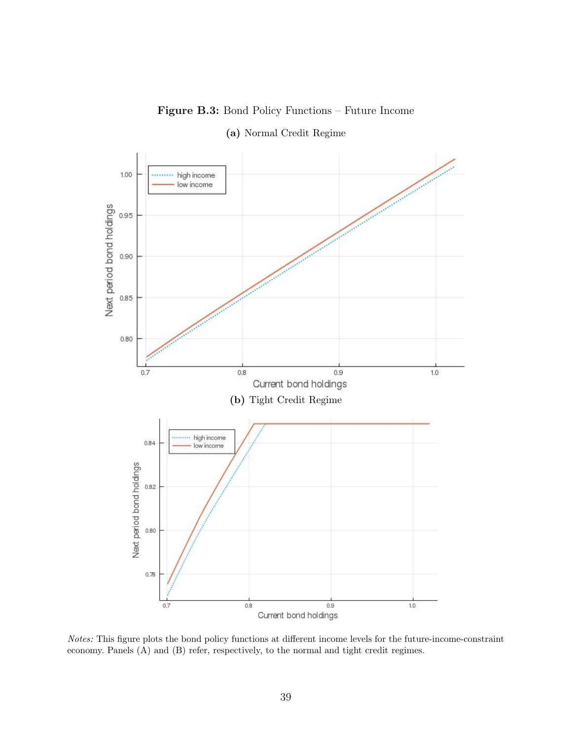**Figure B.3:** Bond Policy Functions – Future Income

**(a)** Normal Credit Regime

**(b)** Tight Credit Regime

*Notes:* This figure plots the bond policy functions at different income levels for the future-income-constraint economy. Panels (A) and (B) refer, respectively, to the normal and tight credit regimes.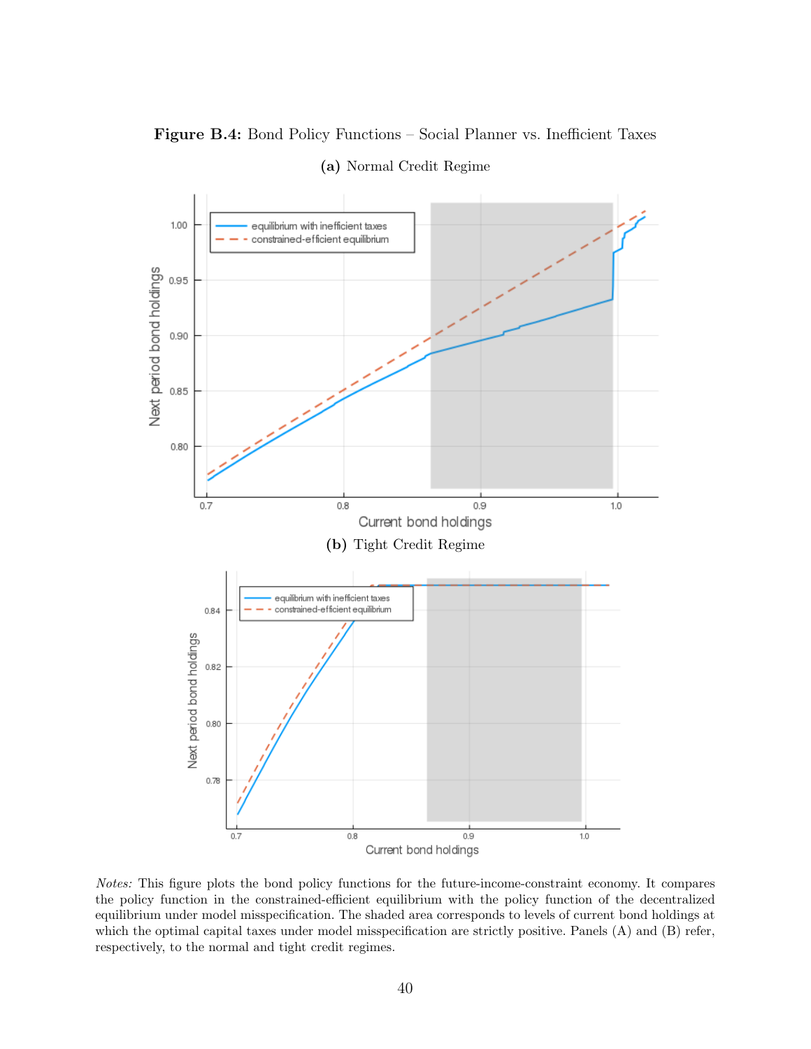**Figure B.4:** Bond Policy Functions – Social Planner vs. Inefficient Taxes

**(a)** Normal Credit Regime

**(b)** Tight Credit Regime

*Notes:* This figure plots the bond policy functions for the future-income-constraint economy. It compares the policy function in the constrained-efficient equilibrium with the policy function of the decentralized equilibrium under model misspecification. The shaded area corresponds to levels of current bond holdings at which the optimal capital taxes under model misspecification are strictly positive. Panels (A) and (B) refer, respectively, to the normal and tight credit regimes.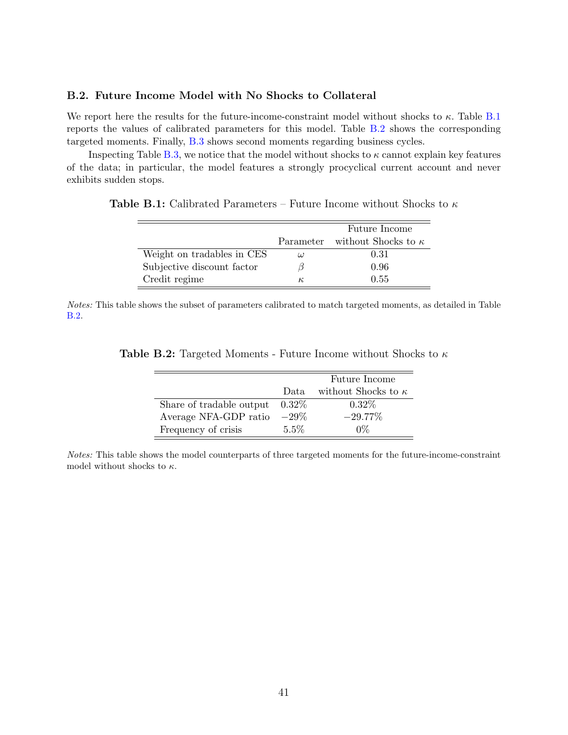### B.2. Future Income Model with No Shocks to Collateral

We report here the results for the future-income-constraint model without shocks to $\kappa$. Table B.1 reports the values of calibrated parameters for this model. Table B.2 shows the corresponding targeted moments. Finally, B.3 shows second moments regarding business cycles.

Inspecting Table B.3, we notice that the model without shocks to $\kappa$ cannot explain key features of the data; in particular, the model features a strongly procyclical current account and never exhibits sudden stops.

**Table B.1:** Calibrated Parameters – Future Income without Shocks to $\kappa$

| | Parameter | Future Income without Shocks to $\kappa$ |
|---|---|---|
| Weight on tradables in CES | $\omega$ | 0.31 |
| Subjective discount factor | $\beta$ | 0.96 |
| Credit regime | $\kappa$ | 0.55 |

*Notes:* This table shows the subset of parameters calibrated to match targeted moments, as detailed in Table B.2.

**Table B.2:** Targeted Moments - Future Income without Shocks to $\kappa$

| | Data | Future Income without Shocks to $\kappa$ |
|---|---|---|
| Share of tradable output | 0.32% | 0.32% |
| Average NFA-GDP ratio | −29% | −29.77% |
| Frequency of crisis | 5.5% | 0% |

*Notes:* This table shows the model counterparts of three targeted moments for the future-income-constraint model without shocks to $\kappa$.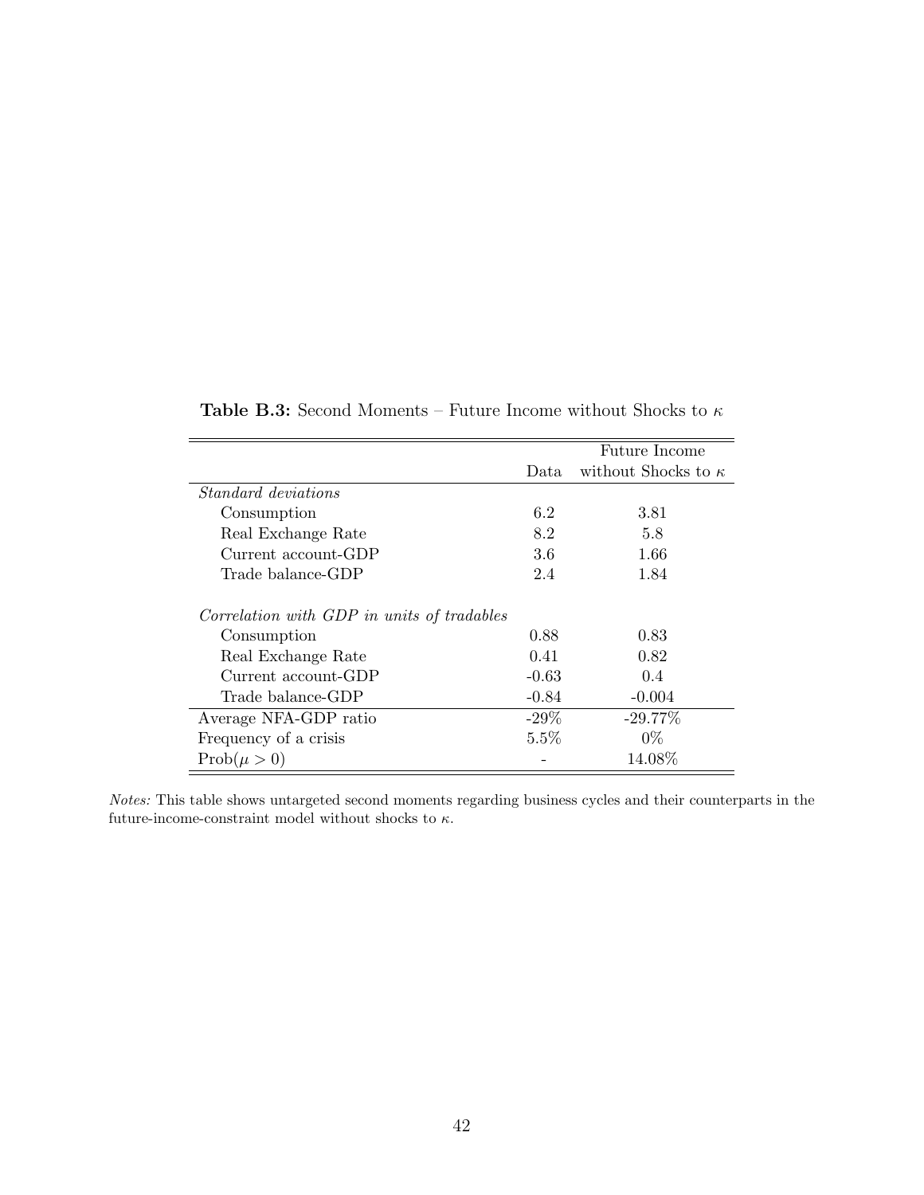**Table B.3:** Second Moments – Future Income without Shocks to $\kappa$

| | Data | Future Income without Shocks to $\kappa$ |
|---|---|---|
| *Standard deviations* | | |
| Consumption | 6.2 | 3.81 |
| Real Exchange Rate | 8.2 | 5.8 |
| Current account-GDP | 3.6 | 1.66 |
| Trade balance-GDP | 2.4 | 1.84 |
| *Correlation with GDP in units of tradables* | | |
| Consumption | 0.88 | 0.83 |
| Real Exchange Rate | 0.41 | 0.82 |
| Current account-GDP | -0.63 | 0.4 |
| Trade balance-GDP | -0.84 | -0.004 |
| Average NFA-GDP ratio | -29% | -29.77% |
| Frequency of a crisis | 5.5% | 0% |
| $\text{Prob}(\mu > 0)$ | - | 14.08% |

*Notes:* This table shows untargeted second moments regarding business cycles and their counterparts in the future-income-constraint model without shocks to $\kappa$.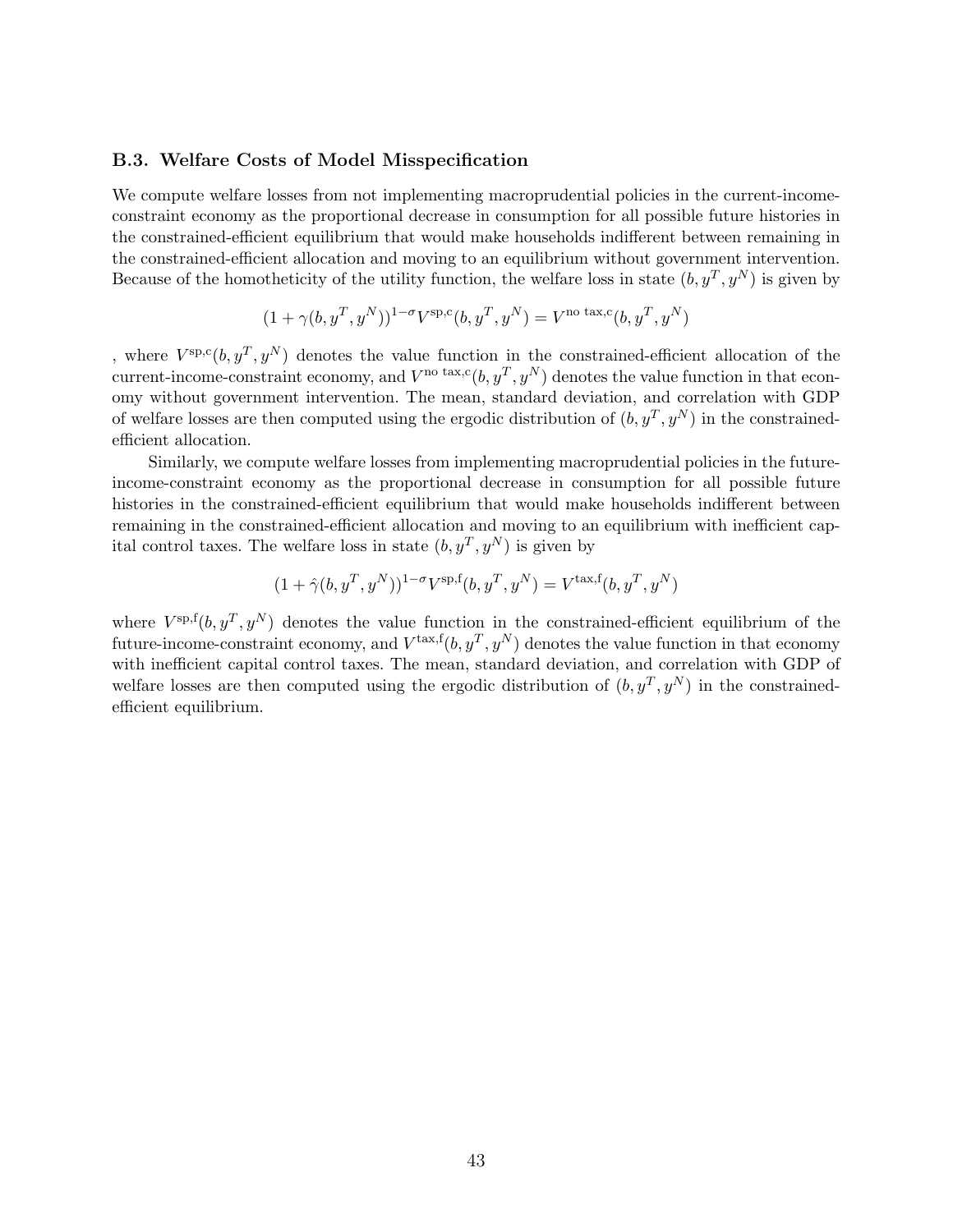### B.3. Welfare Costs of Model Misspecification

We compute welfare losses from not implementing macroprudential policies in the current-income-constraint economy as the proportional decrease in consumption for all possible future histories in the constrained-efficient equilibrium that would make households indifferent between remaining in the constrained-efficient allocation and moving to an equilibrium without government intervention. Because of the homotheticity of the utility function, the welfare loss in state $(b, y^T, y^N)$ is given by

$$(1 + \gamma(b, y^T, y^N))^{1-\sigma} V^{\text{sp,c}}(b, y^T, y^N) = V^{\text{no tax,c}}(b, y^T, y^N)$$

, where $V^{\text{sp,c}}(b, y^T, y^N)$ denotes the value function in the constrained-efficient allocation of the current-income-constraint economy, and $V^{\text{no tax,c}}(b, y^T, y^N)$ denotes the value function in that economy without government intervention. The mean, standard deviation, and correlation with GDP of welfare losses are then computed using the ergodic distribution of $(b, y^T, y^N)$ in the constrained-efficient allocation.

Similarly, we compute welfare losses from implementing macroprudential policies in the future-income-constraint economy as the proportional decrease in consumption for all possible future histories in the constrained-efficient equilibrium that would make households indifferent between remaining in the constrained-efficient allocation and moving to an equilibrium with inefficient capital control taxes. The welfare loss in state $(b, y^T, y^N)$ is given by

$$(1 + \hat{\gamma}(b, y^T, y^N))^{1-\sigma} V^{\text{sp,f}}(b, y^T, y^N) = V^{\text{tax,f}}(b, y^T, y^N)$$

where $V^{\text{sp,f}}(b, y^T, y^N)$ denotes the value function in the constrained-efficient equilibrium of the future-income-constraint economy, and $V^{\text{tax,f}}(b, y^T, y^N)$ denotes the value function in that economy with inefficient capital control taxes. The mean, standard deviation, and correlation with GDP of welfare losses are then computed using the ergodic distribution of $(b, y^T, y^N)$ in the constrained-efficient equilibrium.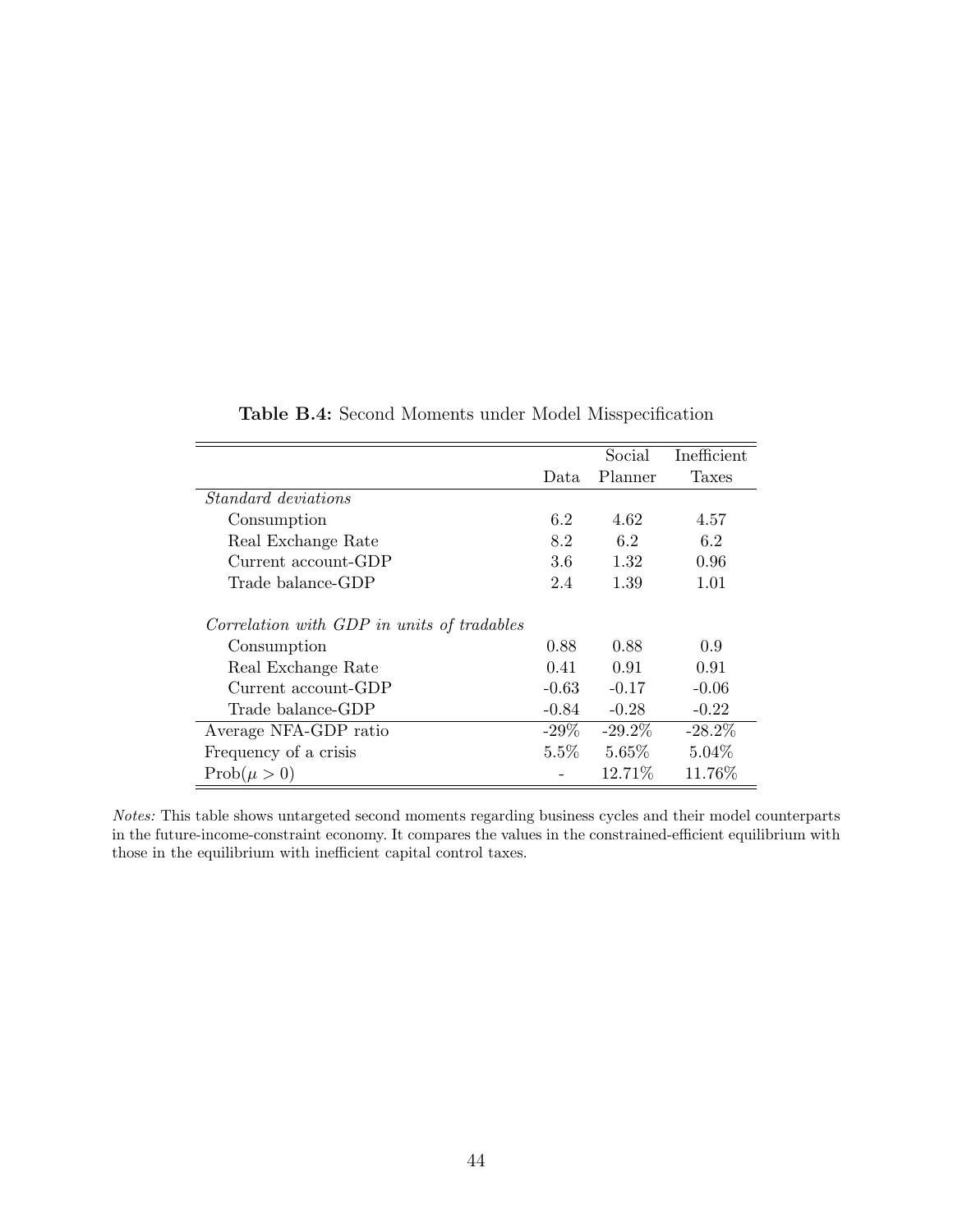**Table B.4:** Second Moments under Model Misspecification

| | Data | Social Planner | Inefficient Taxes |
|---|---|---|---|
| *Standard deviations* | | | |
| Consumption | 6.2 | 4.62 | 4.57 |
| Real Exchange Rate | 8.2 | 6.2 | 6.2 |
| Current account-GDP | 3.6 | 1.32 | 0.96 |
| Trade balance-GDP | 2.4 | 1.39 | 1.01 |
| *Correlation with GDP in units of tradables* | | | |
| Consumption | 0.88 | 0.88 | 0.9 |
| Real Exchange Rate | 0.41 | 0.91 | 0.91 |
| Current account-GDP | -0.63 | -0.17 | -0.06 |
| Trade balance-GDP | -0.84 | -0.28 | -0.22 |
| Average NFA-GDP ratio | -29% | -29.2% | -28.2% |
| Frequency of a crisis | 5.5% | 5.65% | 5.04% |
| Prob($\mu > 0$) | - | 12.71% | 11.76% |

*Notes:* This table shows untargeted second moments regarding business cycles and their model counterparts in the future-income-constraint economy. It compares the values in the constrained-efficient equilibrium with those in the equilibrium with inefficient capital control taxes.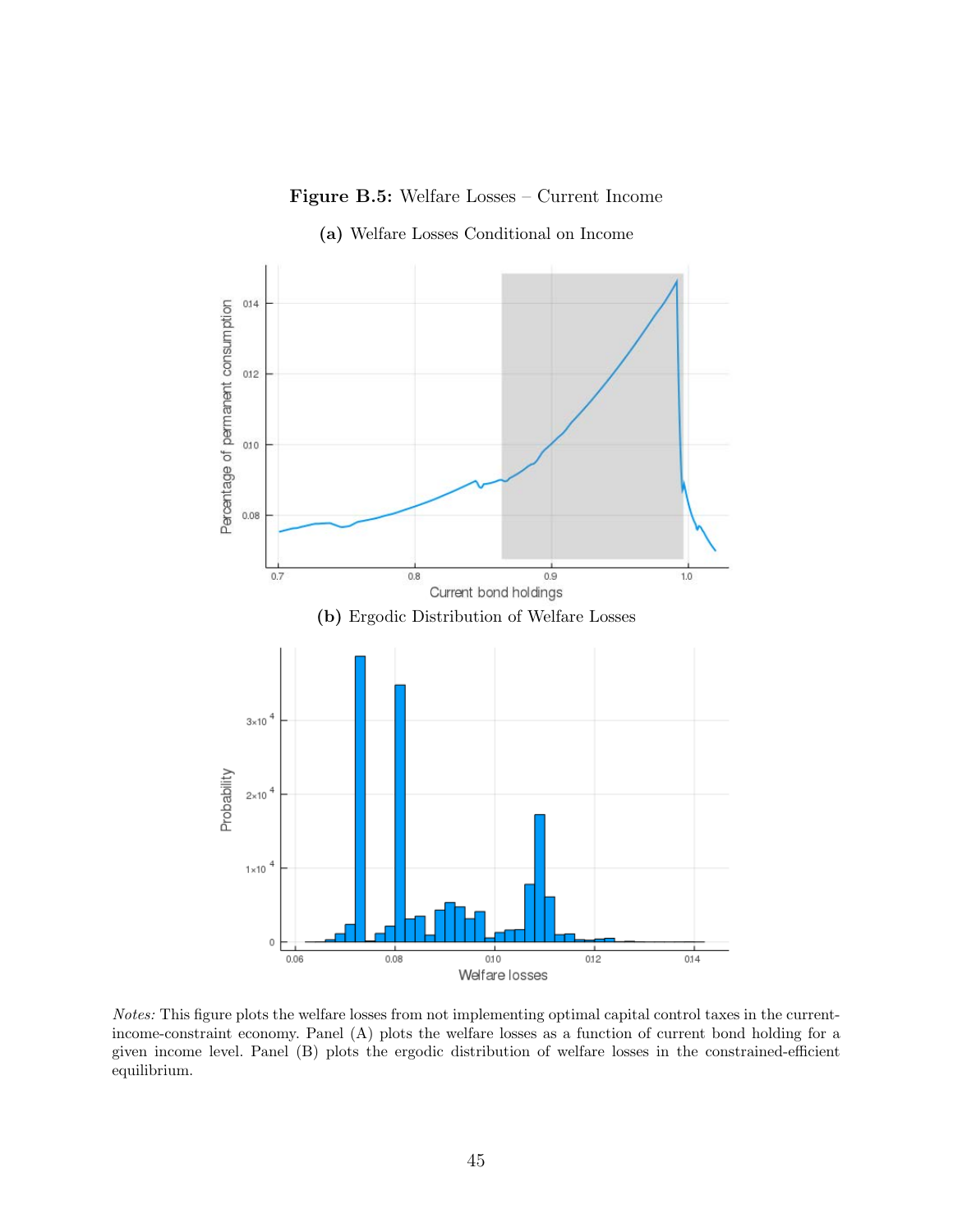**Figure B.5:** Welfare Losses – Current Income

**(a)** Welfare Losses Conditional on Income

**(b)** Ergodic Distribution of Welfare Losses

*Notes:* This figure plots the welfare losses from not implementing optimal capital control taxes in the current-income-constraint economy. Panel (A) plots the welfare losses as a function of current bond holding for a given income level. Panel (B) plots the ergodic distribution of welfare losses in the constrained-efficient equilibrium.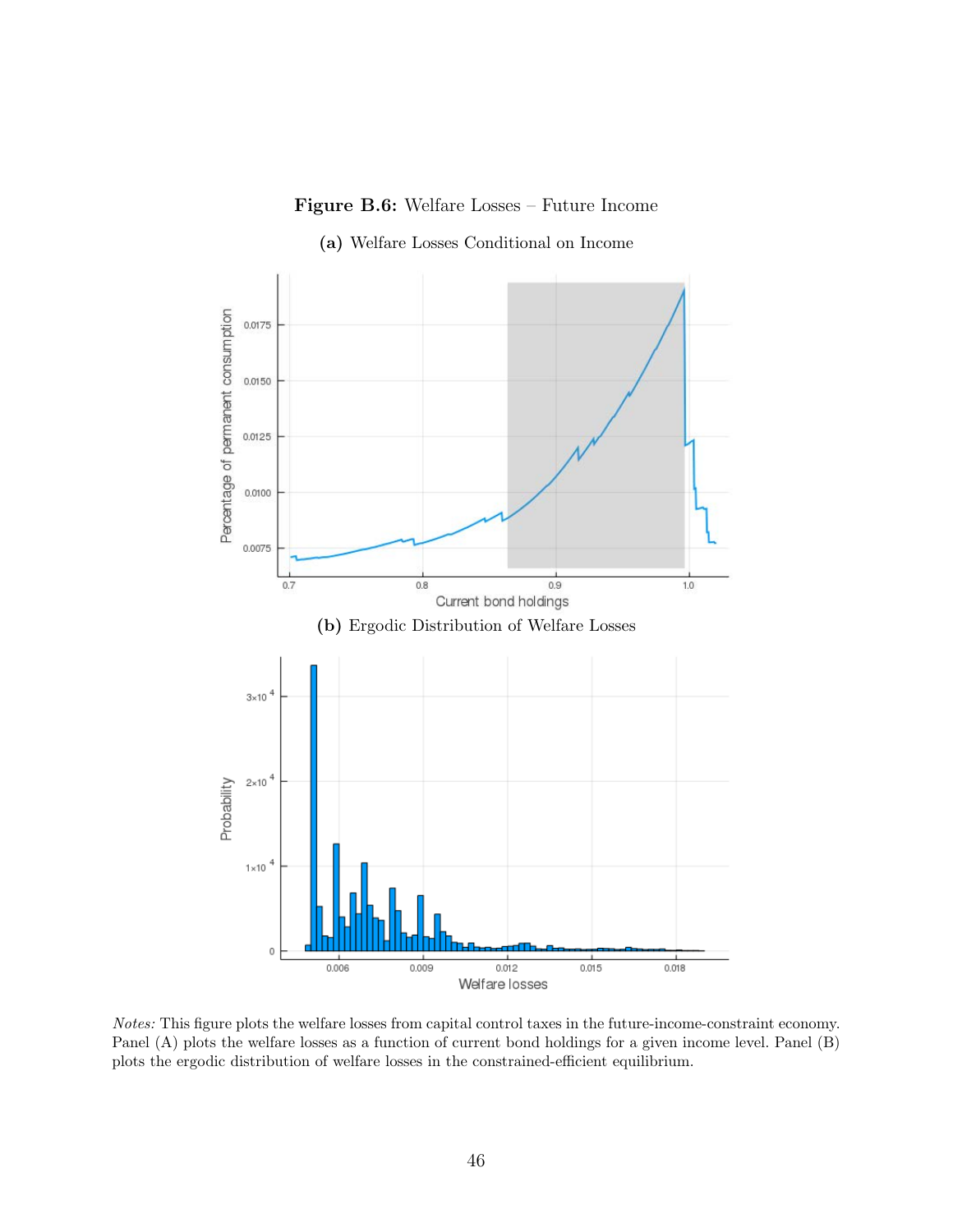**Figure B.6:** Welfare Losses – Future Income

**(a)** Welfare Losses Conditional on Income

Percentage of permanent consumption

0.0175
0.0150
0.0125
0.0100
0.0075

0.7
0.8
0.9
1.0

Current bond holdings

**(b)** Ergodic Distribution of Welfare Losses

Probability

$3\times10^4$
$2\times10^4$
$1\times10^4$
0

0.006
0.009
0.012
0.015
0.018

Welfare losses

*Notes:* This figure plots the welfare losses from capital control taxes in the future-income-constraint economy. Panel (A) plots the welfare losses as a function of current bond holdings for a given income level. Panel (B) plots the ergodic distribution of welfare losses in the constrained-efficient equilibrium.